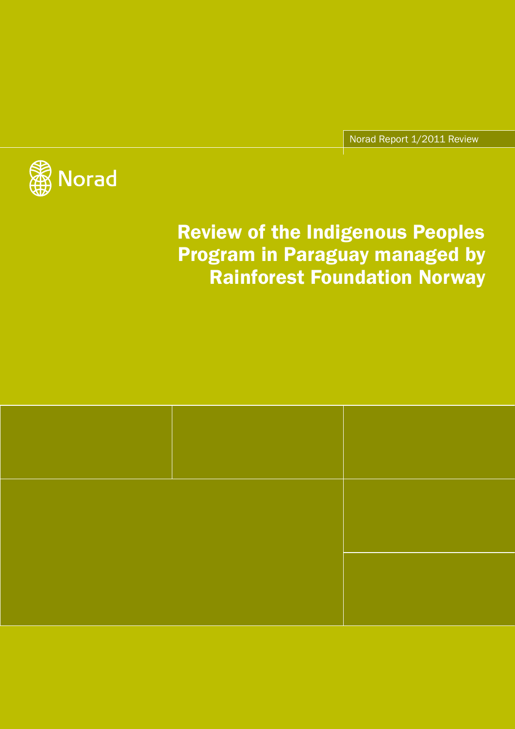Norad Report 1/2011 Review

Norad

# Review of the Indigenous Peoples Program in Paraguay managed by Rainforest Foundation Norway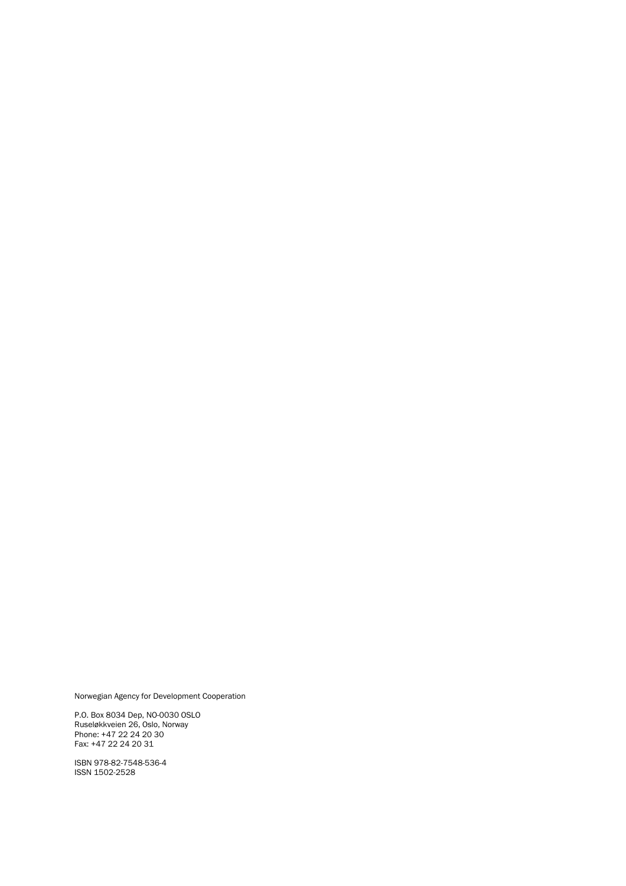Norwegian Agency for Development Cooperation

P.O. Box 8034 Dep, NO-0030 OSLO
Ruseløkkveien 26, Oslo, Norway
Phone: +47 22 24 20 30
Fax: +47 22 24 20 31

ISBN 978-82-7548-536-4
ISSN 1502-2528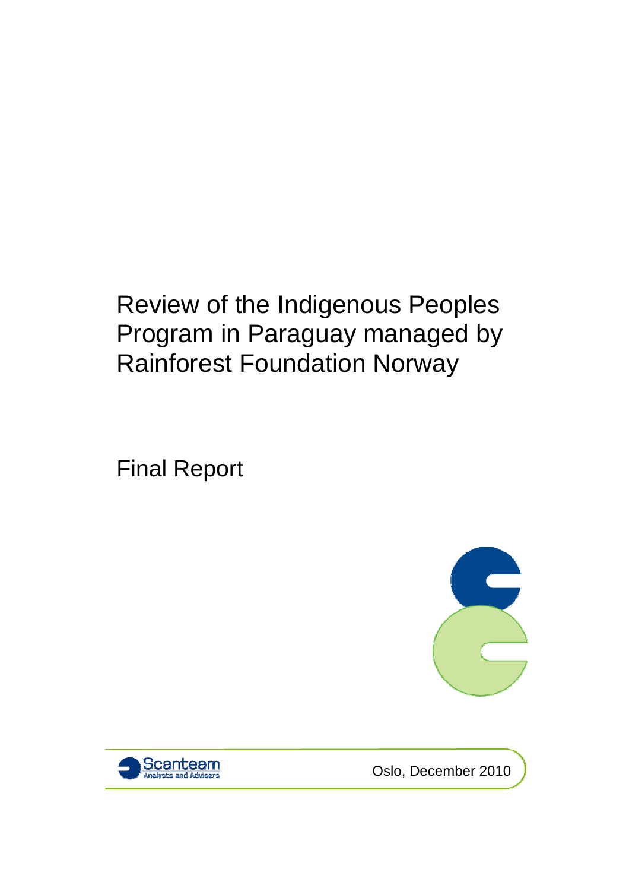# Review of the Indigenous Peoples Program in Paraguay managed by Rainforest Foundation Norway

Final Report

Scanteam
Analysts and Advisers

Oslo, December 2010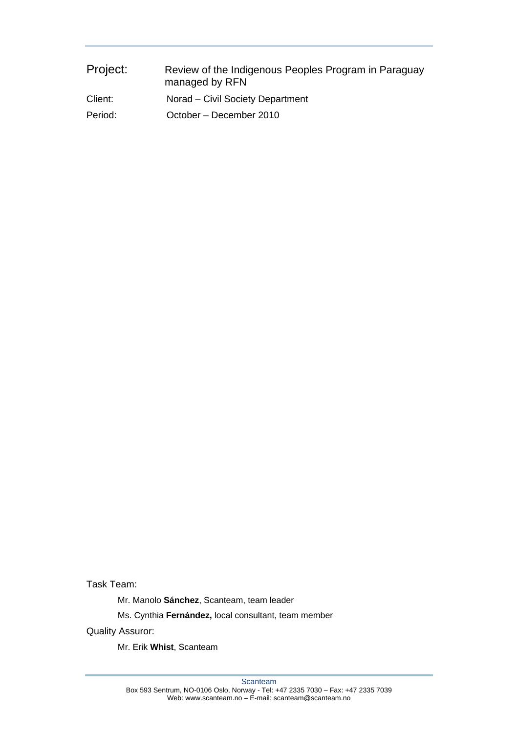| | |
|---|---|
| Project: | Review of the Indigenous Peoples Program in Paraguay managed by RFN |
| Client: | Norad – Civil Society Department |
| Period: | October – December 2010 |

Task Team:

Mr. Manolo **Sánchez**, Scanteam, team leader

Ms. Cynthia **Fernández,** local consultant, team member

Quality Assuror:

Mr. Erik **Whist**, Scanteam

Scanteam
Box 593 Sentrum, NO-0106 Oslo, Norway - Tel: +47 2335 7030 – Fax: +47 2335 7039
Web: www.scanteam.no – E-mail: scanteam@scanteam.no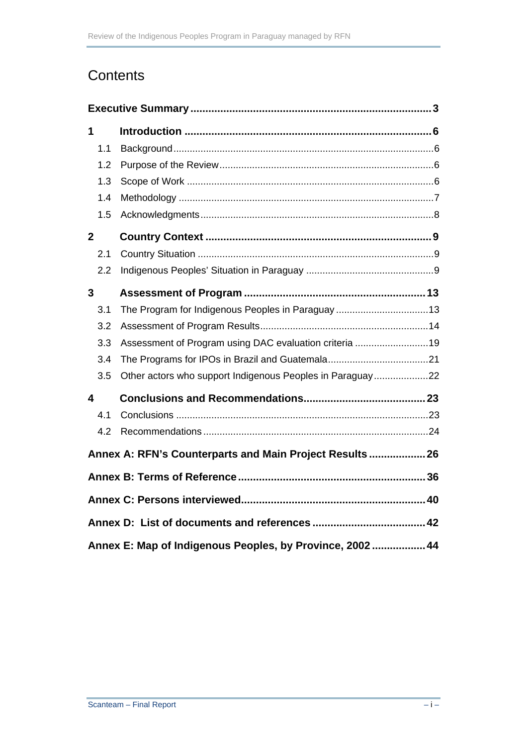# Contents

**Executive Summary** ........................................................................ **3**

**1 Introduction** ........................................................................ **6**

- 1.1 Background ........................................................................ 6
- 1.2 Purpose of the Review ........................................................................ 6
- 1.3 Scope of Work ........................................................................ 6
- 1.4 Methodology ........................................................................ 7
- 1.5 Acknowledgments ........................................................................ 8

**2 Country Context** ........................................................................ **9**

- 2.1 Country Situation ........................................................................ 9
- 2.2 Indigenous Peoples' Situation in Paraguay ........................................................................ 9

**3 Assessment of Program** ........................................................................ **13**

- 3.1 The Program for Indigenous Peoples in Paraguay ........................................................................ 13
- 3.2 Assessment of Program Results ........................................................................ 14
- 3.3 Assessment of Program using DAC evaluation criteria ........................................................................ 19
- 3.4 The Programs for IPOs in Brazil and Guatemala ........................................................................ 21
- 3.5 Other actors who support Indigenous Peoples in Paraguay ........................................................................ 22

**4 Conclusions and Recommendations** ........................................................................ **23**

- 4.1 Conclusions ........................................................................ 23
- 4.2 Recommendations ........................................................................ 24

**Annex A: RFN's Counterparts and Main Project Results** ........................................................................ **26**

**Annex B: Terms of Reference** ........................................................................ **36**

**Annex C: Persons interviewed** ........................................................................ **40**

**Annex D: List of documents and references** ........................................................................ **42**

**Annex E: Map of Indigenous Peoples, by Province, 2002** ........................................................................ **44**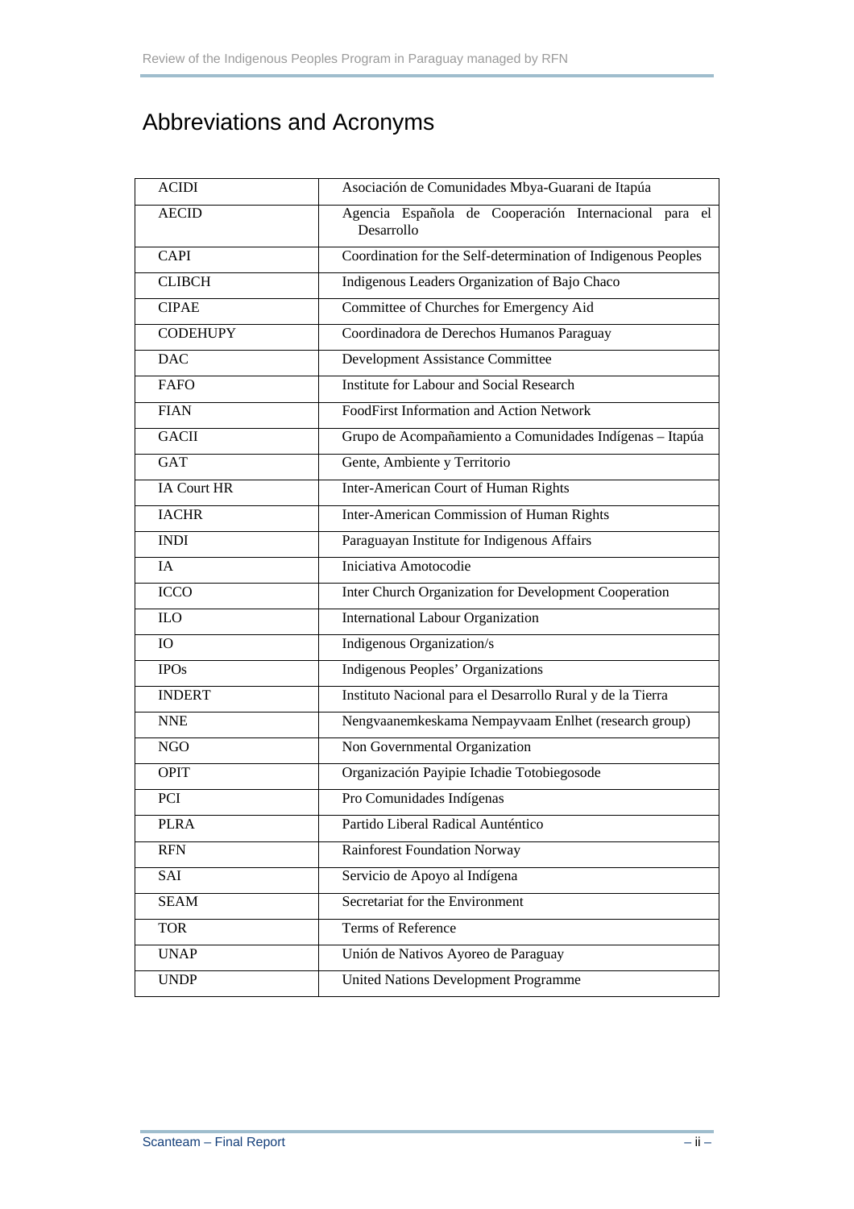# Abbreviations and Acronyms

| | |
|---|---|
| ACIDI | Asociación de Comunidades Mbya-Guarani de Itapúa |
| AECID | Agencia Española de Cooperación Internacional para el Desarrollo |
| CAPI | Coordination for the Self-determination of Indigenous Peoples |
| CLIBCH | Indigenous Leaders Organization of Bajo Chaco |
| CIPAE | Committee of Churches for Emergency Aid |
| CODEHUPY | Coordinadora de Derechos Humanos Paraguay |
| DAC | Development Assistance Committee |
| FAFO | Institute for Labour and Social Research |
| FIAN | FoodFirst Information and Action Network |
| GACII | Grupo de Acompañamiento a Comunidades Indígenas – Itapúa |
| GAT | Gente, Ambiente y Territorio |
| IA Court HR | Inter-American Court of Human Rights |
| IACHR | Inter-American Commission of Human Rights |
| INDI | Paraguayan Institute for Indigenous Affairs |
| IA | Iniciativa Amotocodie |
| ICCO | Inter Church Organization for Development Cooperation |
| ILO | International Labour Organization |
| IO | Indigenous Organization/s |
| IPOs | Indigenous Peoples' Organizations |
| INDERT | Instituto Nacional para el Desarrollo Rural y de la Tierra |
| NNE | Nengvaanemkeskama Nempayvaam Enlhet (research group) |
| NGO | Non Governmental Organization |
| OPIT | Organización Payipie Ichadie Totobiegosode |
| PCI | Pro Comunidades Indígenas |
| PLRA | Partido Liberal Radical Aunténtico |
| RFN | Rainforest Foundation Norway |
| SAI | Servicio de Apoyo al Indígena |
| SEAM | Secretariat for the Environment |
| TOR | Terms of Reference |
| UNAP | Unión de Nativos Ayoreo de Paraguay |
| UNDP | United Nations Development Programme |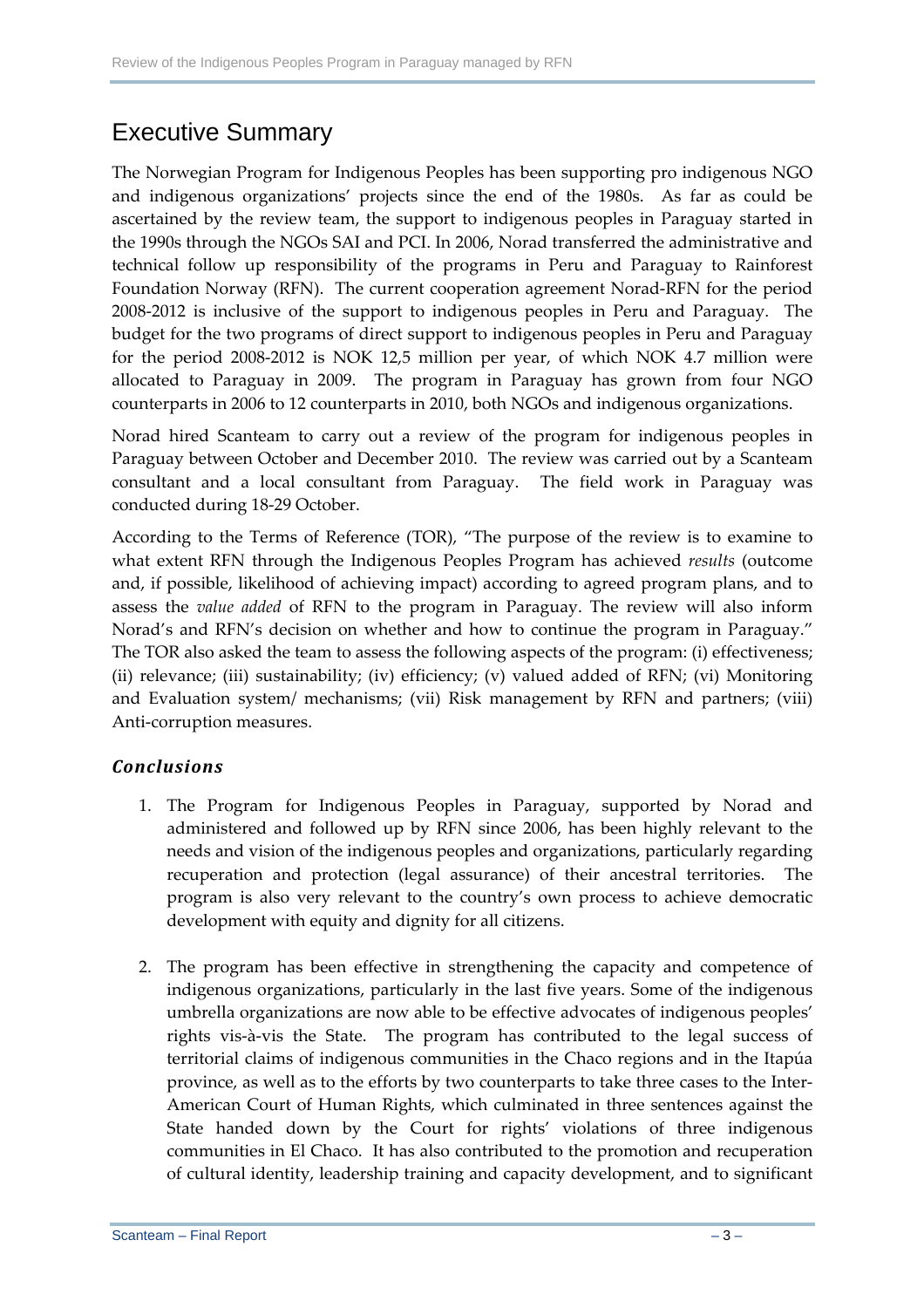# Executive Summary

The Norwegian Program for Indigenous Peoples has been supporting pro indigenous NGO and indigenous organizations' projects since the end of the 1980s. As far as could be ascertained by the review team, the support to indigenous peoples in Paraguay started in the 1990s through the NGOs SAI and PCI. In 2006, Norad transferred the administrative and technical follow up responsibility of the programs in Peru and Paraguay to Rainforest Foundation Norway (RFN). The current cooperation agreement Norad-RFN for the period 2008-2012 is inclusive of the support to indigenous peoples in Peru and Paraguay. The budget for the two programs of direct support to indigenous peoples in Peru and Paraguay for the period 2008-2012 is NOK 12,5 million per year, of which NOK 4.7 million were allocated to Paraguay in 2009. The program in Paraguay has grown from four NGO counterparts in 2006 to 12 counterparts in 2010, both NGOs and indigenous organizations.

Norad hired Scanteam to carry out a review of the program for indigenous peoples in Paraguay between October and December 2010. The review was carried out by a Scanteam consultant and a local consultant from Paraguay. The field work in Paraguay was conducted during 18-29 October.

According to the Terms of Reference (TOR), "The purpose of the review is to examine to what extent RFN through the Indigenous Peoples Program has achieved *results* (outcome and, if possible, likelihood of achieving impact) according to agreed program plans, and to assess the *value added* of RFN to the program in Paraguay. The review will also inform Norad's and RFN's decision on whether and how to continue the program in Paraguay." The TOR also asked the team to assess the following aspects of the program: (i) effectiveness; (ii) relevance; (iii) sustainability; (iv) efficiency; (v) valued added of RFN; (vi) Monitoring and Evaluation system/ mechanisms; (vii) Risk management by RFN and partners; (viii) Anti-corruption measures.

### *Conclusions*

1. The Program for Indigenous Peoples in Paraguay, supported by Norad and administered and followed up by RFN since 2006, has been highly relevant to the needs and vision of the indigenous peoples and organizations, particularly regarding recuperation and protection (legal assurance) of their ancestral territories. The program is also very relevant to the country's own process to achieve democratic development with equity and dignity for all citizens.

2. The program has been effective in strengthening the capacity and competence of indigenous organizations, particularly in the last five years. Some of the indigenous umbrella organizations are now able to be effective advocates of indigenous peoples' rights vis-à-vis the State. The program has contributed to the legal success of territorial claims of indigenous communities in the Chaco regions and in the Itapúa province, as well as to the efforts by two counterparts to take three cases to the Inter-American Court of Human Rights, which culminated in three sentences against the State handed down by the Court for rights' violations of three indigenous communities in El Chaco. It has also contributed to the promotion and recuperation of cultural identity, leadership training and capacity development, and to significant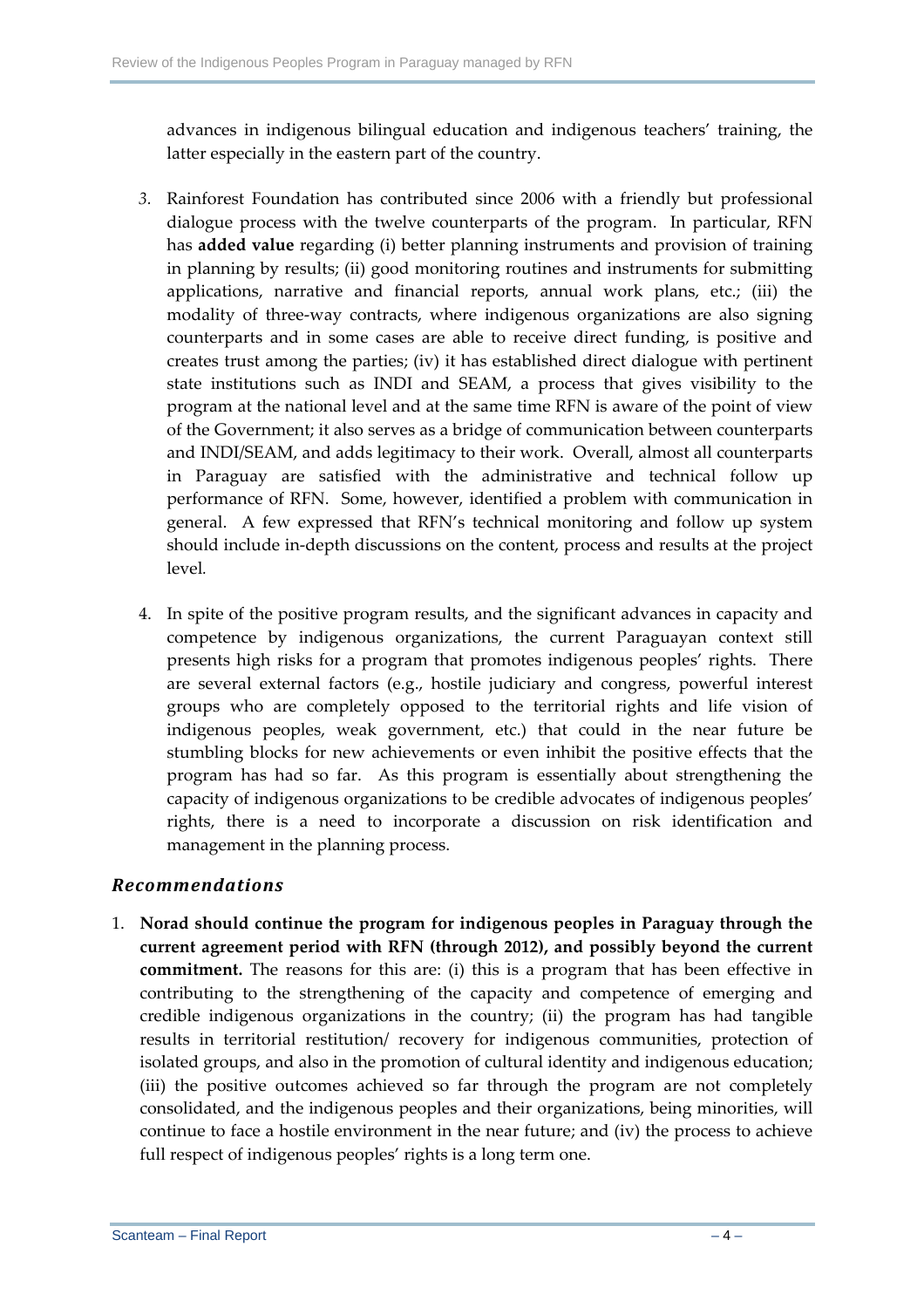advances in indigenous bilingual education and indigenous teachers' training, the latter especially in the eastern part of the country.

3. Rainforest Foundation has contributed since 2006 with a friendly but professional dialogue process with the twelve counterparts of the program. In particular, RFN has **added value** regarding (i) better planning instruments and provision of training in planning by results; (ii) good monitoring routines and instruments for submitting applications, narrative and financial reports, annual work plans, etc.; (iii) the modality of three-way contracts, where indigenous organizations are also signing counterparts and in some cases are able to receive direct funding, is positive and creates trust among the parties; (iv) it has established direct dialogue with pertinent state institutions such as INDI and SEAM, a process that gives visibility to the program at the national level and at the same time RFN is aware of the point of view of the Government; it also serves as a bridge of communication between counterparts and INDI/SEAM, and adds legitimacy to their work. Overall, almost all counterparts in Paraguay are satisfied with the administrative and technical follow up performance of RFN. Some, however, identified a problem with communication in general. A few expressed that RFN's technical monitoring and follow up system should include in-depth discussions on the content, process and results at the project level.

4. In spite of the positive program results, and the significant advances in capacity and competence by indigenous organizations, the current Paraguayan context still presents high risks for a program that promotes indigenous peoples' rights. There are several external factors (e.g., hostile judiciary and congress, powerful interest groups who are completely opposed to the territorial rights and life vision of indigenous peoples, weak government, etc.) that could in the near future be stumbling blocks for new achievements or even inhibit the positive effects that the program has had so far. As this program is essentially about strengthening the capacity of indigenous organizations to be credible advocates of indigenous peoples' rights, there is a need to incorporate a discussion on risk identification and management in the planning process.

### *Recommendations*

1. **Norad should continue the program for indigenous peoples in Paraguay through the current agreement period with RFN (through 2012), and possibly beyond the current commitment.** The reasons for this are: (i) this is a program that has been effective in contributing to the strengthening of the capacity and competence of emerging and credible indigenous organizations in the country; (ii) the program has had tangible results in territorial restitution/ recovery for indigenous communities, protection of isolated groups, and also in the promotion of cultural identity and indigenous education; (iii) the positive outcomes achieved so far through the program are not completely consolidated, and the indigenous peoples and their organizations, being minorities, will continue to face a hostile environment in the near future; and (iv) the process to achieve full respect of indigenous peoples' rights is a long term one.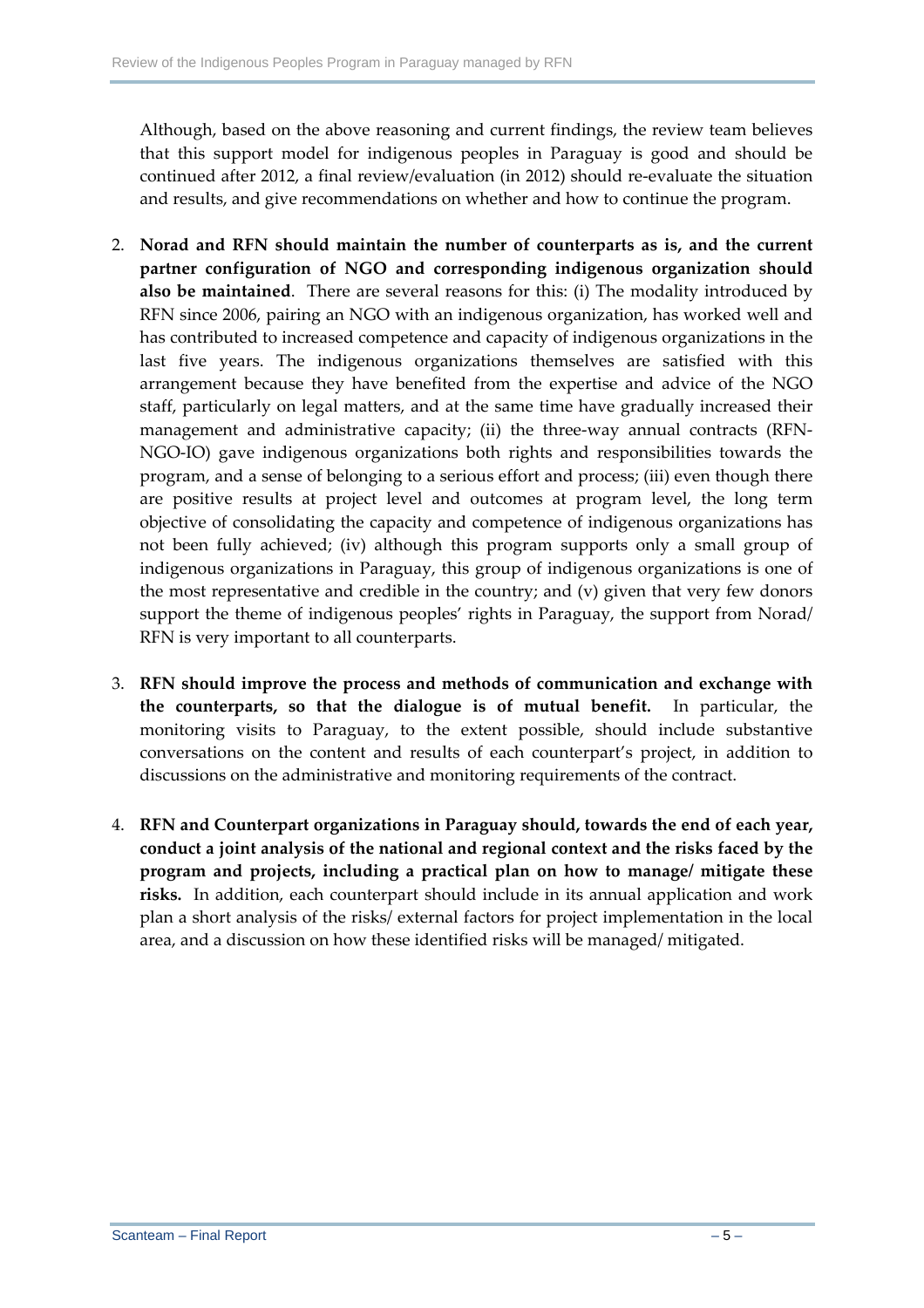Although, based on the above reasoning and current findings, the review team believes that this support model for indigenous peoples in Paraguay is good and should be continued after 2012, a final review/evaluation (in 2012) should re-evaluate the situation and results, and give recommendations on whether and how to continue the program.

2. **Norad and RFN should maintain the number of counterparts as is, and the current partner configuration of NGO and corresponding indigenous organization should also be maintained**. There are several reasons for this: (i) The modality introduced by RFN since 2006, pairing an NGO with an indigenous organization, has worked well and has contributed to increased competence and capacity of indigenous organizations in the last five years. The indigenous organizations themselves are satisfied with this arrangement because they have benefited from the expertise and advice of the NGO staff, particularly on legal matters, and at the same time have gradually increased their management and administrative capacity; (ii) the three-way annual contracts (RFN-NGO-IO) gave indigenous organizations both rights and responsibilities towards the program, and a sense of belonging to a serious effort and process; (iii) even though there are positive results at project level and outcomes at program level, the long term objective of consolidating the capacity and competence of indigenous organizations has not been fully achieved; (iv) although this program supports only a small group of indigenous organizations in Paraguay, this group of indigenous organizations is one of the most representative and credible in the country; and (v) given that very few donors support the theme of indigenous peoples' rights in Paraguay, the support from Norad/ RFN is very important to all counterparts.

3. **RFN should improve the process and methods of communication and exchange with the counterparts, so that the dialogue is of mutual benefit.** In particular, the monitoring visits to Paraguay, to the extent possible, should include substantive conversations on the content and results of each counterpart's project, in addition to discussions on the administrative and monitoring requirements of the contract.

4. **RFN and Counterpart organizations in Paraguay should, towards the end of each year, conduct a joint analysis of the national and regional context and the risks faced by the program and projects, including a practical plan on how to manage/ mitigate these risks.** In addition, each counterpart should include in its annual application and work plan a short analysis of the risks/ external factors for project implementation in the local area, and a discussion on how these identified risks will be managed/ mitigated.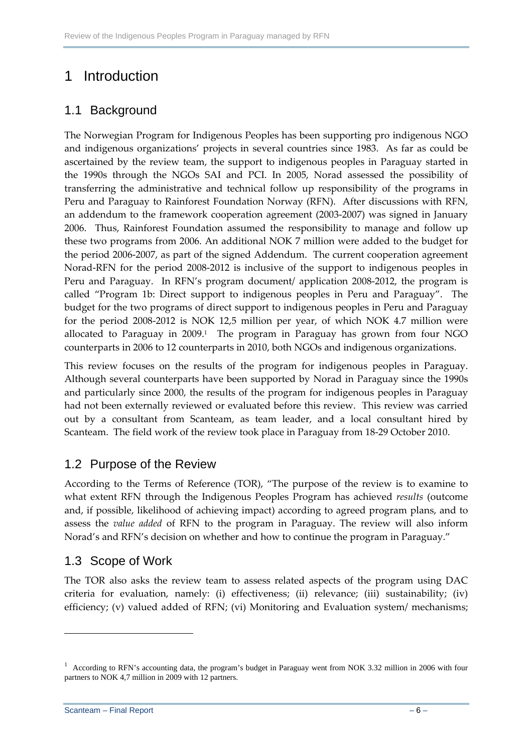# 1 Introduction

## 1.1 Background

The Norwegian Program for Indigenous Peoples has been supporting pro indigenous NGO and indigenous organizations' projects in several countries since 1983. As far as could be ascertained by the review team, the support to indigenous peoples in Paraguay started in the 1990s through the NGOs SAI and PCI. In 2005, Norad assessed the possibility of transferring the administrative and technical follow up responsibility of the programs in Peru and Paraguay to Rainforest Foundation Norway (RFN). After discussions with RFN, an addendum to the framework cooperation agreement (2003-2007) was signed in January 2006. Thus, Rainforest Foundation assumed the responsibility to manage and follow up these two programs from 2006. An additional NOK 7 million were added to the budget for the period 2006-2007, as part of the signed Addendum. The current cooperation agreement Norad-RFN for the period 2008-2012 is inclusive of the support to indigenous peoples in Peru and Paraguay. In RFN's program document/ application 2008-2012, the program is called "Program 1b: Direct support to indigenous peoples in Peru and Paraguay". The budget for the two programs of direct support to indigenous peoples in Peru and Paraguay for the period 2008-2012 is NOK 12,5 million per year, of which NOK 4.7 million were allocated to Paraguay in 2009.[1] The program in Paraguay has grown from four NGO counterparts in 2006 to 12 counterparts in 2010, both NGOs and indigenous organizations.

This review focuses on the results of the program for indigenous peoples in Paraguay. Although several counterparts have been supported by Norad in Paraguay since the 1990s and particularly since 2000, the results of the program for indigenous peoples in Paraguay had not been externally reviewed or evaluated before this review. This review was carried out by a consultant from Scanteam, as team leader, and a local consultant hired by Scanteam. The field work of the review took place in Paraguay from 18-29 October 2010.

## 1.2 Purpose of the Review

According to the Terms of Reference (TOR), "The purpose of the review is to examine to what extent RFN through the Indigenous Peoples Program has achieved *results* (outcome and, if possible, likelihood of achieving impact) according to agreed program plans, and to assess the *value added* of RFN to the program in Paraguay. The review will also inform Norad's and RFN's decision on whether and how to continue the program in Paraguay."

## 1.3 Scope of Work

The TOR also asks the review team to assess related aspects of the program using DAC criteria for evaluation, namely: (i) effectiveness; (ii) relevance; (iii) sustainability; (iv) efficiency; (v) valued added of RFN; (vi) Monitoring and Evaluation system/ mechanisms;

[1] According to RFN's accounting data, the program's budget in Paraguay went from NOK 3.32 million in 2006 with four partners to NOK 4,7 million in 2009 with 12 partners.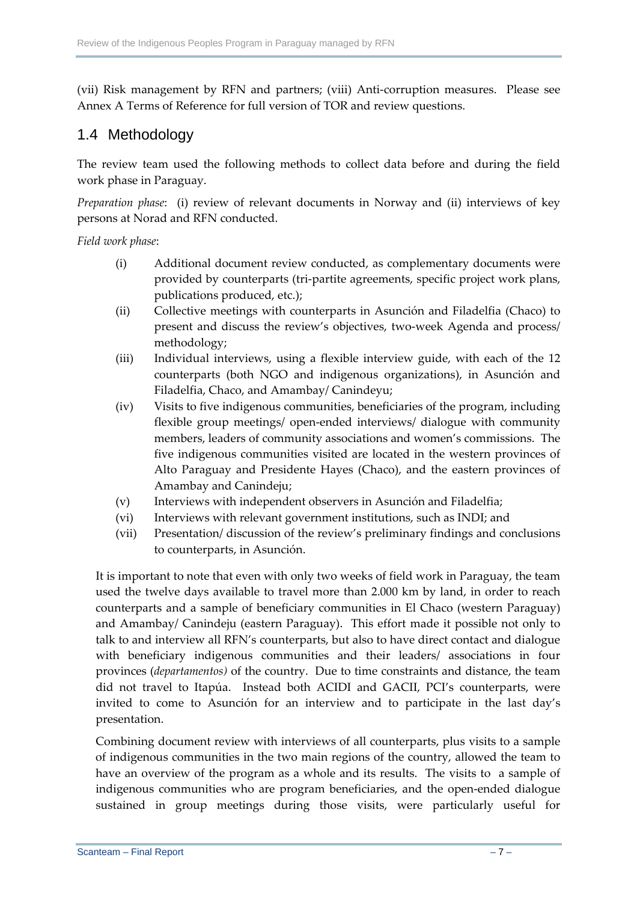(vii) Risk management by RFN and partners; (viii) Anti-corruption measures. Please see Annex A Terms of Reference for full version of TOR and review questions.

## 1.4 Methodology

The review team used the following methods to collect data before and during the field work phase in Paraguay.

*Preparation phase*: (i) review of relevant documents in Norway and (ii) interviews of key persons at Norad and RFN conducted.

*Field work phase*:

- (i) Additional document review conducted, as complementary documents were provided by counterparts (tri-partite agreements, specific project work plans, publications produced, etc.);
- (ii) Collective meetings with counterparts in Asunción and Filadelfia (Chaco) to present and discuss the review's objectives, two-week Agenda and process/ methodology;
- (iii) Individual interviews, using a flexible interview guide, with each of the 12 counterparts (both NGO and indigenous organizations), in Asunción and Filadelfia, Chaco, and Amambay/ Canindeyu;
- (iv) Visits to five indigenous communities, beneficiaries of the program, including flexible group meetings/ open-ended interviews/ dialogue with community members, leaders of community associations and women's commissions. The five indigenous communities visited are located in the western provinces of Alto Paraguay and Presidente Hayes (Chaco), and the eastern provinces of Amambay and Canindeju;
- (v) Interviews with independent observers in Asunción and Filadelfia;
- (vi) Interviews with relevant government institutions, such as INDI; and
- (vii) Presentation/ discussion of the review's preliminary findings and conclusions to counterparts, in Asunción.

It is important to note that even with only two weeks of field work in Paraguay, the team used the twelve days available to travel more than 2.000 km by land, in order to reach counterparts and a sample of beneficiary communities in El Chaco (western Paraguay) and Amambay/ Canindeju (eastern Paraguay). This effort made it possible not only to talk to and interview all RFN's counterparts, but also to have direct contact and dialogue with beneficiary indigenous communities and their leaders/ associations in four provinces (*departamentos)* of the country. Due to time constraints and distance, the team did not travel to Itapúa. Instead both ACIDI and GACII, PCI's counterparts, were invited to come to Asunción for an interview and to participate in the last day's presentation.

Combining document review with interviews of all counterparts, plus visits to a sample of indigenous communities in the two main regions of the country, allowed the team to have an overview of the program as a whole and its results. The visits to a sample of indigenous communities who are program beneficiaries, and the open-ended dialogue sustained in group meetings during those visits, were particularly useful for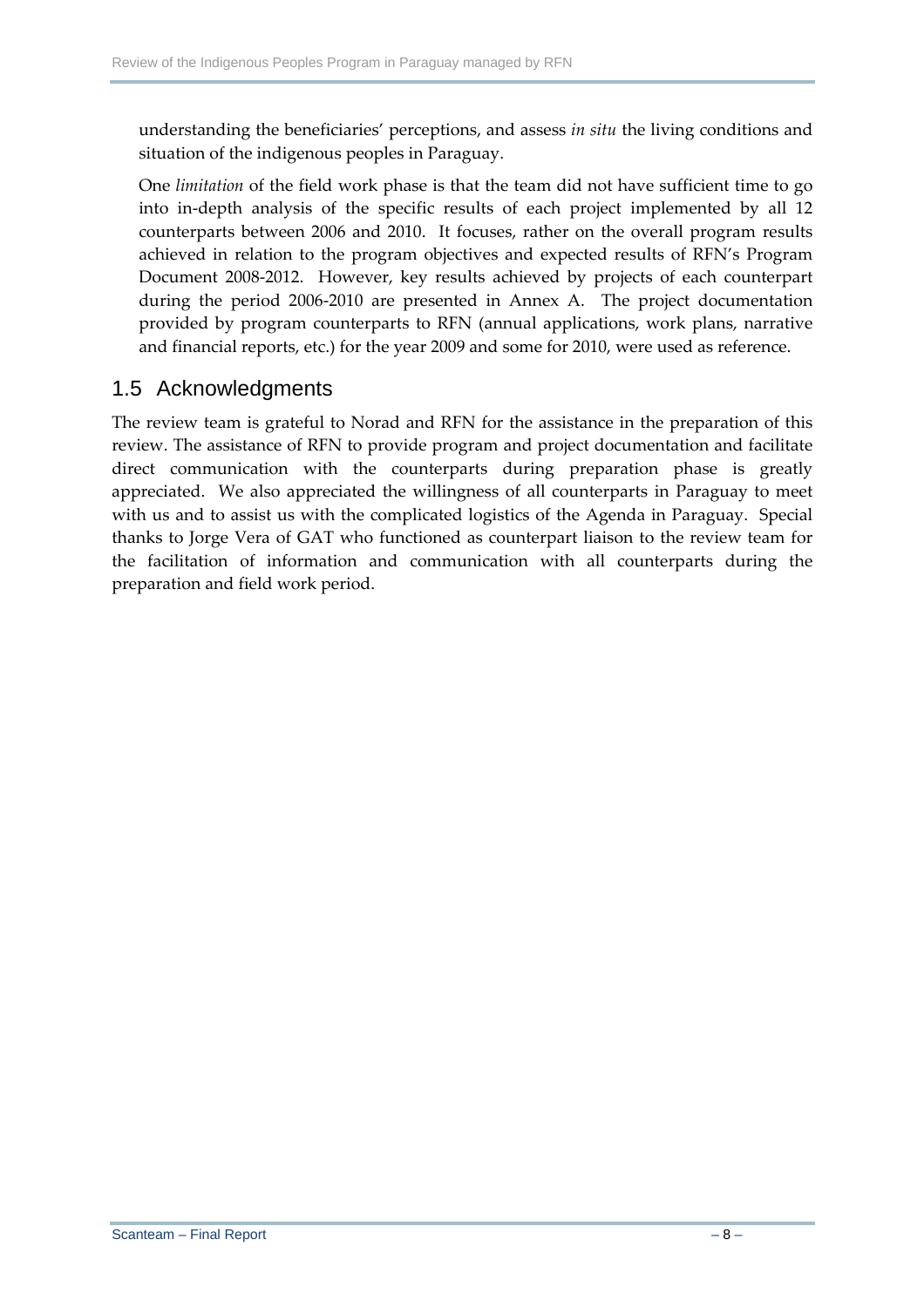understanding the beneficiaries' perceptions, and assess *in situ* the living conditions and situation of the indigenous peoples in Paraguay.

One *limitation* of the field work phase is that the team did not have sufficient time to go into in-depth analysis of the specific results of each project implemented by all 12 counterparts between 2006 and 2010. It focuses, rather on the overall program results achieved in relation to the program objectives and expected results of RFN's Program Document 2008-2012. However, key results achieved by projects of each counterpart during the period 2006-2010 are presented in Annex A. The project documentation provided by program counterparts to RFN (annual applications, work plans, narrative and financial reports, etc.) for the year 2009 and some for 2010, were used as reference.

## 1.5 Acknowledgments

The review team is grateful to Norad and RFN for the assistance in the preparation of this review. The assistance of RFN to provide program and project documentation and facilitate direct communication with the counterparts during preparation phase is greatly appreciated. We also appreciated the willingness of all counterparts in Paraguay to meet with us and to assist us with the complicated logistics of the Agenda in Paraguay. Special thanks to Jorge Vera of GAT who functioned as counterpart liaison to the review team for the facilitation of information and communication with all counterparts during the preparation and field work period.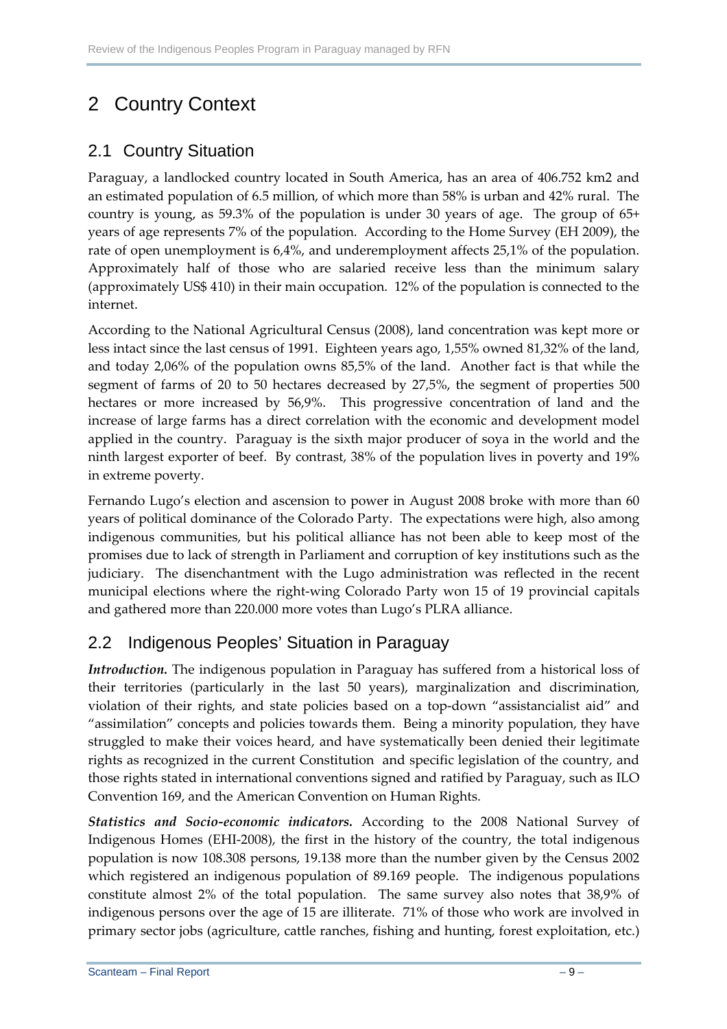# 2 Country Context

## 2.1 Country Situation

Paraguay, a landlocked country located in South America, has an area of 406.752 km2 and an estimated population of 6.5 million, of which more than 58% is urban and 42% rural. The country is young, as 59.3% of the population is under 30 years of age. The group of 65+ years of age represents 7% of the population. According to the Home Survey (EH 2009), the rate of open unemployment is 6,4%, and underemployment affects 25,1% of the population. Approximately half of those who are salaried receive less than the minimum salary (approximately US$ 410) in their main occupation. 12% of the population is connected to the internet.

According to the National Agricultural Census (2008), land concentration was kept more or less intact since the last census of 1991. Eighteen years ago, 1,55% owned 81,32% of the land, and today 2,06% of the population owns 85,5% of the land. Another fact is that while the segment of farms of 20 to 50 hectares decreased by 27,5%, the segment of properties 500 hectares or more increased by 56,9%. This progressive concentration of land and the increase of large farms has a direct correlation with the economic and development model applied in the country. Paraguay is the sixth major producer of soya in the world and the ninth largest exporter of beef. By contrast, 38% of the population lives in poverty and 19% in extreme poverty.

Fernando Lugo's election and ascension to power in August 2008 broke with more than 60 years of political dominance of the Colorado Party. The expectations were high, also among indigenous communities, but his political alliance has not been able to keep most of the promises due to lack of strength in Parliament and corruption of key institutions such as the judiciary. The disenchantment with the Lugo administration was reflected in the recent municipal elections where the right-wing Colorado Party won 15 of 19 provincial capitals and gathered more than 220.000 more votes than Lugo's PLRA alliance.

## 2.2 Indigenous Peoples' Situation in Paraguay

***Introduction.*** The indigenous population in Paraguay has suffered from a historical loss of their territories (particularly in the last 50 years), marginalization and discrimination, violation of their rights, and state policies based on a top-down "assistancialist aid" and "assimilation" concepts and policies towards them. Being a minority population, they have struggled to make their voices heard, and have systematically been denied their legitimate rights as recognized in the current Constitution and specific legislation of the country, and those rights stated in international conventions signed and ratified by Paraguay, such as ILO Convention 169, and the American Convention on Human Rights.

***Statistics and Socio-economic indicators.*** According to the 2008 National Survey of Indigenous Homes (EHI-2008), the first in the history of the country, the total indigenous population is now 108.308 persons, 19.138 more than the number given by the Census 2002 which registered an indigenous population of 89.169 people. The indigenous populations constitute almost 2% of the total population. The same survey also notes that 38,9% of indigenous persons over the age of 15 are illiterate. 71% of those who work are involved in primary sector jobs (agriculture, cattle ranches, fishing and hunting, forest exploitation, etc.)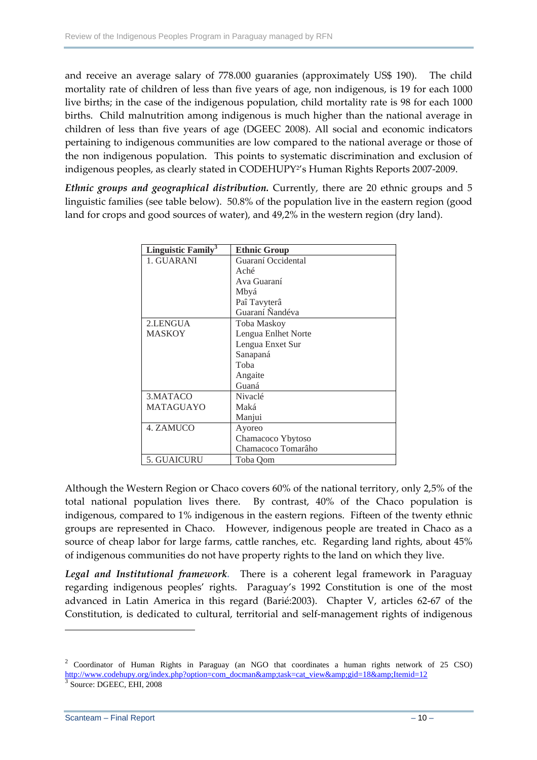and receive an average salary of 778.000 guaranies (approximately US$ 190). The child mortality rate of children of less than five years of age, non indigenous, is 19 for each 1000 live births; in the case of the indigenous population, child mortality rate is 98 for each 1000 births. Child malnutrition among indigenous is much higher than the national average in children of less than five years of age (DGEEC 2008). All social and economic indicators pertaining to indigenous communities are low compared to the national average or those of the non indigenous population. This points to systematic discrimination and exclusion of indigenous peoples, as clearly stated in CODEHUPY[2]'s Human Rights Reports 2007-2009.

***Ethnic groups and geographical distribution.*** Currently, there are 20 ethnic groups and 5 linguistic families (see table below). 50.8% of the population live in the eastern region (good land for crops and good sources of water), and 49,2% in the western region (dry land).

| Linguistic Family[3] | Ethnic Group |
|---|---|
| 1. GUARANI | Guaraní Occidental<br>Aché<br>Ava Guaraní<br>Mbyá<br>Paî Tavyterâ<br>Guaraní Ñandéva |
| 2.LENGUA MASKOY | Toba Maskoy<br>Lengua Enlhet Norte<br>Lengua Enxet Sur<br>Sanapaná<br>Toba<br>Angaite<br>Guaná |
| 3.MATACO MATAGUAYO | Nivaclé<br>Maká<br>Manjui |
| 4. ZAMUCO | Ayoreo<br>Chamacoco Ybytoso<br>Chamacoco Tomarâho |
| 5. GUAICURU | Toba Qom |

Although the Western Region or Chaco covers 60% of the national territory, only 2,5% of the total national population lives there. By contrast, 40% of the Chaco population is indigenous, compared to 1% indigenous in the eastern regions. Fifteen of the twenty ethnic groups are represented in Chaco. However, indigenous people are treated in Chaco as a source of cheap labor for large farms, cattle ranches, etc. Regarding land rights, about 45% of indigenous communities do not have property rights to the land on which they live.

***Legal and Institutional framework.*** There is a coherent legal framework in Paraguay regarding indigenous peoples' rights. Paraguay's 1992 Constitution is one of the most advanced in Latin America in this regard (Barié:2003). Chapter V, articles 62-67 of the Constitution, is dedicated to cultural, territorial and self-management rights of indigenous

---

[2] Coordinator of Human Rights in Paraguay (an NGO that coordinates a human rights network of 25 CSO) http://www.codehupy.org/index.php?option=com_docman&amp;task=cat_view&amp;gid=18&amp;Itemid=12

[3] Source: DGEEC, EHI, 2008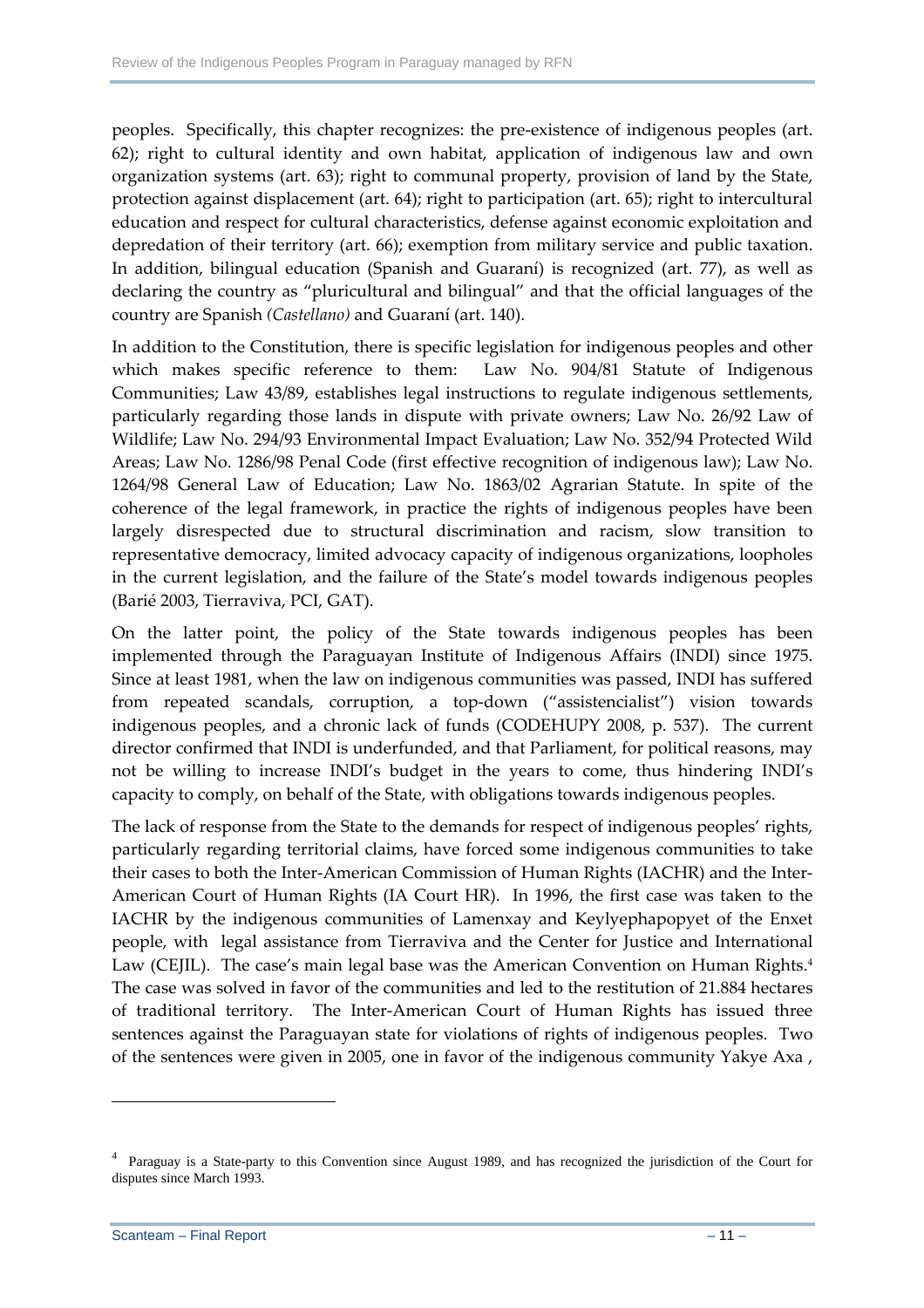peoples. Specifically, this chapter recognizes: the pre-existence of indigenous peoples (art. 62); right to cultural identity and own habitat, application of indigenous law and own organization systems (art. 63); right to communal property, provision of land by the State, protection against displacement (art. 64); right to participation (art. 65); right to intercultural education and respect for cultural characteristics, defense against economic exploitation and depredation of their territory (art. 66); exemption from military service and public taxation. In addition, bilingual education (Spanish and Guaraní) is recognized (art. 77), as well as declaring the country as "pluricultural and bilingual" and that the official languages of the country are Spanish *(Castellano)* and Guaraní (art. 140).

In addition to the Constitution, there is specific legislation for indigenous peoples and other which makes specific reference to them: Law No. 904/81 Statute of Indigenous Communities; Law 43/89, establishes legal instructions to regulate indigenous settlements, particularly regarding those lands in dispute with private owners; Law No. 26/92 Law of Wildlife; Law No. 294/93 Environmental Impact Evaluation; Law No. 352/94 Protected Wild Areas; Law No. 1286/98 Penal Code (first effective recognition of indigenous law); Law No. 1264/98 General Law of Education; Law No. 1863/02 Agrarian Statute. In spite of the coherence of the legal framework, in practice the rights of indigenous peoples have been largely disrespected due to structural discrimination and racism, slow transition to representative democracy, limited advocacy capacity of indigenous organizations, loopholes in the current legislation, and the failure of the State's model towards indigenous peoples (Barié 2003, Tierraviva, PCI, GAT).

On the latter point, the policy of the State towards indigenous peoples has been implemented through the Paraguayan Institute of Indigenous Affairs (INDI) since 1975. Since at least 1981, when the law on indigenous communities was passed, INDI has suffered from repeated scandals, corruption, a top-down ("assistencialist") vision towards indigenous peoples, and a chronic lack of funds (CODEHUPY 2008, p. 537). The current director confirmed that INDI is underfunded, and that Parliament, for political reasons, may not be willing to increase INDI's budget in the years to come, thus hindering INDI's capacity to comply, on behalf of the State, with obligations towards indigenous peoples.

The lack of response from the State to the demands for respect of indigenous peoples' rights, particularly regarding territorial claims, have forced some indigenous communities to take their cases to both the Inter-American Commission of Human Rights (IACHR) and the Inter-American Court of Human Rights (IA Court HR). In 1996, the first case was taken to the IACHR by the indigenous communities of Lamenxay and Keylyephapopyet of the Enxet people, with legal assistance from Tierraviva and the Center for Justice and International Law (CEJIL). The case's main legal base was the American Convention on Human Rights.[4] The case was solved in favor of the communities and led to the restitution of 21.884 hectares of traditional territory. The Inter-American Court of Human Rights has issued three sentences against the Paraguayan state for violations of rights of indigenous peoples. Two of the sentences were given in 2005, one in favor of the indigenous community Yakye Axa ,

[4] Paraguay is a State-party to this Convention since August 1989, and has recognized the jurisdiction of the Court for disputes since March 1993.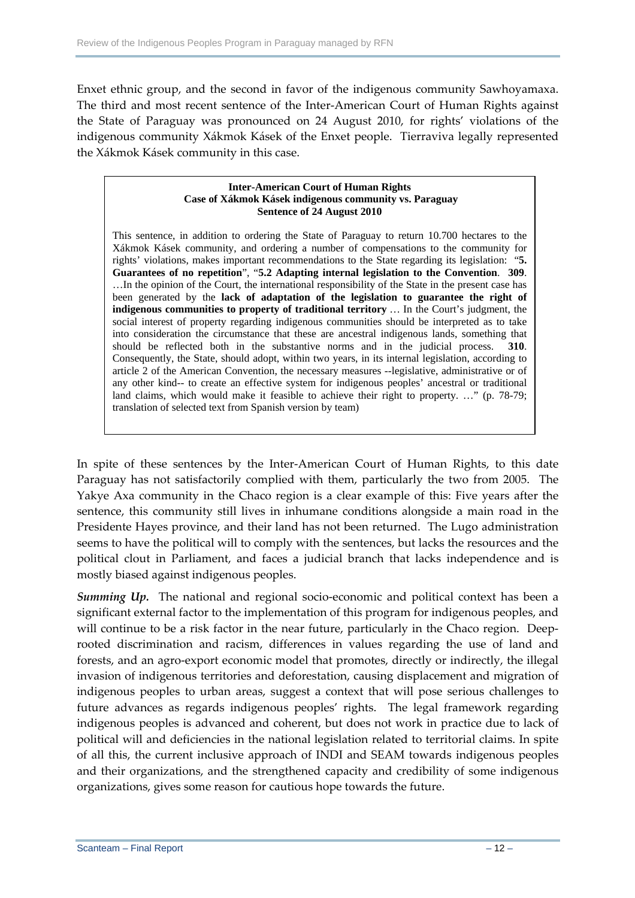Enxet ethnic group, and the second in favor of the indigenous community Sawhoyamaxa. The third and most recent sentence of the Inter-American Court of Human Rights against the State of Paraguay was pronounced on 24 August 2010, for rights' violations of the indigenous community Xákmok Kásek of the Enxet people. Tierraviva legally represented the Xákmok Kásek community in this case.

> **Inter-American Court of Human Rights**
> **Case of Xákmok Kásek indigenous community vs. Paraguay**
> **Sentence of 24 August 2010**
>
> This sentence, in addition to ordering the State of Paraguay to return 10.700 hectares to the Xákmok Kásek community, and ordering a number of compensations to the community for rights' violations, makes important recommendations to the State regarding its legislation: "**5. Guarantees of no repetition**", "**5.2 Adapting internal legislation to the Convention**. **309**. …In the opinion of the Court, the international responsibility of the State in the present case has been generated by the **lack of adaptation of the legislation to guarantee the right of indigenous communities to property of traditional territory** … In the Court's judgment, the social interest of property regarding indigenous communities should be interpreted as to take into consideration the circumstance that these are ancestral indigenous lands, something that should be reflected both in the substantive norms and in the judicial process. **310**. Consequently, the State, should adopt, within two years, in its internal legislation, according to article 2 of the American Convention, the necessary measures --legislative, administrative or of any other kind-- to create an effective system for indigenous peoples' ancestral or traditional land claims, which would make it feasible to achieve their right to property. …" (p. 78-79; translation of selected text from Spanish version by team)

In spite of these sentences by the Inter-American Court of Human Rights, to this date Paraguay has not satisfactorily complied with them, particularly the two from 2005. The Yakye Axa community in the Chaco region is a clear example of this: Five years after the sentence, this community still lives in inhumane conditions alongside a main road in the Presidente Hayes province, and their land has not been returned. The Lugo administration seems to have the political will to comply with the sentences, but lacks the resources and the political clout in Parliament, and faces a judicial branch that lacks independence and is mostly biased against indigenous peoples.

***Summing Up.*** The national and regional socio-economic and political context has been a significant external factor to the implementation of this program for indigenous peoples, and will continue to be a risk factor in the near future, particularly in the Chaco region. Deep-rooted discrimination and racism, differences in values regarding the use of land and forests, and an agro-export economic model that promotes, directly or indirectly, the illegal invasion of indigenous territories and deforestation, causing displacement and migration of indigenous peoples to urban areas, suggest a context that will pose serious challenges to future advances as regards indigenous peoples' rights. The legal framework regarding indigenous peoples is advanced and coherent, but does not work in practice due to lack of political will and deficiencies in the national legislation related to territorial claims. In spite of all this, the current inclusive approach of INDI and SEAM towards indigenous peoples and their organizations, and the strengthened capacity and credibility of some indigenous organizations, gives some reason for cautious hope towards the future.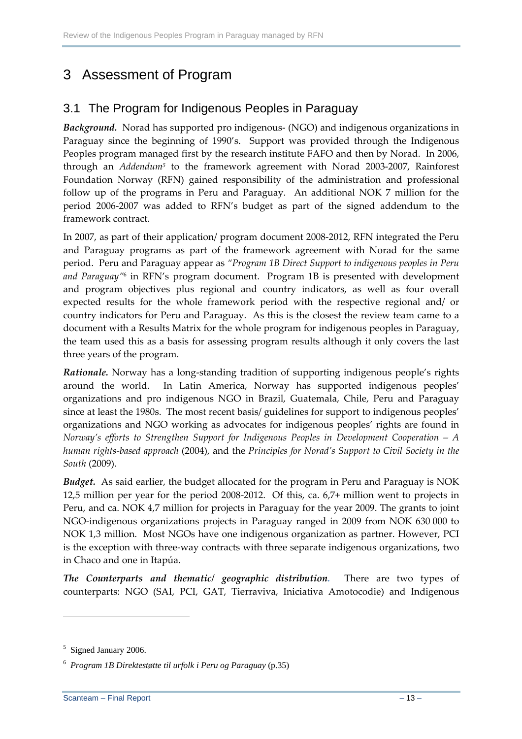# 3 Assessment of Program

## 3.1 The Program for Indigenous Peoples in Paraguay

***Background.*** Norad has supported pro indigenous- (NGO) and indigenous organizations in Paraguay since the beginning of 1990's. Support was provided through the Indigenous Peoples program managed first by the research institute FAFO and then by Norad. In 2006, through an *Addendum*[5] to the framework agreement with Norad 2003-2007, Rainforest Foundation Norway (RFN) gained responsibility of the administration and professional follow up of the programs in Peru and Paraguay. An additional NOK 7 million for the period 2006-2007 was added to RFN's budget as part of the signed addendum to the framework contract.

In 2007, as part of their application/ program document 2008-2012, RFN integrated the Peru and Paraguay programs as part of the framework agreement with Norad for the same period. Peru and Paraguay appear as *"Program 1B Direct Support to indigenous peoples in Peru and Paraguay"*[6] in RFN's program document. Program 1B is presented with development and program objectives plus regional and country indicators, as well as four overall expected results for the whole framework period with the respective regional and/ or country indicators for Peru and Paraguay. As this is the closest the review team came to a document with a Results Matrix for the whole program for indigenous peoples in Paraguay, the team used this as a basis for assessing program results although it only covers the last three years of the program.

***Rationale.*** Norway has a long-standing tradition of supporting indigenous people's rights around the world. In Latin America, Norway has supported indigenous peoples' organizations and pro indigenous NGO in Brazil, Guatemala, Chile, Peru and Paraguay since at least the 1980s. The most recent basis/ guidelines for support to indigenous peoples' organizations and NGO working as advocates for indigenous peoples' rights are found in *Norway's efforts to Strengthen Support for Indigenous Peoples in Development Cooperation – A human rights-based approach* (2004), and the *Principles for Norad's Support to Civil Society in the South* (2009).

***Budget.*** As said earlier, the budget allocated for the program in Peru and Paraguay is NOK 12,5 million per year for the period 2008-2012. Of this, ca. 6,7+ million went to projects in Peru, and ca. NOK 4,7 million for projects in Paraguay for the year 2009. The grants to joint NGO-indigenous organizations projects in Paraguay ranged in 2009 from NOK 630 000 to NOK 1,3 million. Most NGOs have one indigenous organization as partner. However, PCI is the exception with three-way contracts with three separate indigenous organizations, two in Chaco and one in Itapúa.

***The Counterparts and thematic/ geographic distribution.*** There are two types of counterparts: NGO (SAI, PCI, GAT, Tierraviva, Iniciativa Amotocodie) and Indigenous

---

[5] Signed January 2006.

[6] *Program 1B Direktestøtte til urfolk i Peru og Paraguay* (p.35)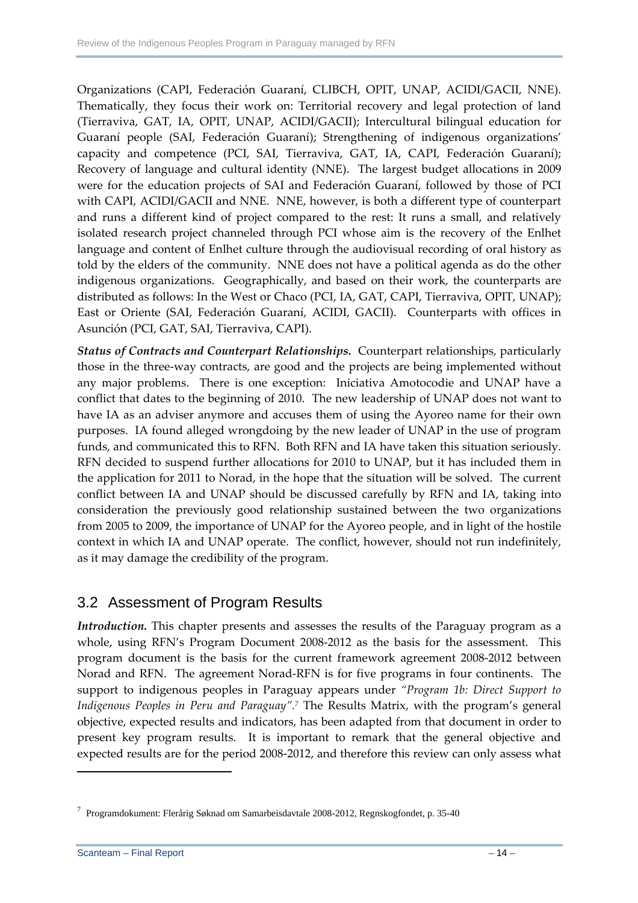Organizations (CAPI, Federación Guaraní, CLIBCH, OPIT, UNAP, ACIDI/GACII, NNE). Thematically, they focus their work on: Territorial recovery and legal protection of land (Tierraviva, GAT, IA, OPIT, UNAP, ACIDI/GACII); Intercultural bilingual education for Guaraní people (SAI, Federación Guaraní); Strengthening of indigenous organizations' capacity and competence (PCI, SAI, Tierraviva, GAT, IA, CAPI, Federación Guaraní); Recovery of language and cultural identity (NNE). The largest budget allocations in 2009 were for the education projects of SAI and Federación Guaraní, followed by those of PCI with CAPI, ACIDI/GACII and NNE. NNE, however, is both a different type of counterpart and runs a different kind of project compared to the rest: It runs a small, and relatively isolated research project channeled through PCI whose aim is the recovery of the Enlhet language and content of Enlhet culture through the audiovisual recording of oral history as told by the elders of the community. NNE does not have a political agenda as do the other indigenous organizations. Geographically, and based on their work, the counterparts are distributed as follows: In the West or Chaco (PCI, IA, GAT, CAPI, Tierraviva, OPIT, UNAP); East or Oriente (SAI, Federación Guaraní, ACIDI, GACII). Counterparts with offices in Asunción (PCI, GAT, SAI, Tierraviva, CAPI).

***Status of Contracts and Counterpart Relationships.*** Counterpart relationships, particularly those in the three-way contracts, are good and the projects are being implemented without any major problems. There is one exception: Iniciativa Amotocodie and UNAP have a conflict that dates to the beginning of 2010. The new leadership of UNAP does not want to have IA as an adviser anymore and accuses them of using the Ayoreo name for their own purposes. IA found alleged wrongdoing by the new leader of UNAP in the use of program funds, and communicated this to RFN. Both RFN and IA have taken this situation seriously. RFN decided to suspend further allocations for 2010 to UNAP, but it has included them in the application for 2011 to Norad, in the hope that the situation will be solved. The current conflict between IA and UNAP should be discussed carefully by RFN and IA, taking into consideration the previously good relationship sustained between the two organizations from 2005 to 2009, the importance of UNAP for the Ayoreo people, and in light of the hostile context in which IA and UNAP operate. The conflict, however, should not run indefinitely, as it may damage the credibility of the program.

## 3.2 Assessment of Program Results

***Introduction.*** This chapter presents and assesses the results of the Paraguay program as a whole, using RFN's Program Document 2008-2012 as the basis for the assessment. This program document is the basis for the current framework agreement 2008-2012 between Norad and RFN. The agreement Norad-RFN is for five programs in four continents. The support to indigenous peoples in Paraguay appears under *"Program 1b: Direct Support to Indigenous Peoples in Peru and Paraguay".*[7] The Results Matrix, with the program's general objective, expected results and indicators, has been adapted from that document in order to present key program results. It is important to remark that the general objective and expected results are for the period 2008-2012, and therefore this review can only assess what

[7] Programdokument: Flerårig Søknad om Samarbeisdavtale 2008-2012, Regnskogfondet, p. 35-40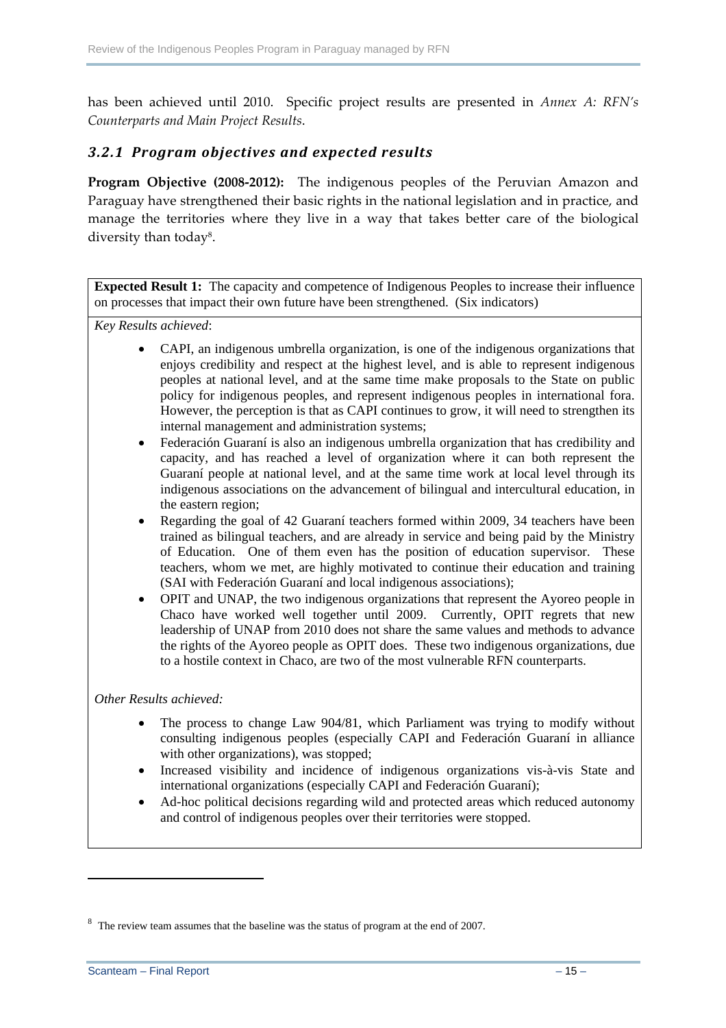has been achieved until 2010. Specific project results are presented in *Annex A: RFN's Counterparts and Main Project Results*.

### *3.2.1 Program objectives and expected results*

**Program Objective (2008-2012):** The indigenous peoples of the Peruvian Amazon and Paraguay have strengthened their basic rights in the national legislation and in practice, and manage the territories where they live in a way that takes better care of the biological diversity than today[8].

**Expected Result 1:** The capacity and competence of Indigenous Peoples to increase their influence on processes that impact their own future have been strengthened. (Six indicators)

*Key Results achieved*:

- CAPI, an indigenous umbrella organization, is one of the indigenous organizations that enjoys credibility and respect at the highest level, and is able to represent indigenous peoples at national level, and at the same time make proposals to the State on public policy for indigenous peoples, and represent indigenous peoples in international fora. However, the perception is that as CAPI continues to grow, it will need to strengthen its internal management and administration systems;
- Federación Guaraní is also an indigenous umbrella organization that has credibility and capacity, and has reached a level of organization where it can both represent the Guaraní people at national level, and at the same time work at local level through its indigenous associations on the advancement of bilingual and intercultural education, in the eastern region;
- Regarding the goal of 42 Guaraní teachers formed within 2009, 34 teachers have been trained as bilingual teachers, and are already in service and being paid by the Ministry of Education. One of them even has the position of education supervisor. These teachers, whom we met, are highly motivated to continue their education and training (SAI with Federación Guaraní and local indigenous associations);
- OPIT and UNAP, the two indigenous organizations that represent the Ayoreo people in Chaco have worked well together until 2009. Currently, OPIT regrets that new leadership of UNAP from 2010 does not share the same values and methods to advance the rights of the Ayoreo people as OPIT does. These two indigenous organizations, due to a hostile context in Chaco, are two of the most vulnerable RFN counterparts.

*Other Results achieved:*

- The process to change Law 904/81, which Parliament was trying to modify without consulting indigenous peoples (especially CAPI and Federación Guaraní in alliance with other organizations), was stopped;
- Increased visibility and incidence of indigenous organizations vis-à-vis State and international organizations (especially CAPI and Federación Guaraní);
- Ad-hoc political decisions regarding wild and protected areas which reduced autonomy and control of indigenous peoples over their territories were stopped.

[8] The review team assumes that the baseline was the status of program at the end of 2007.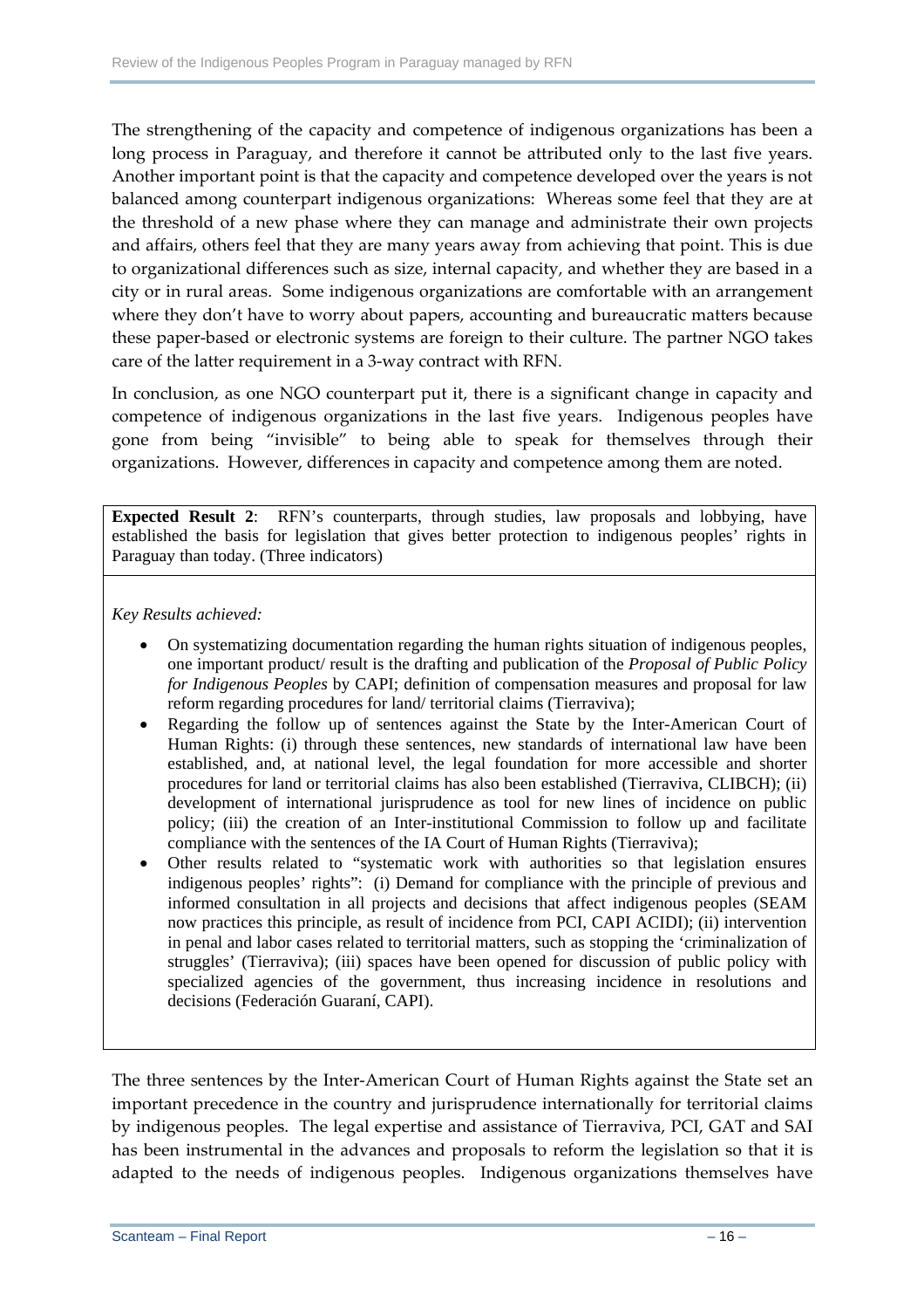The strengthening of the capacity and competence of indigenous organizations has been a long process in Paraguay, and therefore it cannot be attributed only to the last five years. Another important point is that the capacity and competence developed over the years is not balanced among counterpart indigenous organizations: Whereas some feel that they are at the threshold of a new phase where they can manage and administrate their own projects and affairs, others feel that they are many years away from achieving that point. This is due to organizational differences such as size, internal capacity, and whether they are based in a city or in rural areas. Some indigenous organizations are comfortable with an arrangement where they don't have to worry about papers, accounting and bureaucratic matters because these paper-based or electronic systems are foreign to their culture. The partner NGO takes care of the latter requirement in a 3-way contract with RFN.

In conclusion, as one NGO counterpart put it, there is a significant change in capacity and competence of indigenous organizations in the last five years. Indigenous peoples have gone from being "invisible" to being able to speak for themselves through their organizations. However, differences in capacity and competence among them are noted.

**Expected Result 2**: RFN's counterparts, through studies, law proposals and lobbying, have established the basis for legislation that gives better protection to indigenous peoples' rights in Paraguay than today. (Three indicators)

*Key Results achieved:*

- On systematizing documentation regarding the human rights situation of indigenous peoples, one important product/ result is the drafting and publication of the *Proposal of Public Policy for Indigenous Peoples* by CAPI; definition of compensation measures and proposal for law reform regarding procedures for land/ territorial claims (Tierraviva);
- Regarding the follow up of sentences against the State by the Inter-American Court of Human Rights: (i) through these sentences, new standards of international law have been established, and, at national level, the legal foundation for more accessible and shorter procedures for land or territorial claims has also been established (Tierraviva, CLIBCH); (ii) development of international jurisprudence as tool for new lines of incidence on public policy; (iii) the creation of an Inter-institutional Commission to follow up and facilitate compliance with the sentences of the IA Court of Human Rights (Tierraviva);
- Other results related to "systematic work with authorities so that legislation ensures indigenous peoples' rights": (i) Demand for compliance with the principle of previous and informed consultation in all projects and decisions that affect indigenous peoples (SEAM now practices this principle, as result of incidence from PCI, CAPI ACIDI); (ii) intervention in penal and labor cases related to territorial matters, such as stopping the 'criminalization of struggles' (Tierraviva); (iii) spaces have been opened for discussion of public policy with specialized agencies of the government, thus increasing incidence in resolutions and decisions (Federación Guaraní, CAPI).

The three sentences by the Inter-American Court of Human Rights against the State set an important precedence in the country and jurisprudence internationally for territorial claims by indigenous peoples. The legal expertise and assistance of Tierraviva, PCI, GAT and SAI has been instrumental in the advances and proposals to reform the legislation so that it is adapted to the needs of indigenous peoples. Indigenous organizations themselves have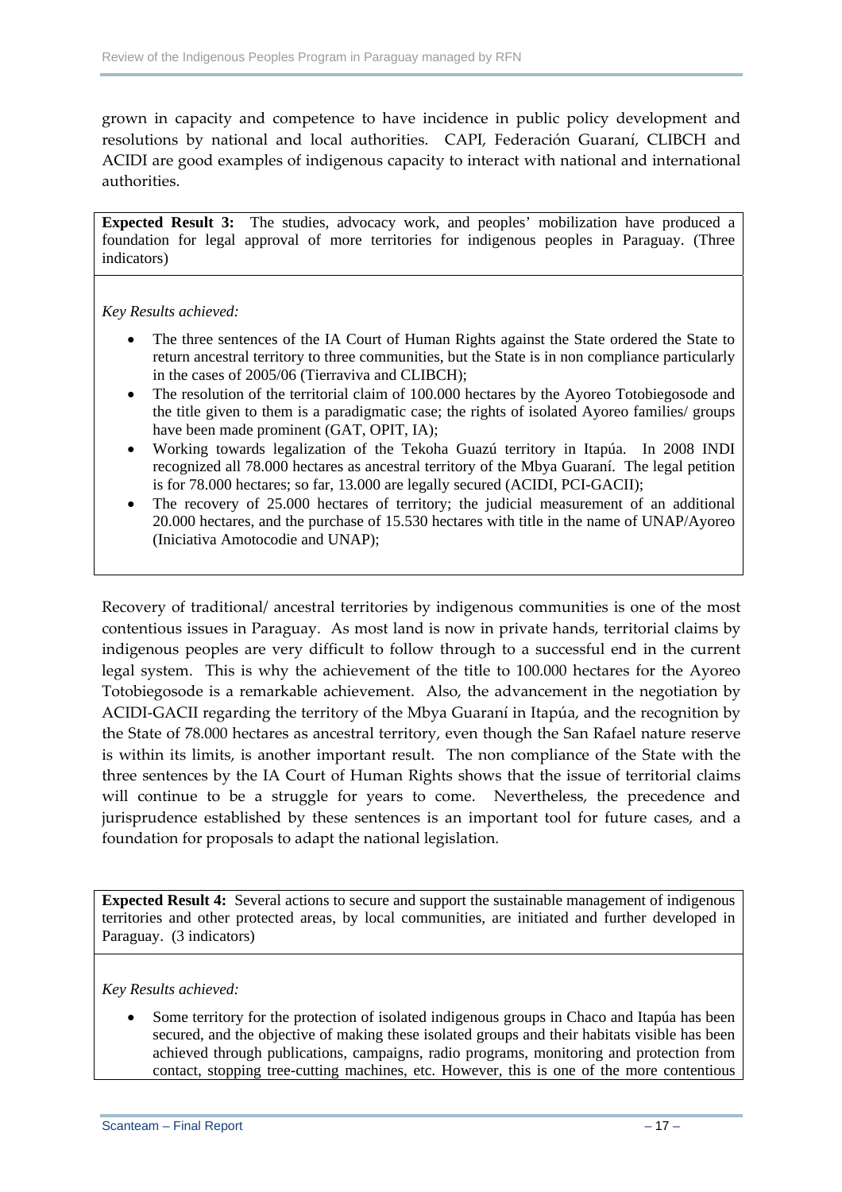grown in capacity and competence to have incidence in public policy development and resolutions by national and local authorities. CAPI, Federación Guaraní, CLIBCH and ACIDI are good examples of indigenous capacity to interact with national and international authorities.

**Expected Result 3:** The studies, advocacy work, and peoples' mobilization have produced a foundation for legal approval of more territories for indigenous peoples in Paraguay. (Three indicators)

*Key Results achieved:*

- The three sentences of the IA Court of Human Rights against the State ordered the State to return ancestral territory to three communities, but the State is in non compliance particularly in the cases of 2005/06 (Tierraviva and CLIBCH);
- The resolution of the territorial claim of 100.000 hectares by the Ayoreo Totobiegosode and the title given to them is a paradigmatic case; the rights of isolated Ayoreo families/ groups have been made prominent (GAT, OPIT, IA);
- Working towards legalization of the Tekoha Guazú territory in Itapúa. In 2008 INDI recognized all 78.000 hectares as ancestral territory of the Mbya Guaraní. The legal petition is for 78.000 hectares; so far, 13.000 are legally secured (ACIDI, PCI-GACII);
- The recovery of 25.000 hectares of territory; the judicial measurement of an additional 20.000 hectares, and the purchase of 15.530 hectares with title in the name of UNAP/Ayoreo (Iniciativa Amotocodie and UNAP);

Recovery of traditional/ ancestral territories by indigenous communities is one of the most contentious issues in Paraguay. As most land is now in private hands, territorial claims by indigenous peoples are very difficult to follow through to a successful end in the current legal system. This is why the achievement of the title to 100.000 hectares for the Ayoreo Totobiegosode is a remarkable achievement. Also, the advancement in the negotiation by ACIDI-GACII regarding the territory of the Mbya Guaraní in Itapúa, and the recognition by the State of 78.000 hectares as ancestral territory, even though the San Rafael nature reserve is within its limits, is another important result. The non compliance of the State with the three sentences by the IA Court of Human Rights shows that the issue of territorial claims will continue to be a struggle for years to come. Nevertheless, the precedence and jurisprudence established by these sentences is an important tool for future cases, and a foundation for proposals to adapt the national legislation.

**Expected Result 4:** Several actions to secure and support the sustainable management of indigenous territories and other protected areas, by local communities, are initiated and further developed in Paraguay. (3 indicators)

*Key Results achieved:*

- Some territory for the protection of isolated indigenous groups in Chaco and Itapúa has been secured, and the objective of making these isolated groups and their habitats visible has been achieved through publications, campaigns, radio programs, monitoring and protection from contact, stopping tree-cutting machines, etc. However, this is one of the more contentious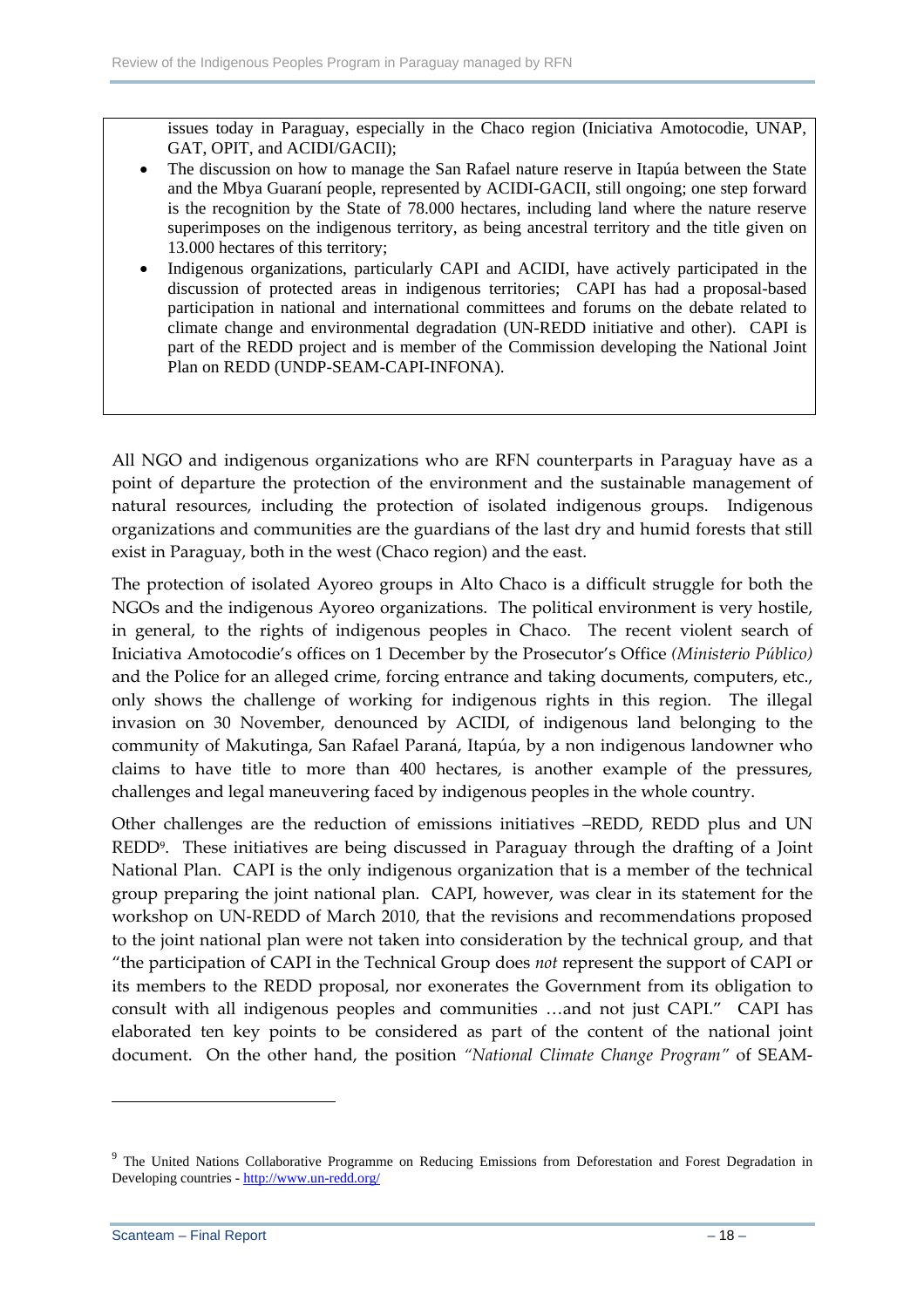issues today in Paraguay, especially in the Chaco region (Iniciativa Amotocodie, UNAP, GAT, OPIT, and ACIDI/GACII);

- The discussion on how to manage the San Rafael nature reserve in Itapúa between the State and the Mbya Guaraní people, represented by ACIDI-GACII, still ongoing; one step forward is the recognition by the State of 78.000 hectares, including land where the nature reserve superimposes on the indigenous territory, as being ancestral territory and the title given on 13.000 hectares of this territory;
- Indigenous organizations, particularly CAPI and ACIDI, have actively participated in the discussion of protected areas in indigenous territories; CAPI has had a proposal-based participation in national and international committees and forums on the debate related to climate change and environmental degradation (UN-REDD initiative and other). CAPI is part of the REDD project and is member of the Commission developing the National Joint Plan on REDD (UNDP-SEAM-CAPI-INFONA).

All NGO and indigenous organizations who are RFN counterparts in Paraguay have as a point of departure the protection of the environment and the sustainable management of natural resources, including the protection of isolated indigenous groups. Indigenous organizations and communities are the guardians of the last dry and humid forests that still exist in Paraguay, both in the west (Chaco region) and the east.

The protection of isolated Ayoreo groups in Alto Chaco is a difficult struggle for both the NGOs and the indigenous Ayoreo organizations. The political environment is very hostile, in general, to the rights of indigenous peoples in Chaco. The recent violent search of Iniciativa Amotocodie's offices on 1 December by the Prosecutor's Office *(Ministerio Público)* and the Police for an alleged crime, forcing entrance and taking documents, computers, etc., only shows the challenge of working for indigenous rights in this region. The illegal invasion on 30 November, denounced by ACIDI, of indigenous land belonging to the community of Makutinga, San Rafael Paraná, Itapúa, by a non indigenous landowner who claims to have title to more than 400 hectares, is another example of the pressures, challenges and legal maneuvering faced by indigenous peoples in the whole country.

Other challenges are the reduction of emissions initiatives –REDD, REDD plus and UN REDD[9]. These initiatives are being discussed in Paraguay through the drafting of a Joint National Plan. CAPI is the only indigenous organization that is a member of the technical group preparing the joint national plan. CAPI, however, was clear in its statement for the workshop on UN-REDD of March 2010, that the revisions and recommendations proposed to the joint national plan were not taken into consideration by the technical group, and that "the participation of CAPI in the Technical Group does *not* represent the support of CAPI or its members to the REDD proposal, nor exonerates the Government from its obligation to consult with all indigenous peoples and communities …and not just CAPI." CAPI has elaborated ten key points to be considered as part of the content of the national joint document. On the other hand, the position *"National Climate Change Program"* of SEAM-

[9] The United Nations Collaborative Programme on Reducing Emissions from Deforestation and Forest Degradation in Developing countries - http://www.un-redd.org/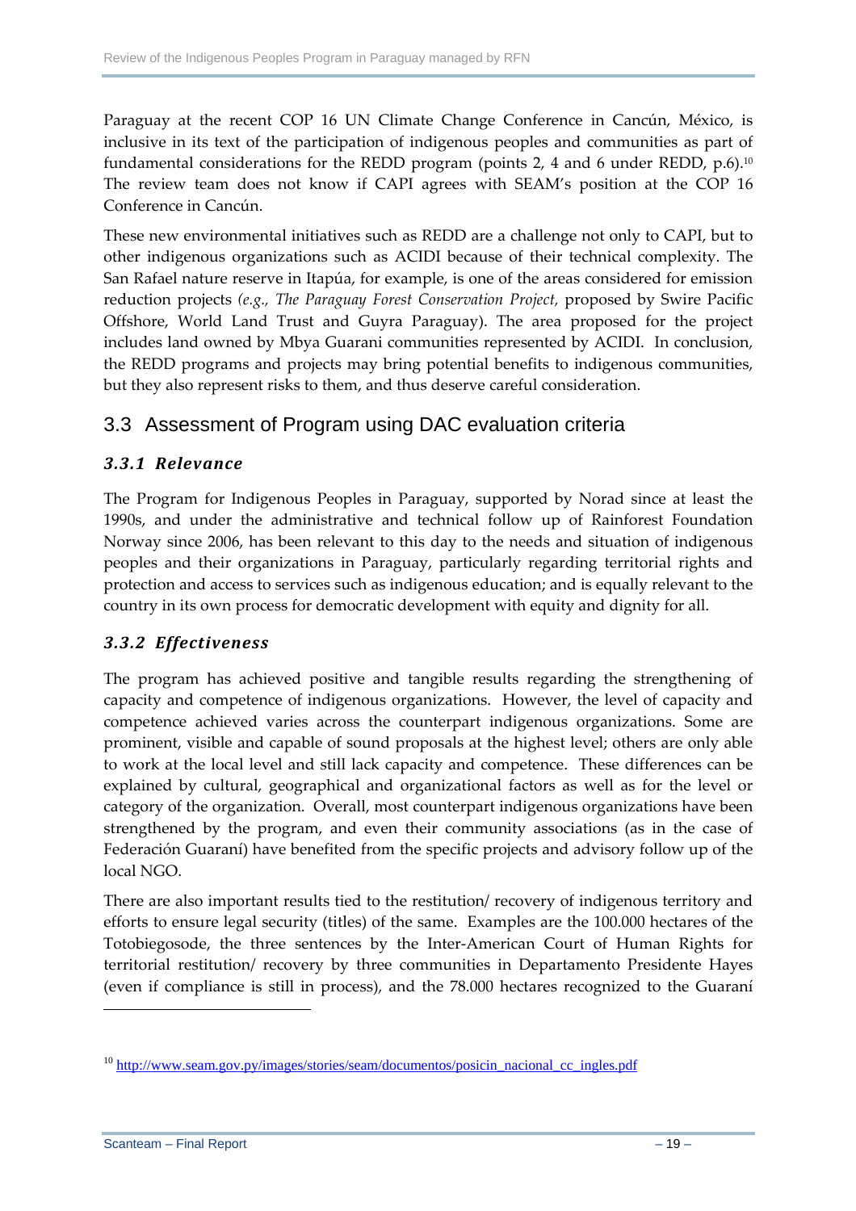Paraguay at the recent COP 16 UN Climate Change Conference in Cancún, México, is inclusive in its text of the participation of indigenous peoples and communities as part of fundamental considerations for the REDD program (points 2, 4 and 6 under REDD, p.6).[10] The review team does not know if CAPI agrees with SEAM's position at the COP 16 Conference in Cancún.

These new environmental initiatives such as REDD are a challenge not only to CAPI, but to other indigenous organizations such as ACIDI because of their technical complexity. The San Rafael nature reserve in Itapúa, for example, is one of the areas considered for emission reduction projects *(e.g., The Paraguay Forest Conservation Project,* proposed by Swire Pacific Offshore, World Land Trust and Guyra Paraguay). The area proposed for the project includes land owned by Mbya Guarani communities represented by ACIDI. In conclusion, the REDD programs and projects may bring potential benefits to indigenous communities, but they also represent risks to them, and thus deserve careful consideration.

## 3.3 Assessment of Program using DAC evaluation criteria

### *3.3.1 Relevance*

The Program for Indigenous Peoples in Paraguay, supported by Norad since at least the 1990s, and under the administrative and technical follow up of Rainforest Foundation Norway since 2006, has been relevant to this day to the needs and situation of indigenous peoples and their organizations in Paraguay, particularly regarding territorial rights and protection and access to services such as indigenous education; and is equally relevant to the country in its own process for democratic development with equity and dignity for all.

### *3.3.2 Effectiveness*

The program has achieved positive and tangible results regarding the strengthening of capacity and competence of indigenous organizations. However, the level of capacity and competence achieved varies across the counterpart indigenous organizations. Some are prominent, visible and capable of sound proposals at the highest level; others are only able to work at the local level and still lack capacity and competence. These differences can be explained by cultural, geographical and organizational factors as well as for the level or category of the organization. Overall, most counterpart indigenous organizations have been strengthened by the program, and even their community associations (as in the case of Federación Guaraní) have benefited from the specific projects and advisory follow up of the local NGO.

There are also important results tied to the restitution/ recovery of indigenous territory and efforts to ensure legal security (titles) of the same. Examples are the 100.000 hectares of the Totobiegosode, the three sentences by the Inter-American Court of Human Rights for territorial restitution/ recovery by three communities in Departamento Presidente Hayes (even if compliance is still in process), and the 78.000 hectares recognized to the Guaraní

[10] http://www.seam.gov.py/images/stories/seam/documentos/posicin_nacional_cc_ingles.pdf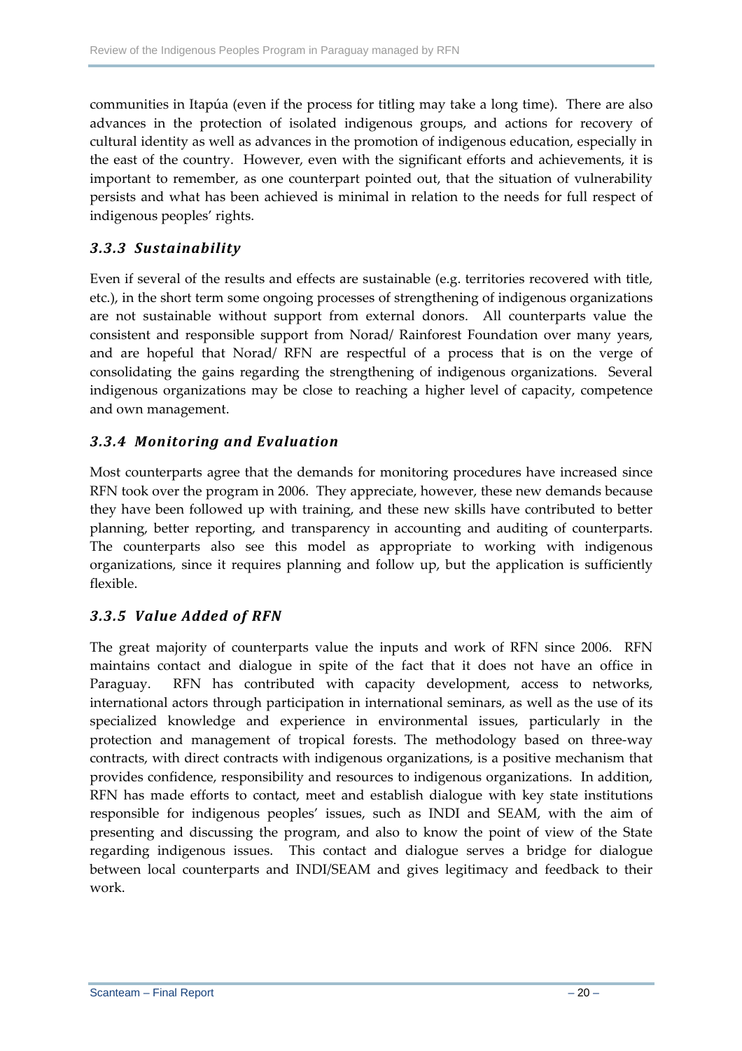communities in Itapúa (even if the process for titling may take a long time). There are also advances in the protection of isolated indigenous groups, and actions for recovery of cultural identity as well as advances in the promotion of indigenous education, especially in the east of the country. However, even with the significant efforts and achievements, it is important to remember, as one counterpart pointed out, that the situation of vulnerability persists and what has been achieved is minimal in relation to the needs for full respect of indigenous peoples' rights.

### *3.3.3 Sustainability*

Even if several of the results and effects are sustainable (e.g. territories recovered with title, etc.), in the short term some ongoing processes of strengthening of indigenous organizations are not sustainable without support from external donors. All counterparts value the consistent and responsible support from Norad/ Rainforest Foundation over many years, and are hopeful that Norad/ RFN are respectful of a process that is on the verge of consolidating the gains regarding the strengthening of indigenous organizations. Several indigenous organizations may be close to reaching a higher level of capacity, competence and own management.

### *3.3.4 Monitoring and Evaluation*

Most counterparts agree that the demands for monitoring procedures have increased since RFN took over the program in 2006. They appreciate, however, these new demands because they have been followed up with training, and these new skills have contributed to better planning, better reporting, and transparency in accounting and auditing of counterparts. The counterparts also see this model as appropriate to working with indigenous organizations, since it requires planning and follow up, but the application is sufficiently flexible.

### *3.3.5 Value Added of RFN*

The great majority of counterparts value the inputs and work of RFN since 2006. RFN maintains contact and dialogue in spite of the fact that it does not have an office in Paraguay. RFN has contributed with capacity development, access to networks, international actors through participation in international seminars, as well as the use of its specialized knowledge and experience in environmental issues, particularly in the protection and management of tropical forests. The methodology based on three-way contracts, with direct contracts with indigenous organizations, is a positive mechanism that provides confidence, responsibility and resources to indigenous organizations. In addition, RFN has made efforts to contact, meet and establish dialogue with key state institutions responsible for indigenous peoples' issues, such as INDI and SEAM, with the aim of presenting and discussing the program, and also to know the point of view of the State regarding indigenous issues. This contact and dialogue serves a bridge for dialogue between local counterparts and INDI/SEAM and gives legitimacy and feedback to their work.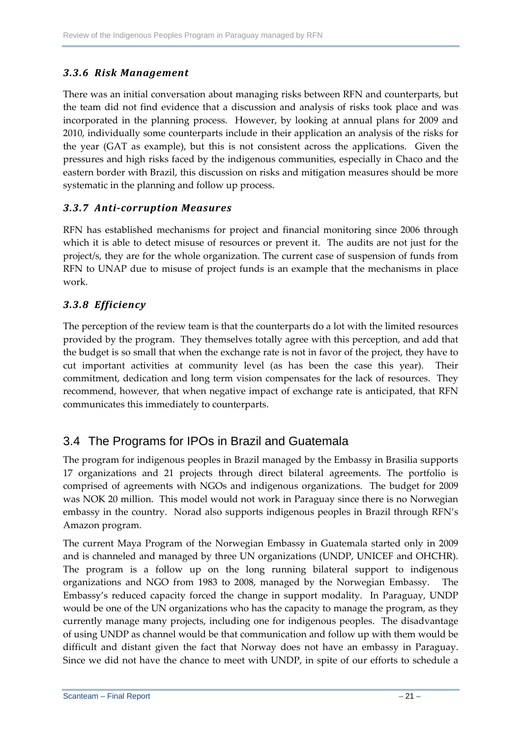### *3.3.6 Risk Management*

There was an initial conversation about managing risks between RFN and counterparts, but the team did not find evidence that a discussion and analysis of risks took place and was incorporated in the planning process. However, by looking at annual plans for 2009 and 2010, individually some counterparts include in their application an analysis of the risks for the year (GAT as example), but this is not consistent across the applications. Given the pressures and high risks faced by the indigenous communities, especially in Chaco and the eastern border with Brazil, this discussion on risks and mitigation measures should be more systematic in the planning and follow up process.

### *3.3.7 Anti-corruption Measures*

RFN has established mechanisms for project and financial monitoring since 2006 through which it is able to detect misuse of resources or prevent it. The audits are not just for the project/s, they are for the whole organization. The current case of suspension of funds from RFN to UNAP due to misuse of project funds is an example that the mechanisms in place work.

### *3.3.8 Efficiency*

The perception of the review team is that the counterparts do a lot with the limited resources provided by the program. They themselves totally agree with this perception, and add that the budget is so small that when the exchange rate is not in favor of the project, they have to cut important activities at community level (as has been the case this year). Their commitment, dedication and long term vision compensates for the lack of resources. They recommend, however, that when negative impact of exchange rate is anticipated, that RFN communicates this immediately to counterparts.

## 3.4 The Programs for IPOs in Brazil and Guatemala

The program for indigenous peoples in Brazil managed by the Embassy in Brasilia supports 17 organizations and 21 projects through direct bilateral agreements. The portfolio is comprised of agreements with NGOs and indigenous organizations. The budget for 2009 was NOK 20 million. This model would not work in Paraguay since there is no Norwegian embassy in the country. Norad also supports indigenous peoples in Brazil through RFN's Amazon program.

The current Maya Program of the Norwegian Embassy in Guatemala started only in 2009 and is channeled and managed by three UN organizations (UNDP, UNICEF and OHCHR). The program is a follow up on the long running bilateral support to indigenous organizations and NGO from 1983 to 2008, managed by the Norwegian Embassy. The Embassy's reduced capacity forced the change in support modality. In Paraguay, UNDP would be one of the UN organizations who has the capacity to manage the program, as they currently manage many projects, including one for indigenous peoples. The disadvantage of using UNDP as channel would be that communication and follow up with them would be difficult and distant given the fact that Norway does not have an embassy in Paraguay. Since we did not have the chance to meet with UNDP, in spite of our efforts to schedule a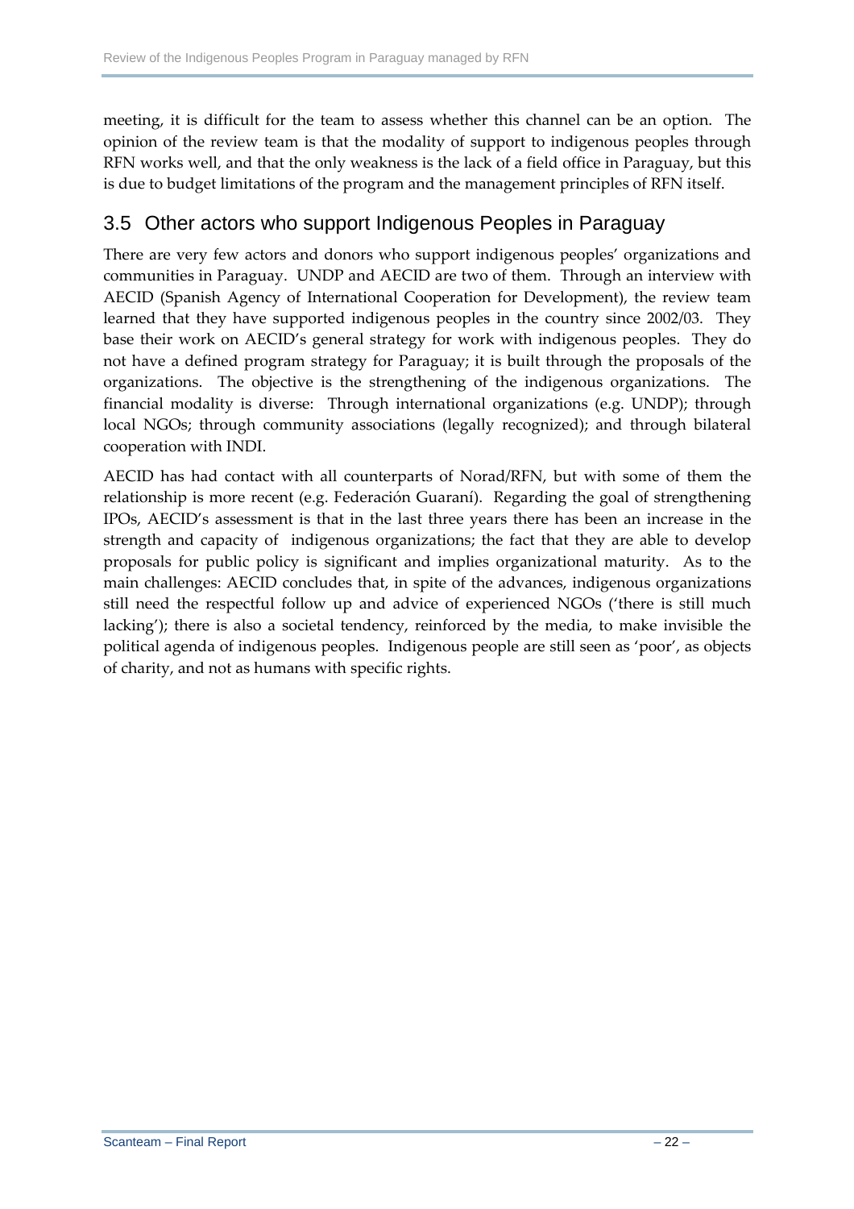meeting, it is difficult for the team to assess whether this channel can be an option. The opinion of the review team is that the modality of support to indigenous peoples through RFN works well, and that the only weakness is the lack of a field office in Paraguay, but this is due to budget limitations of the program and the management principles of RFN itself.

## 3.5 Other actors who support Indigenous Peoples in Paraguay

There are very few actors and donors who support indigenous peoples' organizations and communities in Paraguay. UNDP and AECID are two of them. Through an interview with AECID (Spanish Agency of International Cooperation for Development), the review team learned that they have supported indigenous peoples in the country since 2002/03. They base their work on AECID's general strategy for work with indigenous peoples. They do not have a defined program strategy for Paraguay; it is built through the proposals of the organizations. The objective is the strengthening of the indigenous organizations. The financial modality is diverse: Through international organizations (e.g. UNDP); through local NGOs; through community associations (legally recognized); and through bilateral cooperation with INDI.

AECID has had contact with all counterparts of Norad/RFN, but with some of them the relationship is more recent (e.g. Federación Guaraní). Regarding the goal of strengthening IPOs, AECID's assessment is that in the last three years there has been an increase in the strength and capacity of indigenous organizations; the fact that they are able to develop proposals for public policy is significant and implies organizational maturity. As to the main challenges: AECID concludes that, in spite of the advances, indigenous organizations still need the respectful follow up and advice of experienced NGOs ('there is still much lacking'); there is also a societal tendency, reinforced by the media, to make invisible the political agenda of indigenous peoples. Indigenous people are still seen as 'poor', as objects of charity, and not as humans with specific rights.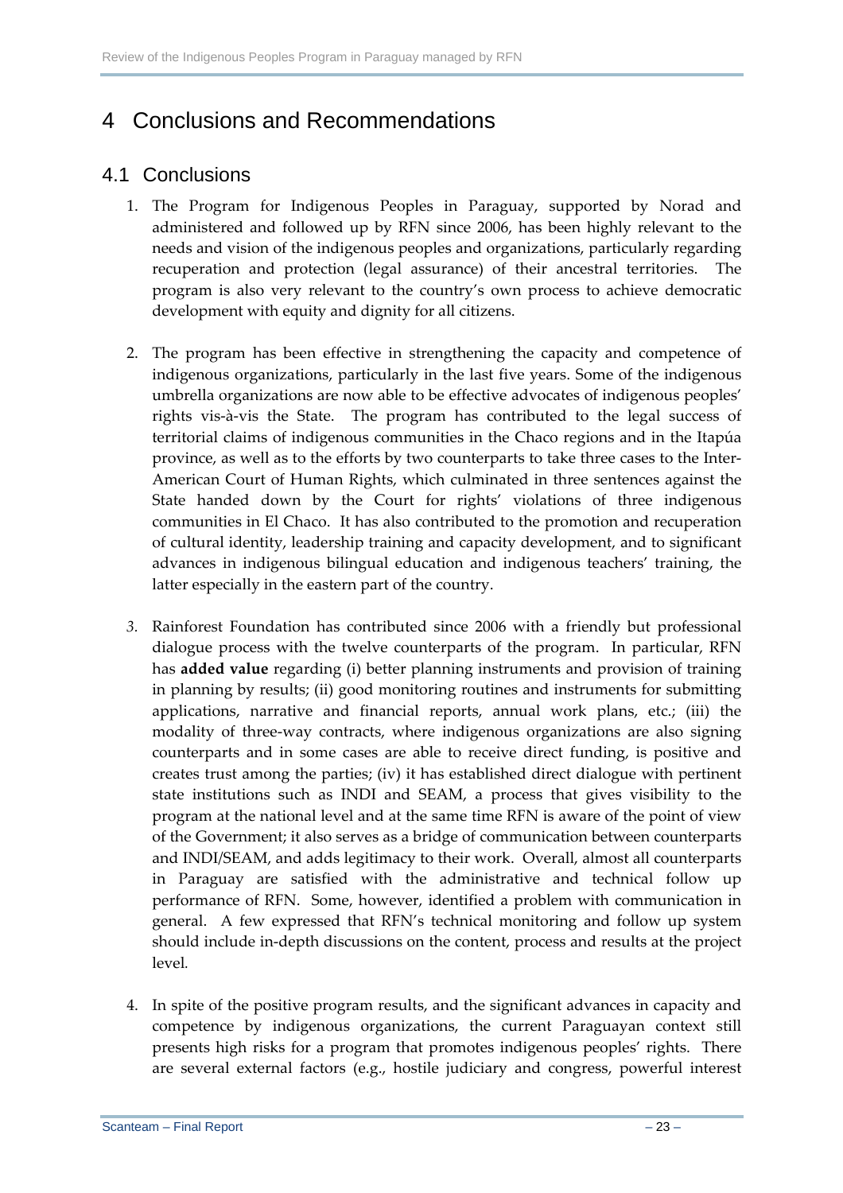# 4 Conclusions and Recommendations

## 4.1 Conclusions

1. The Program for Indigenous Peoples in Paraguay, supported by Norad and administered and followed up by RFN since 2006, has been highly relevant to the needs and vision of the indigenous peoples and organizations, particularly regarding recuperation and protection (legal assurance) of their ancestral territories. The program is also very relevant to the country's own process to achieve democratic development with equity and dignity for all citizens.

2. The program has been effective in strengthening the capacity and competence of indigenous organizations, particularly in the last five years. Some of the indigenous umbrella organizations are now able to be effective advocates of indigenous peoples' rights vis-à-vis the State. The program has contributed to the legal success of territorial claims of indigenous communities in the Chaco regions and in the Itapúa province, as well as to the efforts by two counterparts to take three cases to the Inter-American Court of Human Rights, which culminated in three sentences against the State handed down by the Court for rights' violations of three indigenous communities in El Chaco. It has also contributed to the promotion and recuperation of cultural identity, leadership training and capacity development, and to significant advances in indigenous bilingual education and indigenous teachers' training, the latter especially in the eastern part of the country.

3. Rainforest Foundation has contributed since 2006 with a friendly but professional dialogue process with the twelve counterparts of the program. In particular, RFN has **added value** regarding (i) better planning instruments and provision of training in planning by results; (ii) good monitoring routines and instruments for submitting applications, narrative and financial reports, annual work plans, etc.; (iii) the modality of three-way contracts, where indigenous organizations are also signing counterparts and in some cases are able to receive direct funding, is positive and creates trust among the parties; (iv) it has established direct dialogue with pertinent state institutions such as INDI and SEAM, a process that gives visibility to the program at the national level and at the same time RFN is aware of the point of view of the Government; it also serves as a bridge of communication between counterparts and INDI/SEAM, and adds legitimacy to their work. Overall, almost all counterparts in Paraguay are satisfied with the administrative and technical follow up performance of RFN. Some, however, identified a problem with communication in general. A few expressed that RFN's technical monitoring and follow up system should include in-depth discussions on the content, process and results at the project level.

4. In spite of the positive program results, and the significant advances in capacity and competence by indigenous organizations, the current Paraguayan context still presents high risks for a program that promotes indigenous peoples' rights. There are several external factors (e.g., hostile judiciary and congress, powerful interest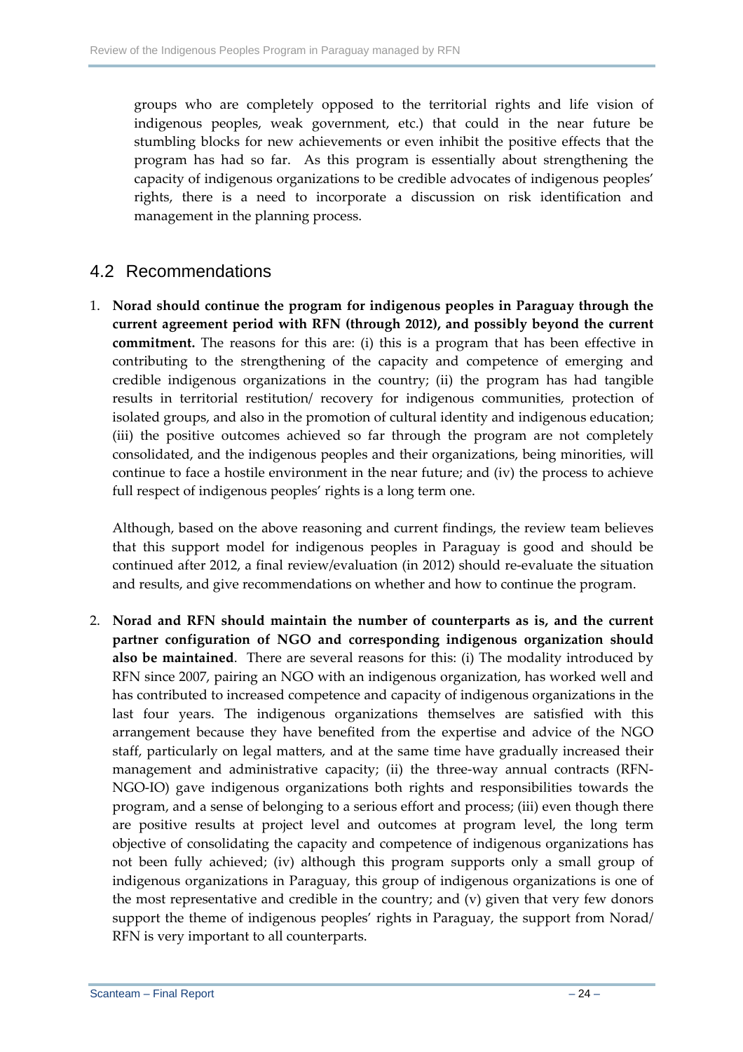groups who are completely opposed to the territorial rights and life vision of indigenous peoples, weak government, etc.) that could in the near future be stumbling blocks for new achievements or even inhibit the positive effects that the program has had so far. As this program is essentially about strengthening the capacity of indigenous organizations to be credible advocates of indigenous peoples' rights, there is a need to incorporate a discussion on risk identification and management in the planning process.

## 4.2 Recommendations

1. **Norad should continue the program for indigenous peoples in Paraguay through the current agreement period with RFN (through 2012), and possibly beyond the current commitment.** The reasons for this are: (i) this is a program that has been effective in contributing to the strengthening of the capacity and competence of emerging and credible indigenous organizations in the country; (ii) the program has had tangible results in territorial restitution/ recovery for indigenous communities, protection of isolated groups, and also in the promotion of cultural identity and indigenous education; (iii) the positive outcomes achieved so far through the program are not completely consolidated, and the indigenous peoples and their organizations, being minorities, will continue to face a hostile environment in the near future; and (iv) the process to achieve full respect of indigenous peoples' rights is a long term one.

   Although, based on the above reasoning and current findings, the review team believes that this support model for indigenous peoples in Paraguay is good and should be continued after 2012, a final review/evaluation (in 2012) should re-evaluate the situation and results, and give recommendations on whether and how to continue the program.

2. **Norad and RFN should maintain the number of counterparts as is, and the current partner configuration of NGO and corresponding indigenous organization should also be maintained**. There are several reasons for this: (i) The modality introduced by RFN since 2007, pairing an NGO with an indigenous organization, has worked well and has contributed to increased competence and capacity of indigenous organizations in the last four years. The indigenous organizations themselves are satisfied with this arrangement because they have benefited from the expertise and advice of the NGO staff, particularly on legal matters, and at the same time have gradually increased their management and administrative capacity; (ii) the three-way annual contracts (RFN-NGO-IO) gave indigenous organizations both rights and responsibilities towards the program, and a sense of belonging to a serious effort and process; (iii) even though there are positive results at project level and outcomes at program level, the long term objective of consolidating the capacity and competence of indigenous organizations has not been fully achieved; (iv) although this program supports only a small group of indigenous organizations in Paraguay, this group of indigenous organizations is one of the most representative and credible in the country; and (v) given that very few donors support the theme of indigenous peoples' rights in Paraguay, the support from Norad/ RFN is very important to all counterparts.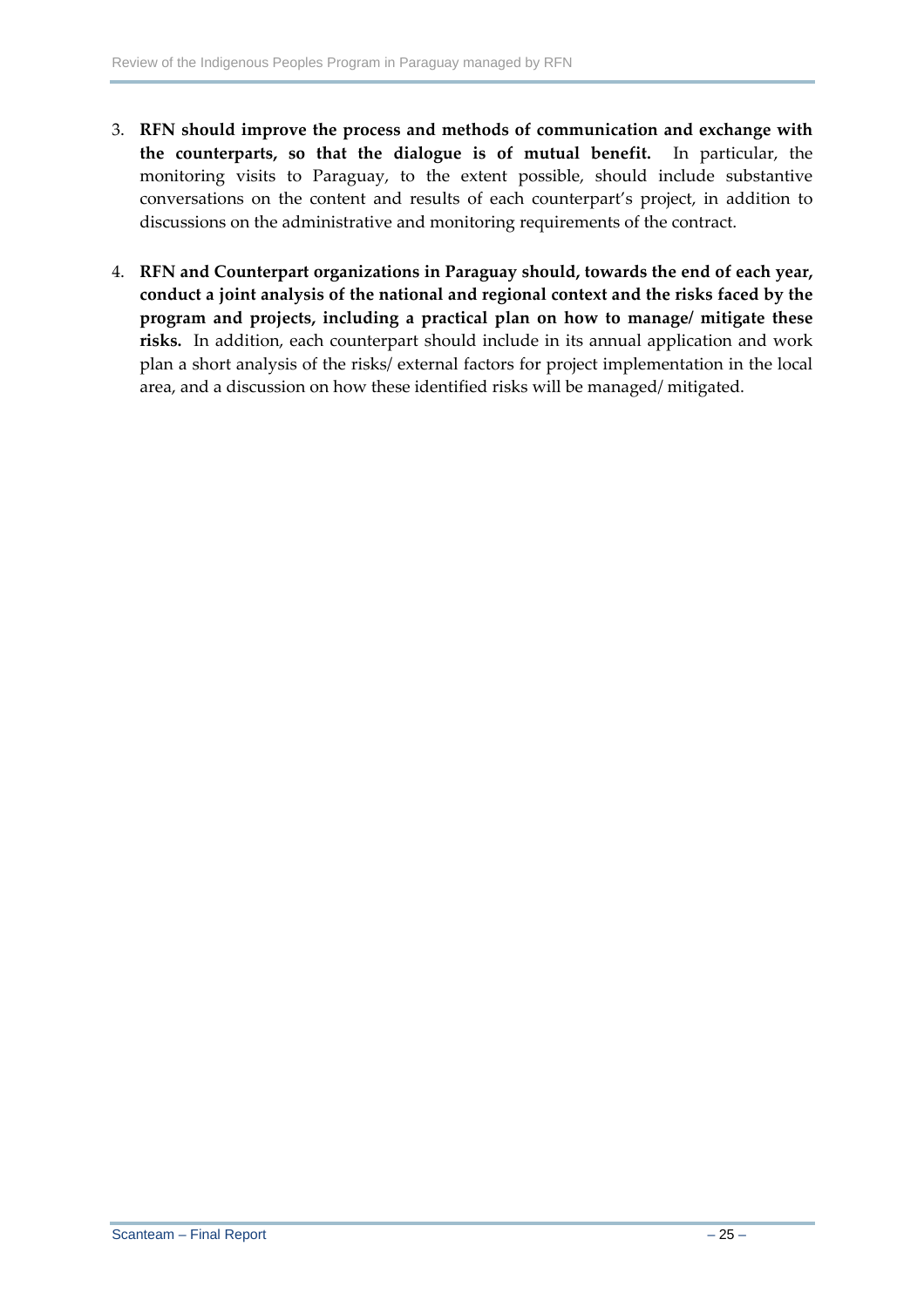3. **RFN should improve the process and methods of communication and exchange with the counterparts, so that the dialogue is of mutual benefit.** In particular, the monitoring visits to Paraguay, to the extent possible, should include substantive conversations on the content and results of each counterpart's project, in addition to discussions on the administrative and monitoring requirements of the contract.

4. **RFN and Counterpart organizations in Paraguay should, towards the end of each year, conduct a joint analysis of the national and regional context and the risks faced by the program and projects, including a practical plan on how to manage/ mitigate these risks.** In addition, each counterpart should include in its annual application and work plan a short analysis of the risks/ external factors for project implementation in the local area, and a discussion on how these identified risks will be managed/ mitigated.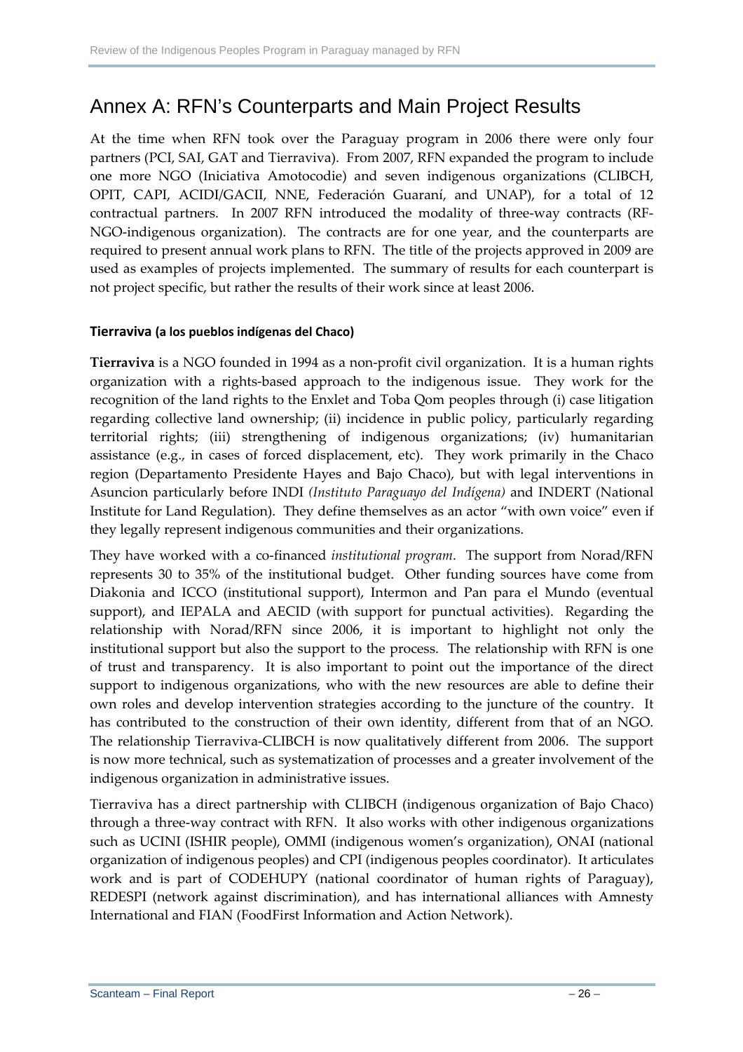# Annex A: RFN's Counterparts and Main Project Results

At the time when RFN took over the Paraguay program in 2006 there were only four partners (PCI, SAI, GAT and Tierraviva). From 2007, RFN expanded the program to include one more NGO (Iniciativa Amotocodie) and seven indigenous organizations (CLIBCH, OPIT, CAPI, ACIDI/GACII, NNE, Federación Guaraní, and UNAP), for a total of 12 contractual partners. In 2007 RFN introduced the modality of three-way contracts (RF-NGO-indigenous organization). The contracts are for one year, and the counterparts are required to present annual work plans to RFN. The title of the projects approved in 2009 are used as examples of projects implemented. The summary of results for each counterpart is not project specific, but rather the results of their work since at least 2006.

### Tierraviva (a los pueblos indígenas del Chaco)

**Tierraviva** is a NGO founded in 1994 as a non-profit civil organization. It is a human rights organization with a rights-based approach to the indigenous issue. They work for the recognition of the land rights to the Enxlet and Toba Qom peoples through (i) case litigation regarding collective land ownership; (ii) incidence in public policy, particularly regarding territorial rights; (iii) strengthening of indigenous organizations; (iv) humanitarian assistance (e.g., in cases of forced displacement, etc). They work primarily in the Chaco region (Departamento Presidente Hayes and Bajo Chaco), but with legal interventions in Asuncion particularly before INDI *(Instituto Paraguayo del Indígena)* and INDERT (National Institute for Land Regulation). They define themselves as an actor "with own voice" even if they legally represent indigenous communities and their organizations.

They have worked with a co-financed *institutional program*. The support from Norad/RFN represents 30 to 35% of the institutional budget. Other funding sources have come from Diakonia and ICCO (institutional support), Intermon and Pan para el Mundo (eventual support), and IEPALA and AECID (with support for punctual activities). Regarding the relationship with Norad/RFN since 2006, it is important to highlight not only the institutional support but also the support to the process. The relationship with RFN is one of trust and transparency. It is also important to point out the importance of the direct support to indigenous organizations, who with the new resources are able to define their own roles and develop intervention strategies according to the juncture of the country. It has contributed to the construction of their own identity, different from that of an NGO. The relationship Tierraviva-CLIBCH is now qualitatively different from 2006. The support is now more technical, such as systematization of processes and a greater involvement of the indigenous organization in administrative issues.

Tierraviva has a direct partnership with CLIBCH (indigenous organization of Bajo Chaco) through a three-way contract with RFN. It also works with other indigenous organizations such as UCINI (ISHIR people), OMMI (indigenous women's organization), ONAI (national organization of indigenous peoples) and CPI (indigenous peoples coordinator). It articulates work and is part of CODEHUPY (national coordinator of human rights of Paraguay), REDESPI (network against discrimination), and has international alliances with Amnesty International and FIAN (FoodFirst Information and Action Network).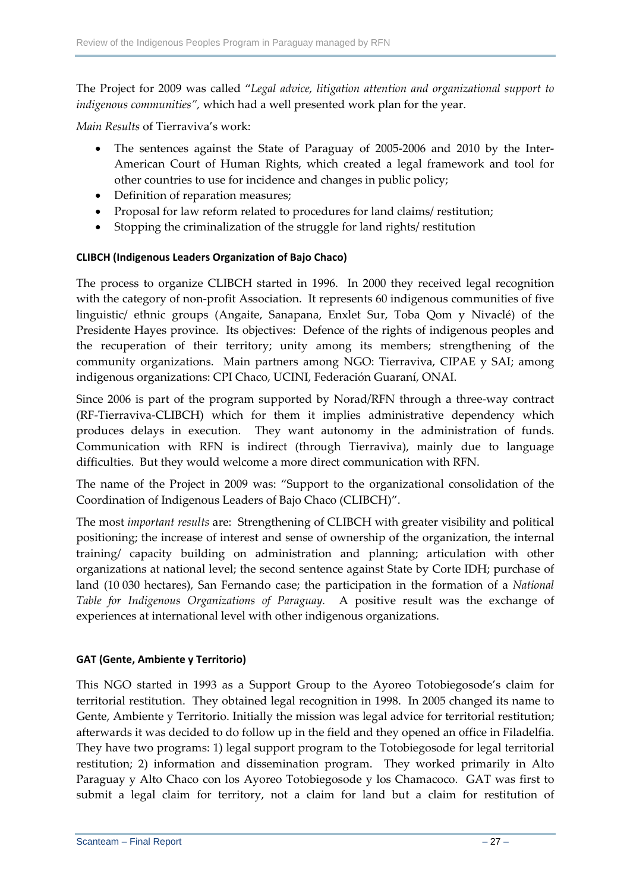The Project for 2009 was called "*Legal advice, litigation attention and organizational support to indigenous communities"*, which had a well presented work plan for the year.

*Main Results* of Tierraviva's work:

- The sentences against the State of Paraguay of 2005-2006 and 2010 by the Inter-American Court of Human Rights, which created a legal framework and tool for other countries to use for incidence and changes in public policy;
- Definition of reparation measures;
- Proposal for law reform related to procedures for land claims/ restitution;
- Stopping the criminalization of the struggle for land rights/ restitution

#### CLIBCH (Indigenous Leaders Organization of Bajo Chaco)

The process to organize CLIBCH started in 1996. In 2000 they received legal recognition with the category of non-profit Association. It represents 60 indigenous communities of five linguistic/ ethnic groups (Angaite, Sanapana, Enxlet Sur, Toba Qom y Nivaclé) of the Presidente Hayes province. Its objectives: Defence of the rights of indigenous peoples and the recuperation of their territory; unity among its members; strengthening of the community organizations. Main partners among NGO: Tierraviva, CIPAE y SAI; among indigenous organizations: CPI Chaco, UCINI, Federación Guaraní, ONAI.

Since 2006 is part of the program supported by Norad/RFN through a three-way contract (RF-Tierraviva-CLIBCH) which for them it implies administrative dependency which produces delays in execution. They want autonomy in the administration of funds. Communication with RFN is indirect (through Tierraviva), mainly due to language difficulties. But they would welcome a more direct communication with RFN.

The name of the Project in 2009 was: "Support to the organizational consolidation of the Coordination of Indigenous Leaders of Bajo Chaco (CLIBCH)".

The most *important results* are: Strengthening of CLIBCH with greater visibility and political positioning; the increase of interest and sense of ownership of the organization, the internal training/ capacity building on administration and planning; articulation with other organizations at national level; the second sentence against State by Corte IDH; purchase of land (10 030 hectares), San Fernando case; the participation in the formation of a *National Table for Indigenous Organizations of Paraguay.* A positive result was the exchange of experiences at international level with other indigenous organizations.

#### GAT (Gente, Ambiente y Territorio)

This NGO started in 1993 as a Support Group to the Ayoreo Totobiegosode's claim for territorial restitution. They obtained legal recognition in 1998. In 2005 changed its name to Gente, Ambiente y Territorio. Initially the mission was legal advice for territorial restitution; afterwards it was decided to do follow up in the field and they opened an office in Filadelfia. They have two programs: 1) legal support program to the Totobiegosode for legal territorial restitution; 2) information and dissemination program. They worked primarily in Alto Paraguay y Alto Chaco con los Ayoreo Totobiegosode y los Chamacoco. GAT was first to submit a legal claim for territory, not a claim for land but a claim for restitution of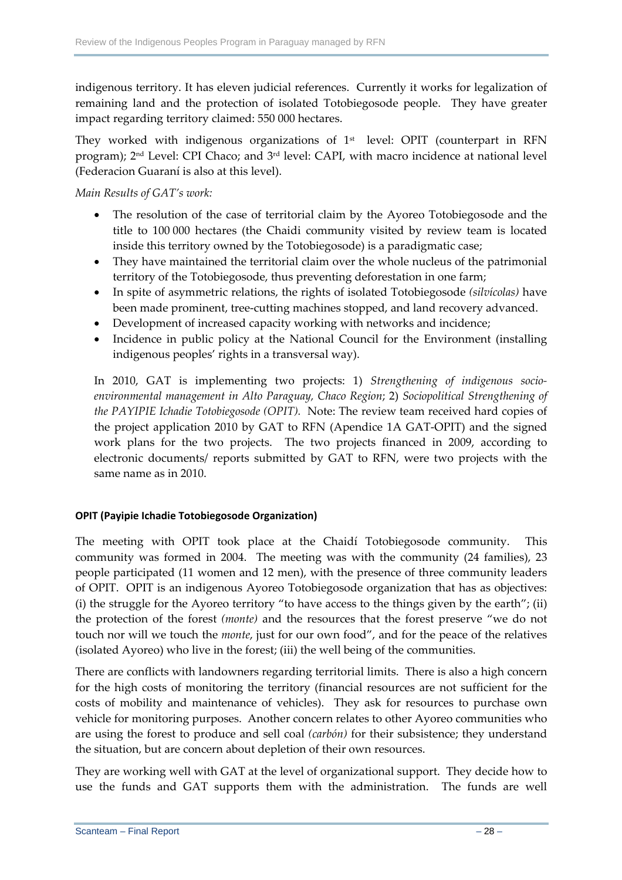indigenous territory. It has eleven judicial references. Currently it works for legalization of remaining land and the protection of isolated Totobiegosode people. They have greater impact regarding territory claimed: 550 000 hectares.

They worked with indigenous organizations of 1st level: OPIT (counterpart in RFN program); 2nd Level: CPI Chaco; and 3rd level: CAPI, with macro incidence at national level (Federacion Guaraní is also at this level).

*Main Results of GAT's work:*

- The resolution of the case of territorial claim by the Ayoreo Totobiegosode and the title to 100 000 hectares (the Chaidi community visited by review team is located inside this territory owned by the Totobiegosode) is a paradigmatic case;
- They have maintained the territorial claim over the whole nucleus of the patrimonial territory of the Totobiegosode, thus preventing deforestation in one farm;
- In spite of asymmetric relations, the rights of isolated Totobiegosode *(silvícolas)* have been made prominent, tree-cutting machines stopped, and land recovery advanced.
- Development of increased capacity working with networks and incidence;
- Incidence in public policy at the National Council for the Environment (installing indigenous peoples' rights in a transversal way).

In 2010, GAT is implementing two projects: 1) *Strengthening of indigenous socio-environmental management in Alto Paraguay, Chaco Region*; 2) *Sociopolitical Strengthening of the PAYIPIE Ichadie Totobiegosode (OPIT).* Note: The review team received hard copies of the project application 2010 by GAT to RFN (Apendice 1A GAT-OPIT) and the signed work plans for the two projects. The two projects financed in 2009, according to electronic documents/ reports submitted by GAT to RFN, were two projects with the same name as in 2010.

#### OPIT (Payipie Ichadie Totobiegosode Organization)

The meeting with OPIT took place at the Chaidí Totobiegosode community. This community was formed in 2004. The meeting was with the community (24 families), 23 people participated (11 women and 12 men), with the presence of three community leaders of OPIT. OPIT is an indigenous Ayoreo Totobiegosode organization that has as objectives: (i) the struggle for the Ayoreo territory "to have access to the things given by the earth"; (ii) the protection of the forest *(monte)* and the resources that the forest preserve "we do not touch nor will we touch the *monte*, just for our own food", and for the peace of the relatives (isolated Ayoreo) who live in the forest; (iii) the well being of the communities.

There are conflicts with landowners regarding territorial limits. There is also a high concern for the high costs of monitoring the territory (financial resources are not sufficient for the costs of mobility and maintenance of vehicles). They ask for resources to purchase own vehicle for monitoring purposes. Another concern relates to other Ayoreo communities who are using the forest to produce and sell coal *(carbón)* for their subsistence; they understand the situation, but are concern about depletion of their own resources.

They are working well with GAT at the level of organizational support. They decide how to use the funds and GAT supports them with the administration. The funds are well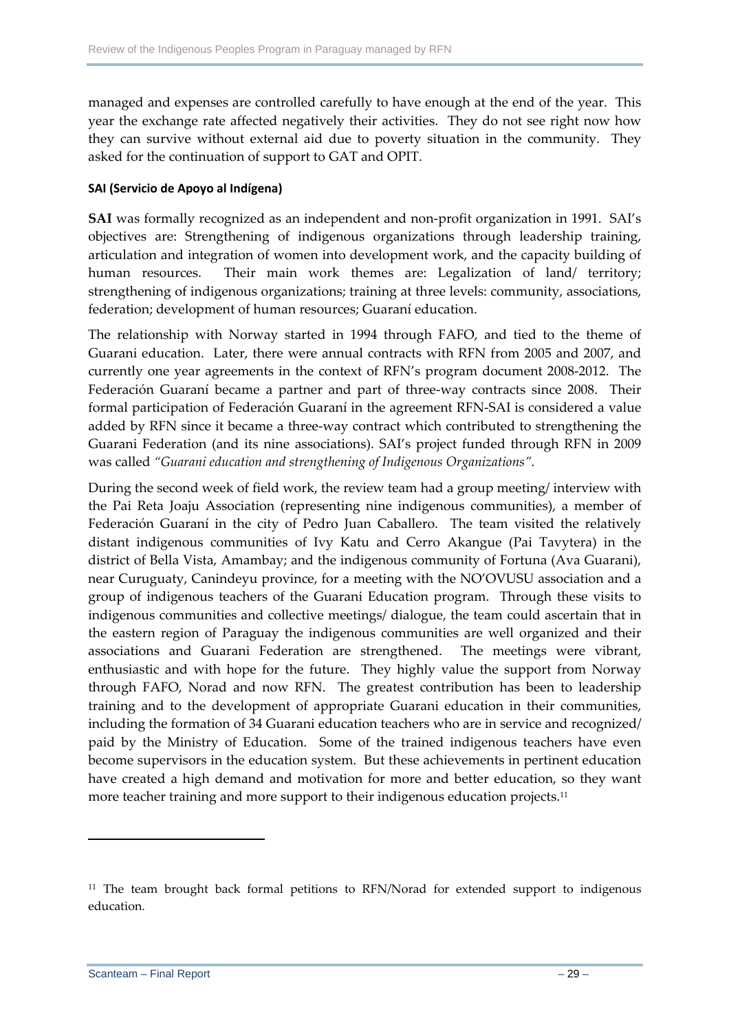managed and expenses are controlled carefully to have enough at the end of the year. This year the exchange rate affected negatively their activities. They do not see right now how they can survive without external aid due to poverty situation in the community. They asked for the continuation of support to GAT and OPIT.

#### SAI (Servicio de Apoyo al Indígena)

**SAI** was formally recognized as an independent and non-profit organization in 1991. SAI's objectives are: Strengthening of indigenous organizations through leadership training, articulation and integration of women into development work, and the capacity building of human resources. Their main work themes are: Legalization of land/ territory; strengthening of indigenous organizations; training at three levels: community, associations, federation; development of human resources; Guaraní education.

The relationship with Norway started in 1994 through FAFO, and tied to the theme of Guarani education. Later, there were annual contracts with RFN from 2005 and 2007, and currently one year agreements in the context of RFN's program document 2008-2012. The Federación Guaraní became a partner and part of three-way contracts since 2008. Their formal participation of Federación Guaraní in the agreement RFN-SAI is considered a value added by RFN since it became a three-way contract which contributed to strengthening the Guarani Federation (and its nine associations). SAI's project funded through RFN in 2009 was called *"Guarani education and strengthening of Indigenous Organizations"*.

During the second week of field work, the review team had a group meeting/ interview with the Pai Reta Joaju Association (representing nine indigenous communities), a member of Federación Guaraní in the city of Pedro Juan Caballero. The team visited the relatively distant indigenous communities of Ivy Katu and Cerro Akangue (Pai Tavytera) in the district of Bella Vista, Amambay; and the indigenous community of Fortuna (Ava Guarani), near Curuguaty, Canindeyu province, for a meeting with the NO'OVUSU association and a group of indigenous teachers of the Guarani Education program. Through these visits to indigenous communities and collective meetings/ dialogue, the team could ascertain that in the eastern region of Paraguay the indigenous communities are well organized and their associations and Guarani Federation are strengthened. The meetings were vibrant, enthusiastic and with hope for the future. They highly value the support from Norway through FAFO, Norad and now RFN. The greatest contribution has been to leadership training and to the development of appropriate Guarani education in their communities, including the formation of 34 Guarani education teachers who are in service and recognized/ paid by the Ministry of Education. Some of the trained indigenous teachers have even become supervisors in the education system. But these achievements in pertinent education have created a high demand and motivation for more and better education, so they want more teacher training and more support to their indigenous education projects.[11]

---

[11] The team brought back formal petitions to RFN/Norad for extended support to indigenous education.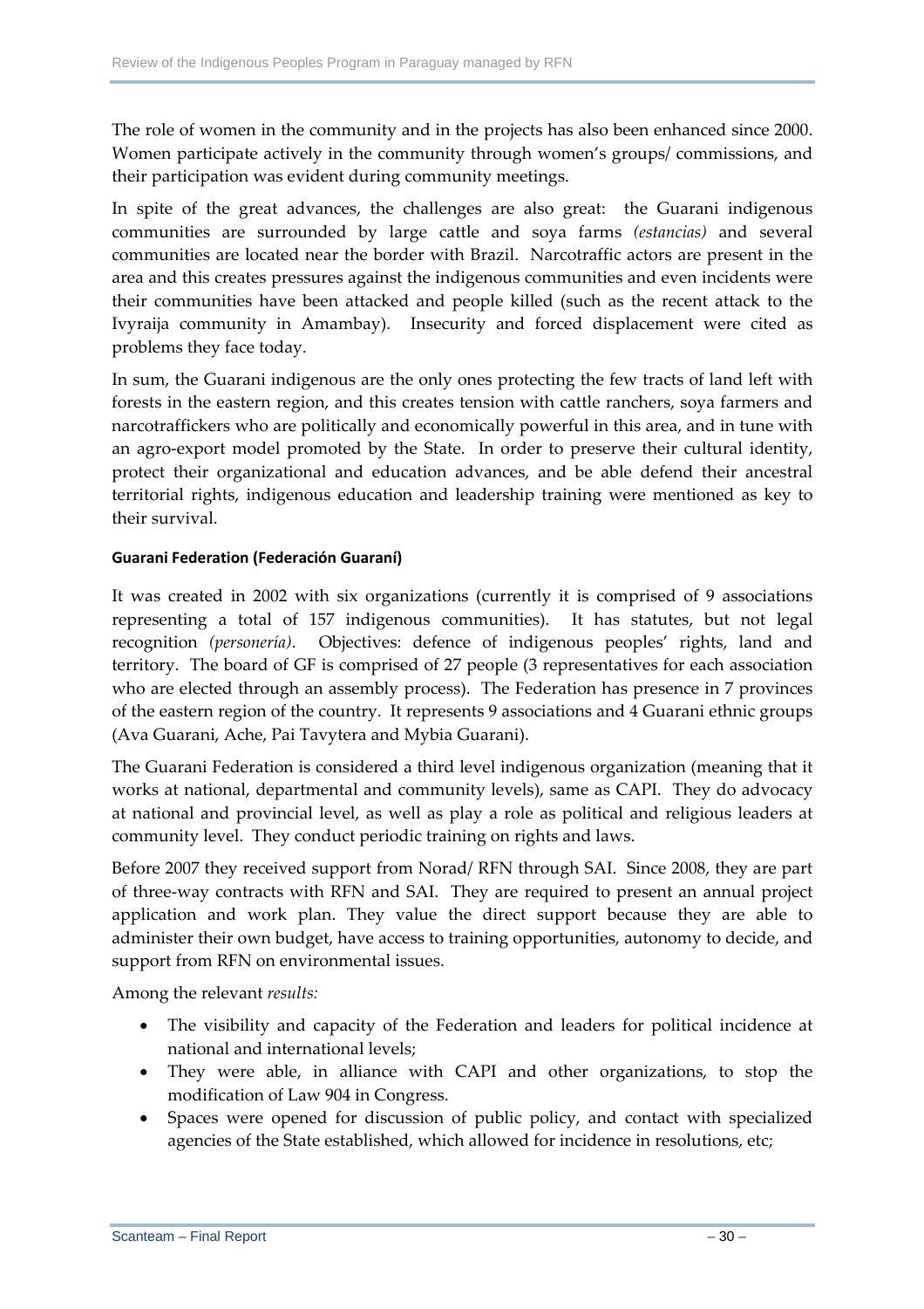The role of women in the community and in the projects has also been enhanced since 2000. Women participate actively in the community through women's groups/ commissions, and their participation was evident during community meetings.

In spite of the great advances, the challenges are also great: the Guarani indigenous communities are surrounded by large cattle and soya farms *(estancias)* and several communities are located near the border with Brazil. Narcotraffic actors are present in the area and this creates pressures against the indigenous communities and even incidents were their communities have been attacked and people killed (such as the recent attack to the Ivyraija community in Amambay). Insecurity and forced displacement were cited as problems they face today.

In sum, the Guarani indigenous are the only ones protecting the few tracts of land left with forests in the eastern region, and this creates tension with cattle ranchers, soya farmers and narcotraffickers who are politically and economically powerful in this area, and in tune with an agro-export model promoted by the State. In order to preserve their cultural identity, protect their organizational and education advances, and be able defend their ancestral territorial rights, indigenous education and leadership training were mentioned as key to their survival.

#### Guarani Federation (Federación Guaraní)

It was created in 2002 with six organizations (currently it is comprised of 9 associations representing a total of 157 indigenous communities). It has statutes, but not legal recognition *(personería)*. Objectives: defence of indigenous peoples' rights, land and territory. The board of GF is comprised of 27 people (3 representatives for each association who are elected through an assembly process). The Federation has presence in 7 provinces of the eastern region of the country. It represents 9 associations and 4 Guarani ethnic groups (Ava Guarani, Ache, Pai Tavytera and Mybia Guarani).

The Guarani Federation is considered a third level indigenous organization (meaning that it works at national, departmental and community levels), same as CAPI. They do advocacy at national and provincial level, as well as play a role as political and religious leaders at community level. They conduct periodic training on rights and laws.

Before 2007 they received support from Norad/ RFN through SAI. Since 2008, they are part of three-way contracts with RFN and SAI. They are required to present an annual project application and work plan. They value the direct support because they are able to administer their own budget, have access to training opportunities, autonomy to decide, and support from RFN on environmental issues.

Among the relevant *results:*

- The visibility and capacity of the Federation and leaders for political incidence at national and international levels;
- They were able, in alliance with CAPI and other organizations, to stop the modification of Law 904 in Congress.
- Spaces were opened for discussion of public policy, and contact with specialized agencies of the State established, which allowed for incidence in resolutions, etc;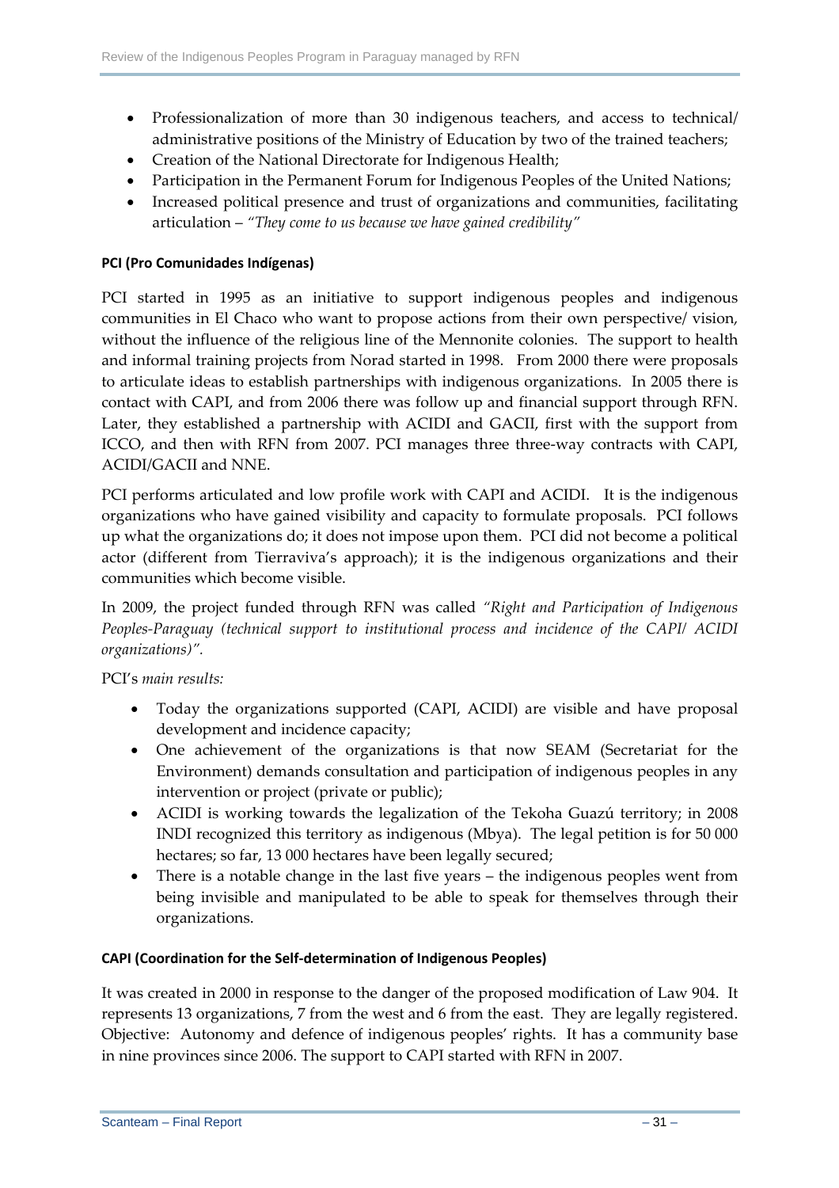- Professionalization of more than 30 indigenous teachers, and access to technical/ administrative positions of the Ministry of Education by two of the trained teachers;
- Creation of the National Directorate for Indigenous Health;
- Participation in the Permanent Forum for Indigenous Peoples of the United Nations;
- Increased political presence and trust of organizations and communities, facilitating articulation – *"They come to us because we have gained credibility"*

**PCI (Pro Comunidades Indígenas)**

PCI started in 1995 as an initiative to support indigenous peoples and indigenous communities in El Chaco who want to propose actions from their own perspective/ vision, without the influence of the religious line of the Mennonite colonies. The support to health and informal training projects from Norad started in 1998. From 2000 there were proposals to articulate ideas to establish partnerships with indigenous organizations. In 2005 there is contact with CAPI, and from 2006 there was follow up and financial support through RFN. Later, they established a partnership with ACIDI and GACII, first with the support from ICCO, and then with RFN from 2007. PCI manages three three-way contracts with CAPI, ACIDI/GACII and NNE.

PCI performs articulated and low profile work with CAPI and ACIDI. It is the indigenous organizations who have gained visibility and capacity to formulate proposals. PCI follows up what the organizations do; it does not impose upon them. PCI did not become a political actor (different from Tierraviva's approach); it is the indigenous organizations and their communities which become visible.

In 2009, the project funded through RFN was called *"Right and Participation of Indigenous Peoples-Paraguay (technical support to institutional process and incidence of the CAPI/ ACIDI organizations)"*.

PCI's *main results:*

- Today the organizations supported (CAPI, ACIDI) are visible and have proposal development and incidence capacity;
- One achievement of the organizations is that now SEAM (Secretariat for the Environment) demands consultation and participation of indigenous peoples in any intervention or project (private or public);
- ACIDI is working towards the legalization of the Tekoha Guazú territory; in 2008 INDI recognized this territory as indigenous (Mbya). The legal petition is for 50 000 hectares; so far, 13 000 hectares have been legally secured;
- There is a notable change in the last five years – the indigenous peoples went from being invisible and manipulated to be able to speak for themselves through their organizations.

**CAPI (Coordination for the Self-determination of Indigenous Peoples)**

It was created in 2000 in response to the danger of the proposed modification of Law 904. It represents 13 organizations, 7 from the west and 6 from the east. They are legally registered. Objective: Autonomy and defence of indigenous peoples' rights. It has a community base in nine provinces since 2006. The support to CAPI started with RFN in 2007.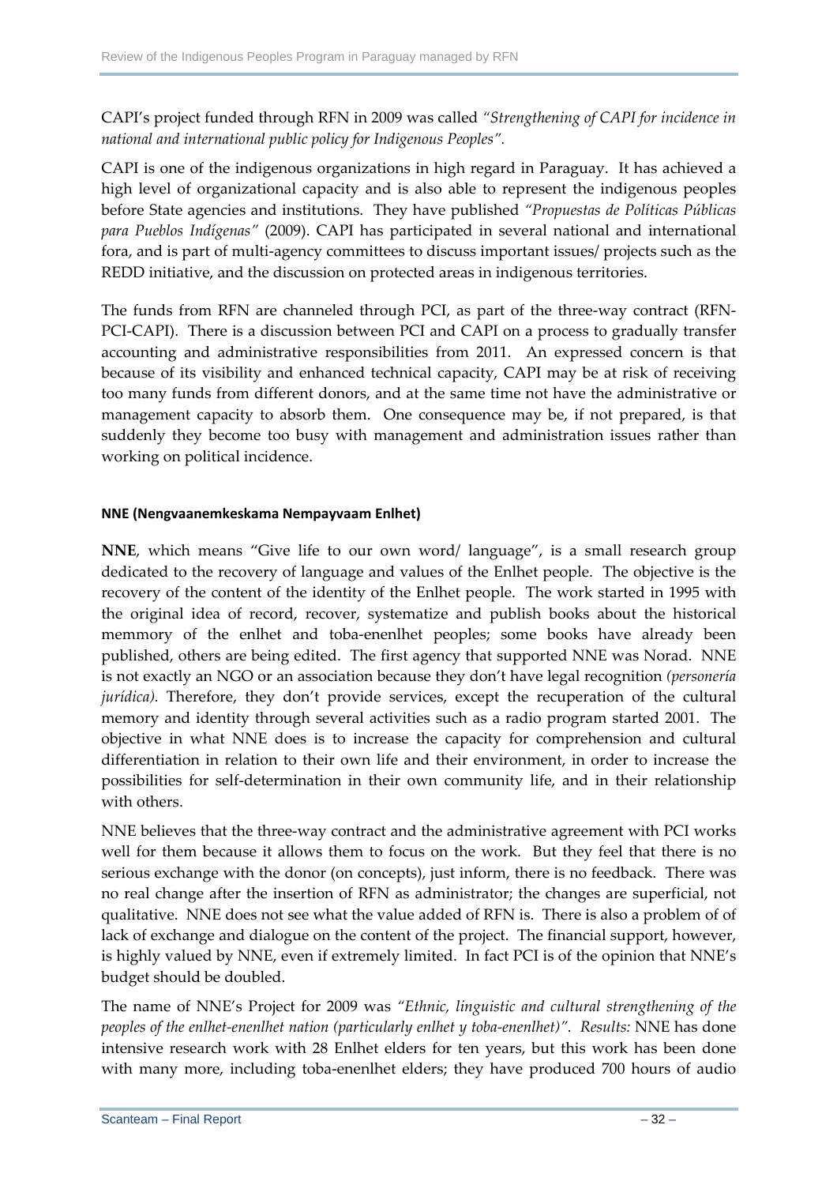CAPI's project funded through RFN in 2009 was called *"Strengthening of CAPI for incidence in national and international public policy for Indigenous Peoples"*.

CAPI is one of the indigenous organizations in high regard in Paraguay. It has achieved a high level of organizational capacity and is also able to represent the indigenous peoples before State agencies and institutions. They have published *"Propuestas de Políticas Públicas para Pueblos Indígenas"* (2009). CAPI has participated in several national and international fora, and is part of multi-agency committees to discuss important issues/ projects such as the REDD initiative, and the discussion on protected areas in indigenous territories.

The funds from RFN are channeled through PCI, as part of the three-way contract (RFN-PCI-CAPI). There is a discussion between PCI and CAPI on a process to gradually transfer accounting and administrative responsibilities from 2011. An expressed concern is that because of its visibility and enhanced technical capacity, CAPI may be at risk of receiving too many funds from different donors, and at the same time not have the administrative or management capacity to absorb them. One consequence may be, if not prepared, is that suddenly they become too busy with management and administration issues rather than working on political incidence.

#### NNE (Nengvaanemkeskama Nempayvaam Enlhet)

**NNE**, which means "Give life to our own word/ language", is a small research group dedicated to the recovery of language and values of the Enlhet people. The objective is the recovery of the content of the identity of the Enlhet people. The work started in 1995 with the original idea of record, recover, systematize and publish books about the historical memmory of the enlhet and toba-enenlhet peoples; some books have already been published, others are being edited. The first agency that supported NNE was Norad. NNE is not exactly an NGO or an association because they don't have legal recognition *(personería jurídica).* Therefore, they don't provide services, except the recuperation of the cultural memory and identity through several activities such as a radio program started 2001. The objective in what NNE does is to increase the capacity for comprehension and cultural differentiation in relation to their own life and their environment, in order to increase the possibilities for self-determination in their own community life, and in their relationship with others.

NNE believes that the three-way contract and the administrative agreement with PCI works well for them because it allows them to focus on the work. But they feel that there is no serious exchange with the donor (on concepts), just inform, there is no feedback. There was no real change after the insertion of RFN as administrator; the changes are superficial, not qualitative. NNE does not see what the value added of RFN is. There is also a problem of of lack of exchange and dialogue on the content of the project. The financial support, however, is highly valued by NNE, even if extremely limited. In fact PCI is of the opinion that NNE's budget should be doubled.

The name of NNE's Project for 2009 was *"Ethnic, linguistic and cultural strengthening of the peoples of the enlhet-enenlhet nation (particularly enlhet y toba-enenlhet)". Results:* NNE has done intensive research work with 28 Enlhet elders for ten years, but this work has been done with many more, including toba-enenlhet elders; they have produced 700 hours of audio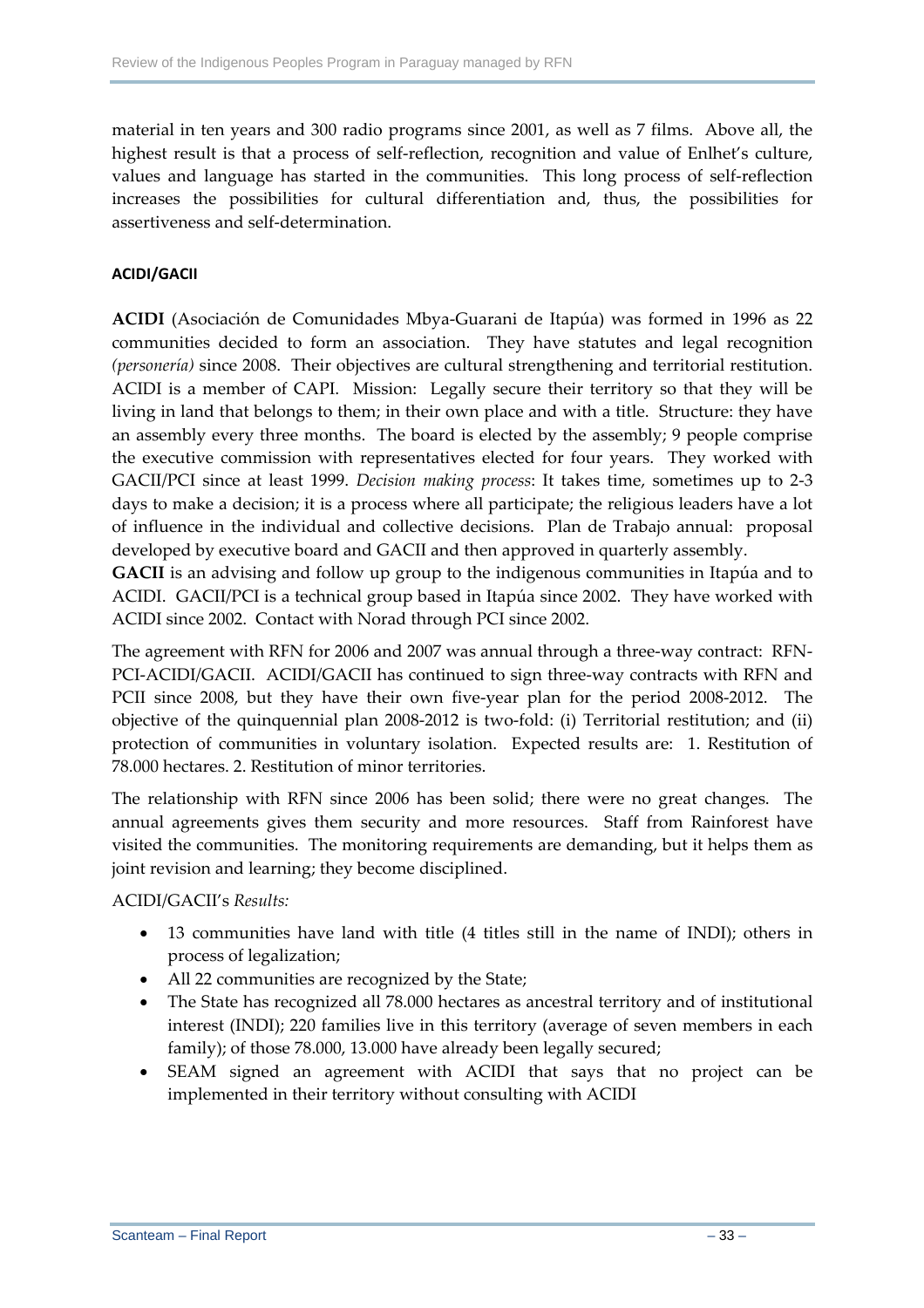material in ten years and 300 radio programs since 2001, as well as 7 films. Above all, the highest result is that a process of self-reflection, recognition and value of Enlhet's culture, values and language has started in the communities. This long process of self-reflection increases the possibilities for cultural differentiation and, thus, the possibilities for assertiveness and self-determination.

#### ACIDI/GACII

**ACIDI** (Asociación de Comunidades Mbya-Guarani de Itapúa) was formed in 1996 as 22 communities decided to form an association. They have statutes and legal recognition *(personería)* since 2008. Their objectives are cultural strengthening and territorial restitution. ACIDI is a member of CAPI. Mission: Legally secure their territory so that they will be living in land that belongs to them; in their own place and with a title. Structure: they have an assembly every three months. The board is elected by the assembly; 9 people comprise the executive commission with representatives elected for four years. They worked with GACII/PCI since at least 1999. *Decision making process*: It takes time, sometimes up to 2-3 days to make a decision; it is a process where all participate; the religious leaders have a lot of influence in the individual and collective decisions. Plan de Trabajo annual: proposal developed by executive board and GACII and then approved in quarterly assembly.

**GACII** is an advising and follow up group to the indigenous communities in Itapúa and to ACIDI. GACII/PCI is a technical group based in Itapúa since 2002. They have worked with ACIDI since 2002. Contact with Norad through PCI since 2002.

The agreement with RFN for 2006 and 2007 was annual through a three-way contract: RFN-PCI-ACIDI/GACII. ACIDI/GACII has continued to sign three-way contracts with RFN and PCII since 2008, but they have their own five-year plan for the period 2008-2012. The objective of the quinquennial plan 2008-2012 is two-fold: (i) Territorial restitution; and (ii) protection of communities in voluntary isolation. Expected results are: 1. Restitution of 78.000 hectares. 2. Restitution of minor territories.

The relationship with RFN since 2006 has been solid; there were no great changes. The annual agreements gives them security and more resources. Staff from Rainforest have visited the communities. The monitoring requirements are demanding, but it helps them as joint revision and learning; they become disciplined.

ACIDI/GACII's *Results:*

- 13 communities have land with title (4 titles still in the name of INDI); others in process of legalization;
- All 22 communities are recognized by the State;
- The State has recognized all 78.000 hectares as ancestral territory and of institutional interest (INDI); 220 families live in this territory (average of seven members in each family); of those 78.000, 13.000 have already been legally secured;
- SEAM signed an agreement with ACIDI that says that no project can be implemented in their territory without consulting with ACIDI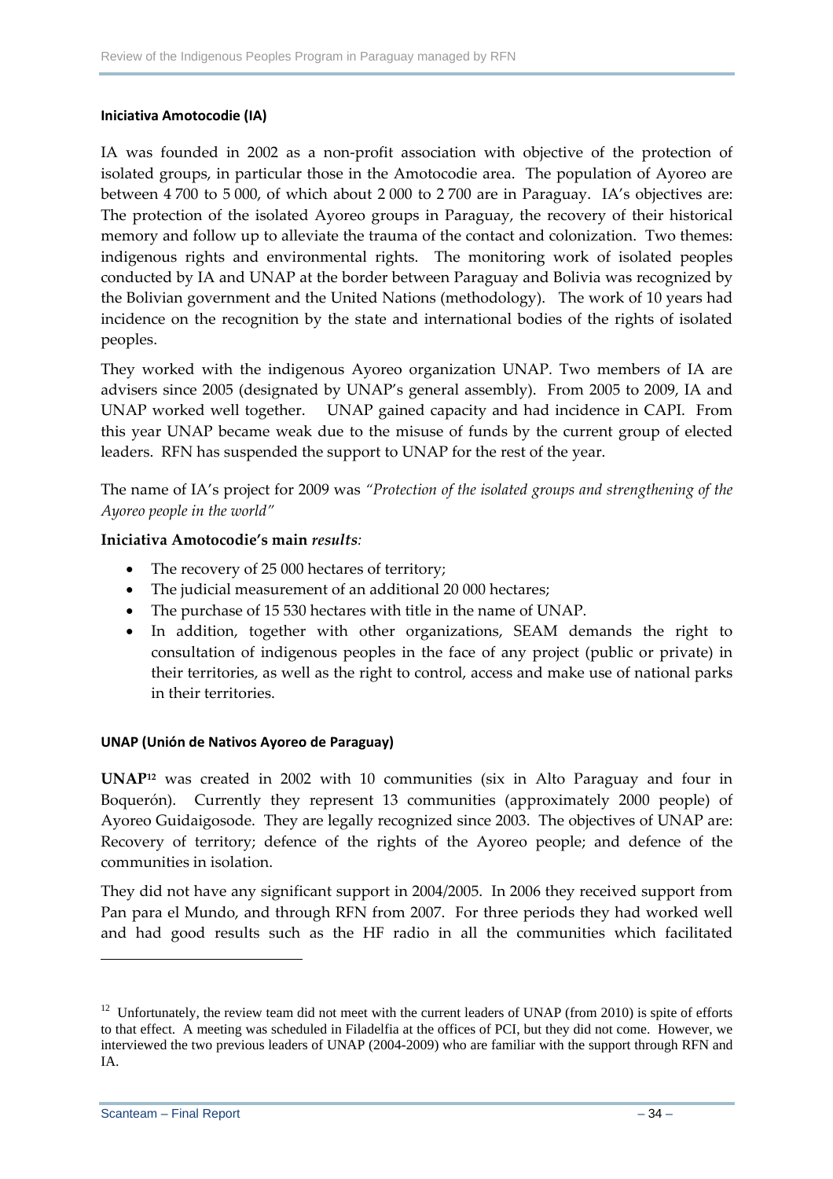#### Iniciativa Amotocodie (IA)

IA was founded in 2002 as a non-profit association with objective of the protection of isolated groups, in particular those in the Amotocodie area. The population of Ayoreo are between 4 700 to 5 000, of which about 2 000 to 2 700 are in Paraguay. IA's objectives are: The protection of the isolated Ayoreo groups in Paraguay, the recovery of their historical memory and follow up to alleviate the trauma of the contact and colonization. Two themes: indigenous rights and environmental rights. The monitoring work of isolated peoples conducted by IA and UNAP at the border between Paraguay and Bolivia was recognized by the Bolivian government and the United Nations (methodology). The work of 10 years had incidence on the recognition by the state and international bodies of the rights of isolated peoples.

They worked with the indigenous Ayoreo organization UNAP. Two members of IA are advisers since 2005 (designated by UNAP's general assembly). From 2005 to 2009, IA and UNAP worked well together. UNAP gained capacity and had incidence in CAPI. From this year UNAP became weak due to the misuse of funds by the current group of elected leaders. RFN has suspended the support to UNAP for the rest of the year.

The name of IA's project for 2009 was *"Protection of the isolated groups and strengthening of the Ayoreo people in the world"*

**Iniciativa Amotocodie's main *results*:**

- The recovery of 25 000 hectares of territory;
- The judicial measurement of an additional 20 000 hectares;
- The purchase of 15 530 hectares with title in the name of UNAP.
- In addition, together with other organizations, SEAM demands the right to consultation of indigenous peoples in the face of any project (public or private) in their territories, as well as the right to control, access and make use of national parks in their territories.

#### UNAP (Unión de Nativos Ayoreo de Paraguay)

**UNAP**[12] was created in 2002 with 10 communities (six in Alto Paraguay and four in Boquerón). Currently they represent 13 communities (approximately 2000 people) of Ayoreo Guidaigosode. They are legally recognized since 2003. The objectives of UNAP are: Recovery of territory; defence of the rights of the Ayoreo people; and defence of the communities in isolation.

They did not have any significant support in 2004/2005. In 2006 they received support from Pan para el Mundo, and through RFN from 2007. For three periods they had worked well and had good results such as the HF radio in all the communities which facilitated

[12] Unfortunately, the review team did not meet with the current leaders of UNAP (from 2010) is spite of efforts to that effect. A meeting was scheduled in Filadelfia at the offices of PCI, but they did not come. However, we interviewed the two previous leaders of UNAP (2004-2009) who are familiar with the support through RFN and IA.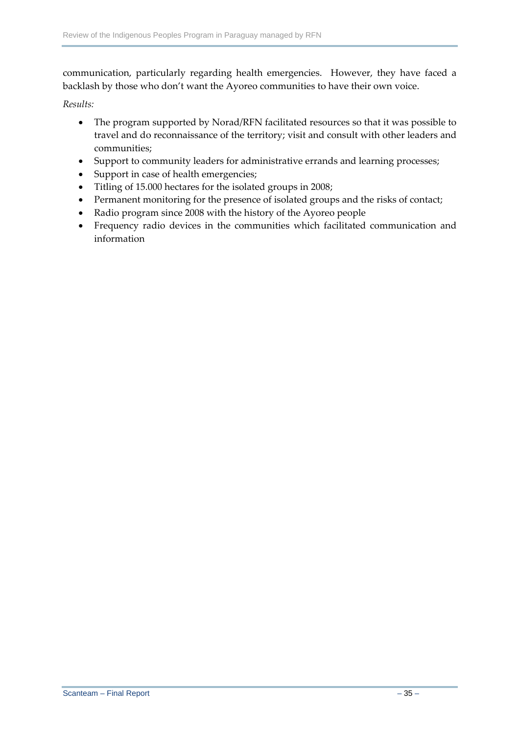communication, particularly regarding health emergencies. However, they have faced a backlash by those who don't want the Ayoreo communities to have their own voice.

*Results:*

- The program supported by Norad/RFN facilitated resources so that it was possible to travel and do reconnaissance of the territory; visit and consult with other leaders and communities;
- Support to community leaders for administrative errands and learning processes;
- Support in case of health emergencies;
- Titling of 15.000 hectares for the isolated groups in 2008;
- Permanent monitoring for the presence of isolated groups and the risks of contact;
- Radio program since 2008 with the history of the Ayoreo people
- Frequency radio devices in the communities which facilitated communication and information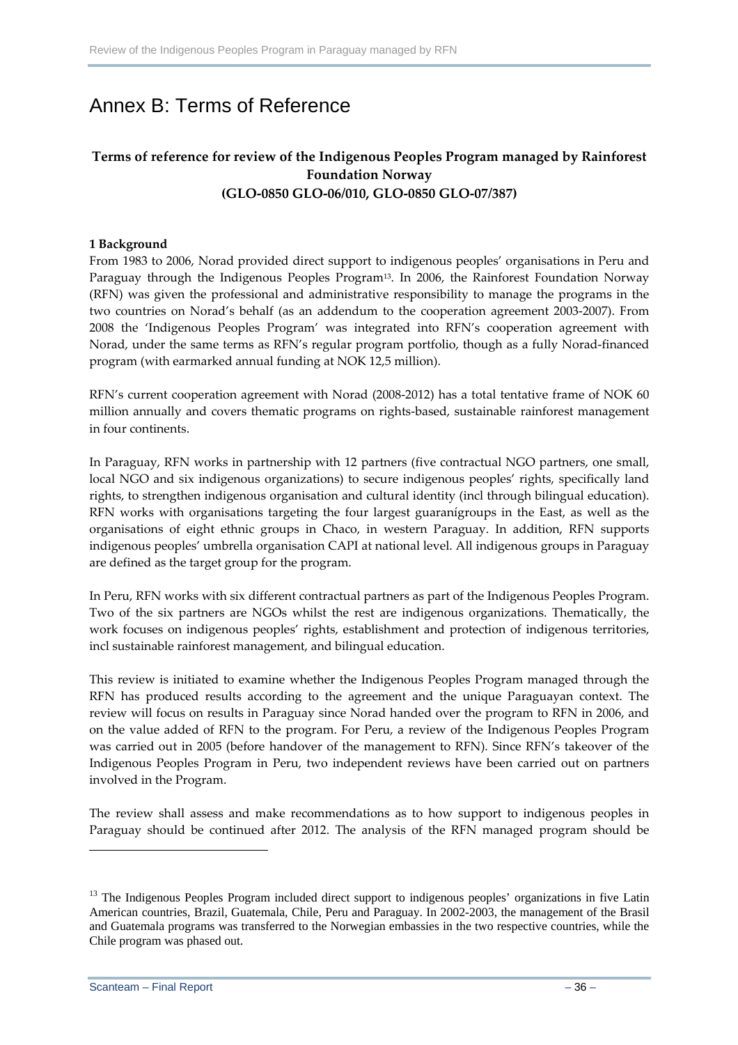# Annex B: Terms of Reference

**Terms of reference for review of the Indigenous Peoples Program managed by Rainforest Foundation Norway**
**(GLO-0850 GLO-06/010, GLO-0850 GLO-07/387)**

**1 Background**

From 1983 to 2006, Norad provided direct support to indigenous peoples' organisations in Peru and Paraguay through the Indigenous Peoples Program[13]. In 2006, the Rainforest Foundation Norway (RFN) was given the professional and administrative responsibility to manage the programs in the two countries on Norad's behalf (as an addendum to the cooperation agreement 2003-2007). From 2008 the 'Indigenous Peoples Program' was integrated into RFN's cooperation agreement with Norad, under the same terms as RFN's regular program portfolio, though as a fully Norad-financed program (with earmarked annual funding at NOK 12,5 million).

RFN's current cooperation agreement with Norad (2008-2012) has a total tentative frame of NOK 60 million annually and covers thematic programs on rights-based, sustainable rainforest management in four continents.

In Paraguay, RFN works in partnership with 12 partners (five contractual NGO partners, one small, local NGO and six indigenous organizations) to secure indigenous peoples' rights, specifically land rights, to strengthen indigenous organisation and cultural identity (incl through bilingual education). RFN works with organisations targeting the four largest guaranígroups in the East, as well as the organisations of eight ethnic groups in Chaco, in western Paraguay. In addition, RFN supports indigenous peoples' umbrella organisation CAPI at national level. All indigenous groups in Paraguay are defined as the target group for the program.

In Peru, RFN works with six different contractual partners as part of the Indigenous Peoples Program. Two of the six partners are NGOs whilst the rest are indigenous organizations. Thematically, the work focuses on indigenous peoples' rights, establishment and protection of indigenous territories, incl sustainable rainforest management, and bilingual education.

This review is initiated to examine whether the Indigenous Peoples Program managed through the RFN has produced results according to the agreement and the unique Paraguayan context. The review will focus on results in Paraguay since Norad handed over the program to RFN in 2006, and on the value added of RFN to the program. For Peru, a review of the Indigenous Peoples Program was carried out in 2005 (before handover of the management to RFN). Since RFN's takeover of the Indigenous Peoples Program in Peru, two independent reviews have been carried out on partners involved in the Program.

The review shall assess and make recommendations as to how support to indigenous peoples in Paraguay should be continued after 2012. The analysis of the RFN managed program should be

[13] The Indigenous Peoples Program included direct support to indigenous peoples' organizations in five Latin American countries, Brazil, Guatemala, Chile, Peru and Paraguay. In 2002-2003, the management of the Brasil and Guatemala programs was transferred to the Norwegian embassies in the two respective countries, while the Chile program was phased out.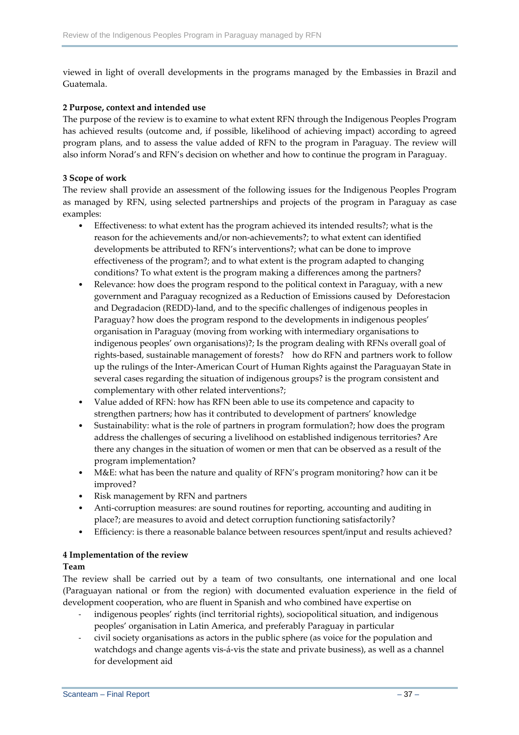viewed in light of overall developments in the programs managed by the Embassies in Brazil and Guatemala.

**2 Purpose, context and intended use**

The purpose of the review is to examine to what extent RFN through the Indigenous Peoples Program has achieved results (outcome and, if possible, likelihood of achieving impact) according to agreed program plans, and to assess the value added of RFN to the program in Paraguay. The review will also inform Norad's and RFN's decision on whether and how to continue the program in Paraguay.

**3 Scope of work**

The review shall provide an assessment of the following issues for the Indigenous Peoples Program as managed by RFN, using selected partnerships and projects of the program in Paraguay as case examples:

- Effectiveness: to what extent has the program achieved its intended results?; what is the reason for the achievements and/or non-achievements?; to what extent can identified developments be attributed to RFN's interventions?; what can be done to improve effectiveness of the program?; and to what extent is the program adapted to changing conditions? To what extent is the program making a differences among the partners?
- Relevance: how does the program respond to the political context in Paraguay, with a new government and Paraguay recognized as a Reduction of Emissions caused by Deforestacion and Degradacion (REDD)-land, and to the specific challenges of indigenous peoples in Paraguay? how does the program respond to the developments in indigenous peoples' organisation in Paraguay (moving from working with intermediary organisations to indigenous peoples' own organisations)?; Is the program dealing with RFNs overall goal of rights-based, sustainable management of forests? how do RFN and partners work to follow up the rulings of the Inter-American Court of Human Rights against the Paraguayan State in several cases regarding the situation of indigenous groups? is the program consistent and complementary with other related interventions?;
- Value added of RFN: how has RFN been able to use its competence and capacity to strengthen partners; how has it contributed to development of partners' knowledge
- Sustainability: what is the role of partners in program formulation?; how does the program address the challenges of securing a livelihood on established indigenous territories? Are there any changes in the situation of women or men that can be observed as a result of the program implementation?
- M&E: what has been the nature and quality of RFN's program monitoring? how can it be improved?
- Risk management by RFN and partners
- Anti-corruption measures: are sound routines for reporting, accounting and auditing in place?; are measures to avoid and detect corruption functioning satisfactorily?
- Efficiency: is there a reasonable balance between resources spent/input and results achieved?

**4 Implementation of the review**

**Team**

The review shall be carried out by a team of two consultants, one international and one local (Paraguayan national or from the region) with documented evaluation experience in the field of development cooperation, who are fluent in Spanish and who combined have expertise on

- indigenous peoples' rights (incl territorial rights), sociopolitical situation, and indigenous peoples' organisation in Latin America, and preferably Paraguay in particular
- civil society organisations as actors in the public sphere (as voice for the population and watchdogs and change agents vis-á-vis the state and private business), as well as a channel for development aid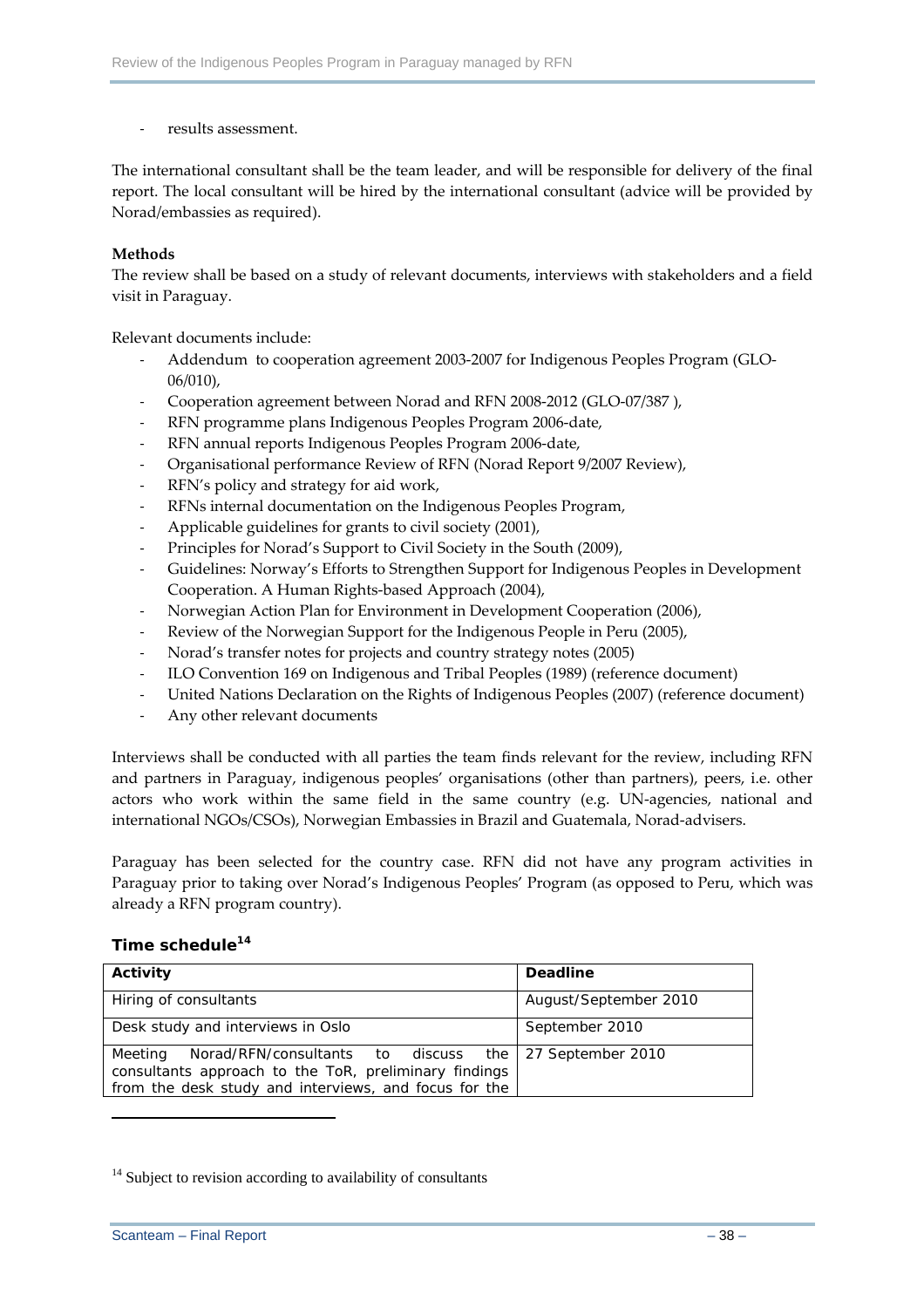- results assessment.

The international consultant shall be the team leader, and will be responsible for delivery of the final report. The local consultant will be hired by the international consultant (advice will be provided by Norad/embassies as required).

**Methods**

The review shall be based on a study of relevant documents, interviews with stakeholders and a field visit in Paraguay.

Relevant documents include:

- Addendum to cooperation agreement 2003-2007 for Indigenous Peoples Program (GLO-06/010),
- Cooperation agreement between Norad and RFN 2008-2012 (GLO-07/387 ),
- RFN programme plans Indigenous Peoples Program 2006-date,
- RFN annual reports Indigenous Peoples Program 2006-date,
- Organisational performance Review of RFN (Norad Report 9/2007 Review),
- RFN's policy and strategy for aid work,
- RFNs internal documentation on the Indigenous Peoples Program,
- Applicable guidelines for grants to civil society (2001),
- Principles for Norad's Support to Civil Society in the South (2009),
- Guidelines: Norway's Efforts to Strengthen Support for Indigenous Peoples in Development Cooperation. A Human Rights-based Approach (2004),
- Norwegian Action Plan for Environment in Development Cooperation (2006),
- Review of the Norwegian Support for the Indigenous People in Peru (2005),
- Norad's transfer notes for projects and country strategy notes (2005)
- ILO Convention 169 on Indigenous and Tribal Peoples (1989) (reference document)
- United Nations Declaration on the Rights of Indigenous Peoples (2007) (reference document)
- Any other relevant documents

Interviews shall be conducted with all parties the team finds relevant for the review, including RFN and partners in Paraguay, indigenous peoples' organisations (other than partners), peers, i.e. other actors who work within the same field in the same country (e.g. UN-agencies, national and international NGOs/CSOs), Norwegian Embassies in Brazil and Guatemala, Norad-advisers.

Paraguay has been selected for the country case. RFN did not have any program activities in Paraguay prior to taking over Norad's Indigenous Peoples' Program (as opposed to Peru, which was already a RFN program country).

### Time schedule[14]

| Activity | Deadline |
|---|---|
| Hiring of consultants | August/September 2010 |
| Desk study and interviews in Oslo | September 2010 |
| Meeting Norad/RFN/consultants to discuss the consultants approach to the ToR, preliminary findings from the desk study and interviews, and focus for the | 27 September 2010 |

[14] Subject to revision according to availability of consultants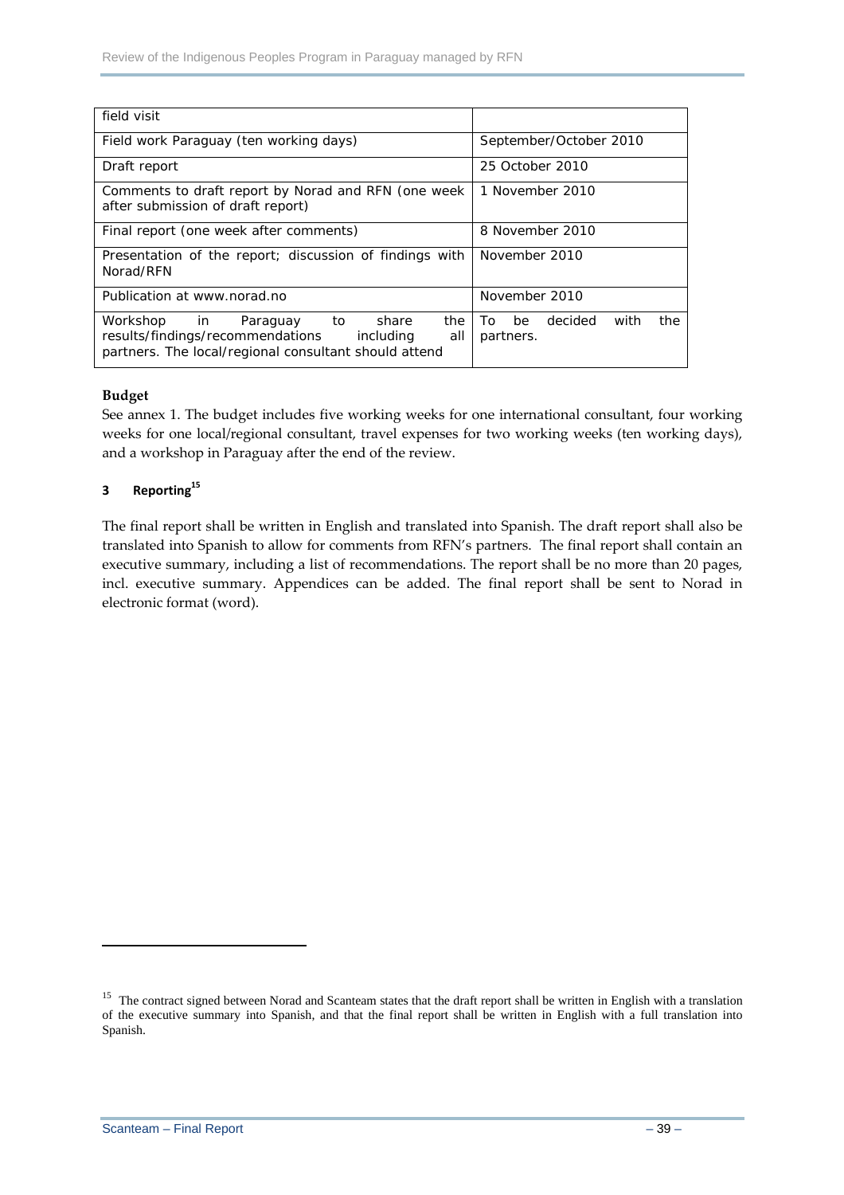| field visit | |
|---|---|
| Field work Paraguay (ten working days) | September/October 2010 |
| Draft report | 25 October 2010 |
| Comments to draft report by Norad and RFN (one week after submission of draft report) | 1 November 2010 |
| Final report (one week after comments) | 8 November 2010 |
| Presentation of the report; discussion of findings with Norad/RFN | November 2010 |
| Publication at www.norad.no | November 2010 |
| Workshop in Paraguay to share the results/findings/recommendations including all partners. The local/regional consultant should attend | To be decided with the partners. |

**Budget**

See annex 1. The budget includes five working weeks for one international consultant, four working weeks for one local/regional consultant, travel expenses for two working weeks (ten working days), and a workshop in Paraguay after the end of the review.

## 3 Reporting[15]

The final report shall be written in English and translated into Spanish. The draft report shall also be translated into Spanish to allow for comments from RFN's partners. The final report shall contain an executive summary, including a list of recommendations. The report shall be no more than 20 pages, incl. executive summary. Appendices can be added. The final report shall be sent to Norad in electronic format (word).

[15] The contract signed between Norad and Scanteam states that the draft report shall be written in English with a translation of the executive summary into Spanish, and that the final report shall be written in English with a full translation into Spanish.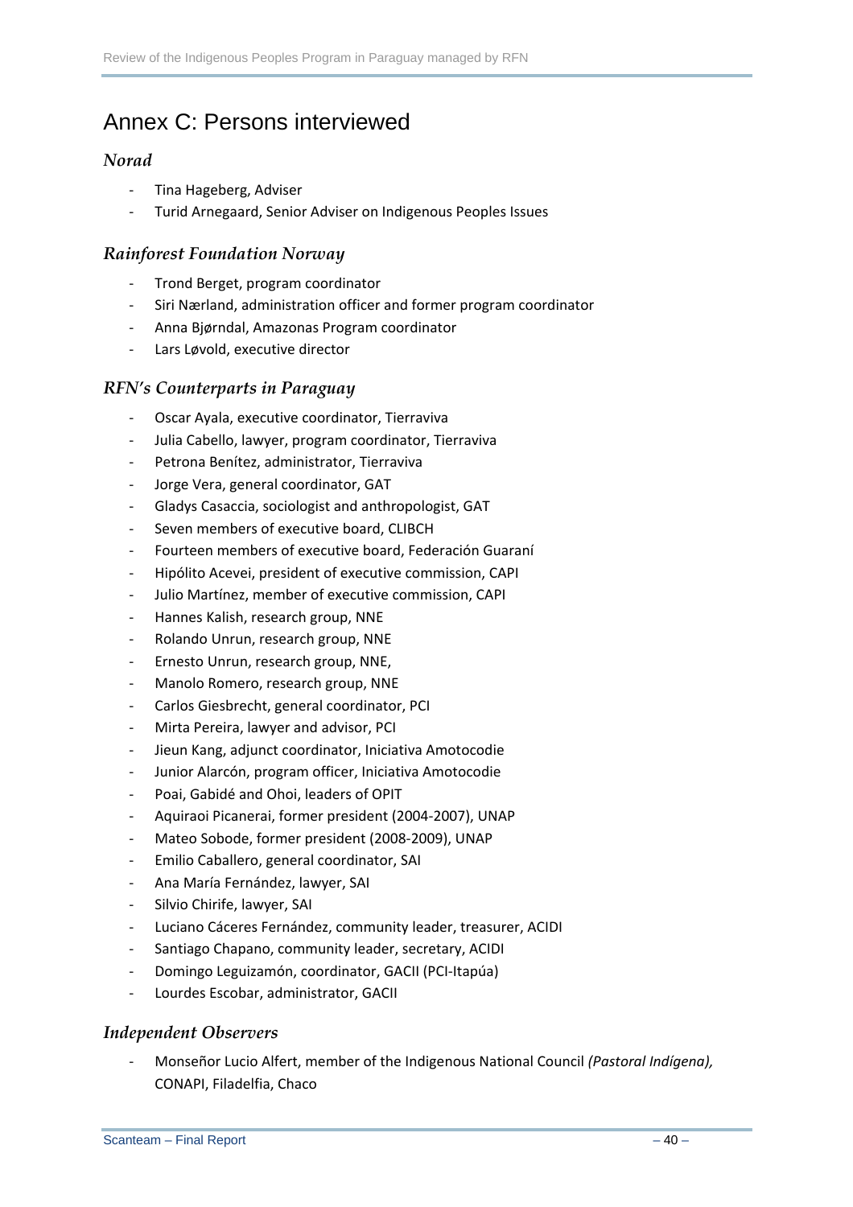# Annex C: Persons interviewed

### *Norad*

- Tina Hageberg, Adviser
- Turid Arnegaard, Senior Adviser on Indigenous Peoples Issues

### *Rainforest Foundation Norway*

- Trond Berget, program coordinator
- Siri Nærland, administration officer and former program coordinator
- Anna Bjørndal, Amazonas Program coordinator
- Lars Løvold, executive director

### *RFN's Counterparts in Paraguay*

- Oscar Ayala, executive coordinator, Tierraviva
- Julia Cabello, lawyer, program coordinator, Tierraviva
- Petrona Benítez, administrator, Tierraviva
- Jorge Vera, general coordinator, GAT
- Gladys Casaccia, sociologist and anthropologist, GAT
- Seven members of executive board, CLIBCH
- Fourteen members of executive board, Federación Guaraní
- Hipólito Acevei, president of executive commission, CAPI
- Julio Martínez, member of executive commission, CAPI
- Hannes Kalish, research group, NNE
- Rolando Unrun, research group, NNE
- Ernesto Unrun, research group, NNE,
- Manolo Romero, research group, NNE
- Carlos Giesbrecht, general coordinator, PCI
- Mirta Pereira, lawyer and advisor, PCI
- Jieun Kang, adjunct coordinator, Iniciativa Amotocodie
- Junior Alarcón, program officer, Iniciativa Amotocodie
- Poai, Gabidé and Ohoi, leaders of OPIT
- Aquiraoi Picanerai, former president (2004-2007), UNAP
- Mateo Sobode, former president (2008-2009), UNAP
- Emilio Caballero, general coordinator, SAI
- Ana María Fernández, lawyer, SAI
- Silvio Chirife, lawyer, SAI
- Luciano Cáceres Fernández, community leader, treasurer, ACIDI
- Santiago Chapano, community leader, secretary, ACIDI
- Domingo Leguizamón, coordinator, GACII (PCI-Itapúa)
- Lourdes Escobar, administrator, GACII

### *Independent Observers*

- Monseñor Lucio Alfert, member of the Indigenous National Council *(Pastoral Indígena),* CONAPI, Filadelfia, Chaco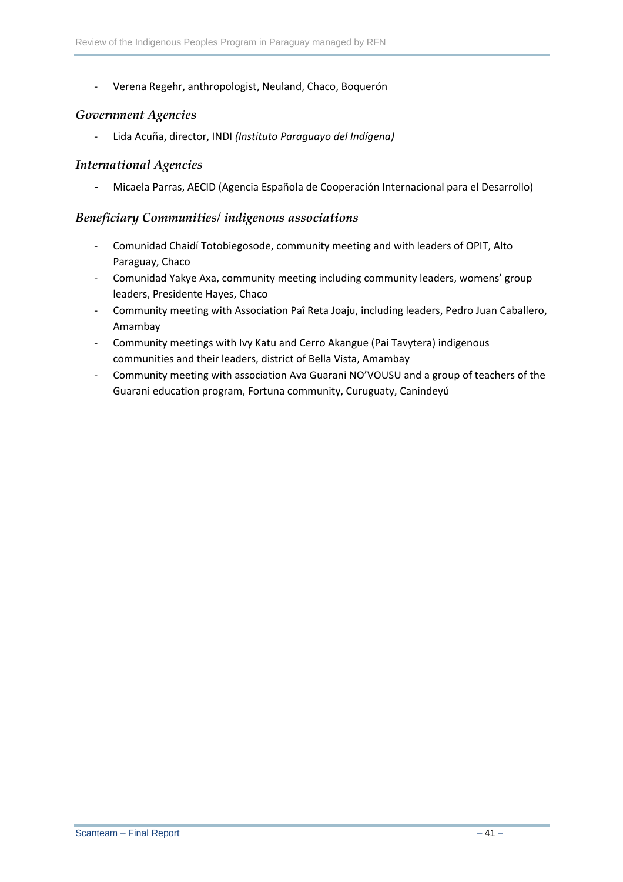- Verena Regehr, anthropologist, Neuland, Chaco, Boquerón

### *Government Agencies*

- Lida Acuña, director, INDI *(Instituto Paraguayo del Indígena)*

### *International Agencies*

- Micaela Parras, AECID (Agencia Española de Cooperación Internacional para el Desarrollo)

### *Beneficiary Communities/ indigenous associations*

- Comunidad Chaidí Totobiegosode, community meeting and with leaders of OPIT, Alto Paraguay, Chaco
- Comunidad Yakye Axa, community meeting including community leaders, womens' group leaders, Presidente Hayes, Chaco
- Community meeting with Association Paî Reta Joaju, including leaders, Pedro Juan Caballero, Amambay
- Community meetings with Ivy Katu and Cerro Akangue (Pai Tavytera) indigenous communities and their leaders, district of Bella Vista, Amambay
- Community meeting with association Ava Guarani NO'VOUSU and a group of teachers of the Guarani education program, Fortuna community, Curuguaty, Canindeyú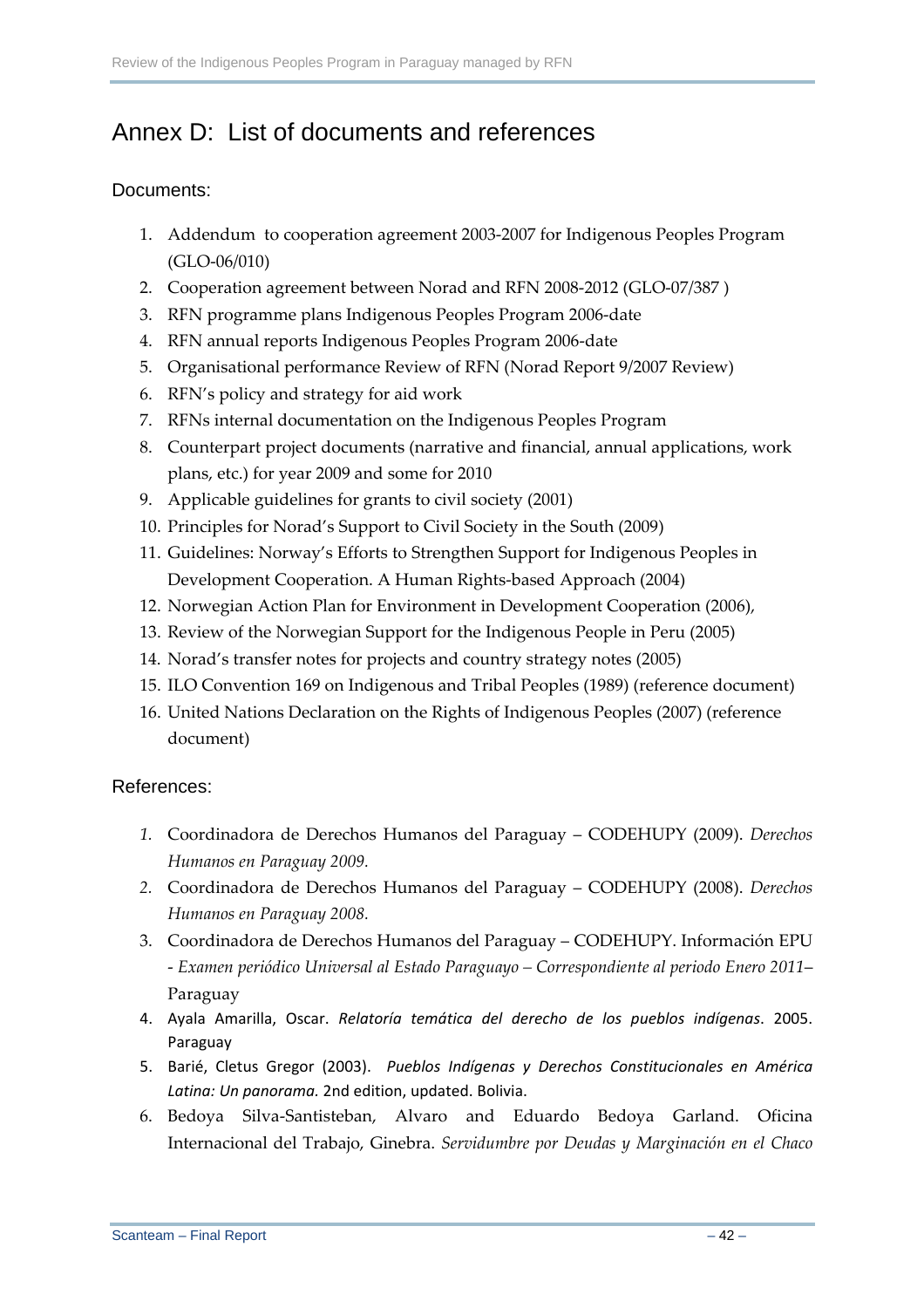# Annex D: List of documents and references

## Documents:

1. Addendum to cooperation agreement 2003-2007 for Indigenous Peoples Program (GLO-06/010)
2. Cooperation agreement between Norad and RFN 2008-2012 (GLO-07/387 )
3. RFN programme plans Indigenous Peoples Program 2006-date
4. RFN annual reports Indigenous Peoples Program 2006-date
5. Organisational performance Review of RFN (Norad Report 9/2007 Review)
6. RFN's policy and strategy for aid work
7. RFNs internal documentation on the Indigenous Peoples Program
8. Counterpart project documents (narrative and financial, annual applications, work plans, etc.) for year 2009 and some for 2010
9. Applicable guidelines for grants to civil society (2001)
10. Principles for Norad's Support to Civil Society in the South (2009)
11. Guidelines: Norway's Efforts to Strengthen Support for Indigenous Peoples in Development Cooperation. A Human Rights-based Approach (2004)
12. Norwegian Action Plan for Environment in Development Cooperation (2006),
13. Review of the Norwegian Support for the Indigenous People in Peru (2005)
14. Norad's transfer notes for projects and country strategy notes (2005)
15. ILO Convention 169 on Indigenous and Tribal Peoples (1989) (reference document)
16. United Nations Declaration on the Rights of Indigenous Peoples (2007) (reference document)

## References:

1. Coordinadora de Derechos Humanos del Paraguay – CODEHUPY (2009). *Derechos Humanos en Paraguay 2009.*
2. Coordinadora de Derechos Humanos del Paraguay – CODEHUPY (2008). *Derechos Humanos en Paraguay 2008.*
3. Coordinadora de Derechos Humanos del Paraguay – CODEHUPY. Información EPU - *Examen periódico Universal al Estado Paraguayo – Correspondiente al periodo Enero 2011*– Paraguay
4. Ayala Amarilla, Oscar. *Relatoría temática del derecho de los pueblos indígenas*. 2005. Paraguay
5. Barié, Cletus Gregor (2003). *Pueblos Indígenas y Derechos Constitucionales en América Latina: Un panorama.* 2nd edition, updated. Bolivia.
6. Bedoya Silva-Santisteban, Alvaro and Eduardo Bedoya Garland. Oficina Internacional del Trabajo, Ginebra. *Servidumbre por Deudas y Marginación en el Chaco*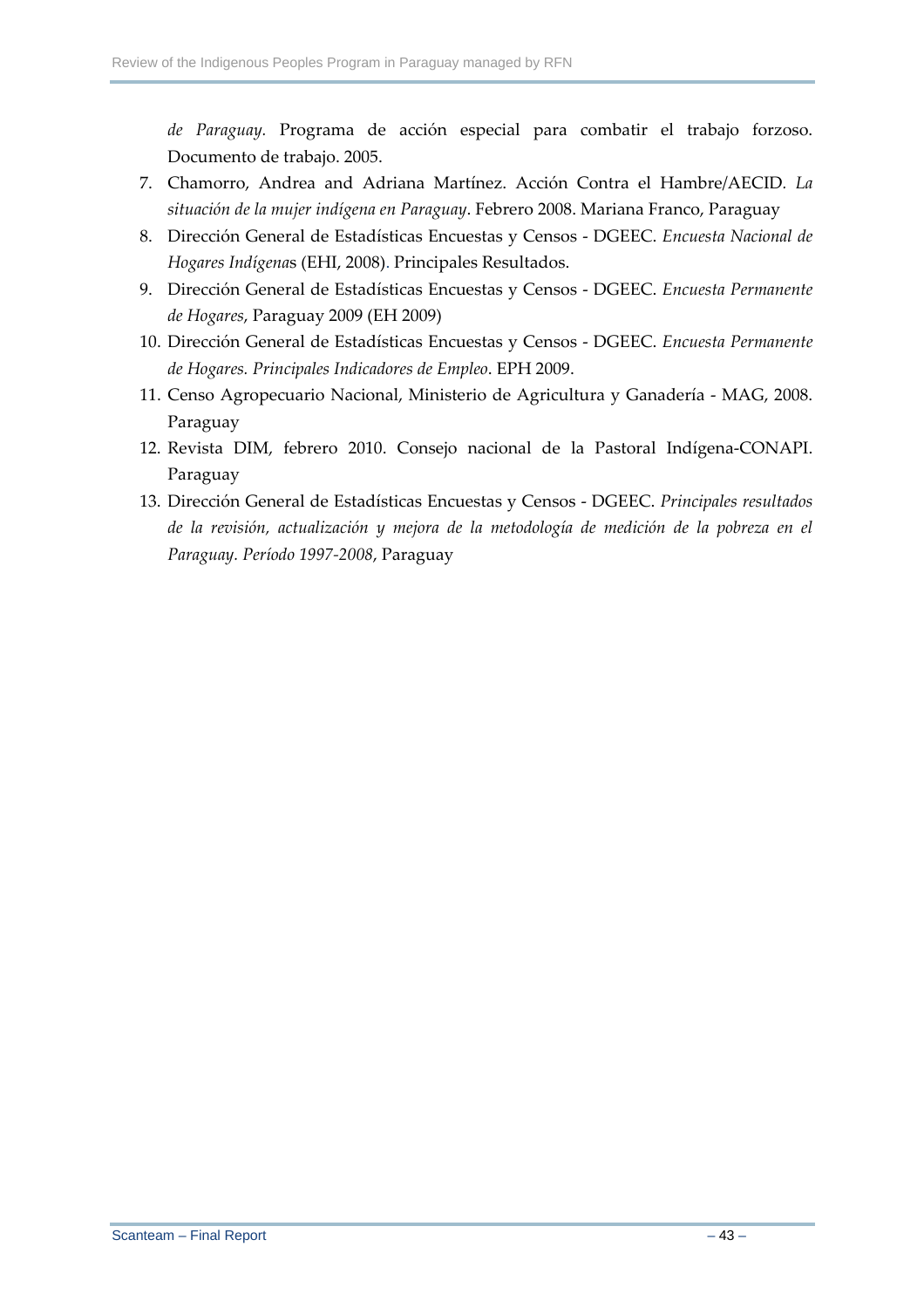*de Paraguay*. Programa de acción especial para combatir el trabajo forzoso. Documento de trabajo. 2005.

7. Chamorro, Andrea and Adriana Martínez. Acción Contra el Hambre/AECID. *La situación de la mujer indígena en Paraguay*. Febrero 2008. Mariana Franco, Paraguay
8. Dirección General de Estadísticas Encuestas y Censos - DGEEC. *Encuesta Nacional de Hogares Indígena*s (EHI, 2008). Principales Resultados.
9. Dirección General de Estadísticas Encuestas y Censos - DGEEC. *Encuesta Permanente de Hogares*, Paraguay 2009 (EH 2009)
10. Dirección General de Estadísticas Encuestas y Censos - DGEEC. *Encuesta Permanente de Hogares. Principales Indicadores de Empleo*. EPH 2009.
11. Censo Agropecuario Nacional, Ministerio de Agricultura y Ganadería - MAG, 2008. Paraguay
12. Revista DIM, febrero 2010. Consejo nacional de la Pastoral Indígena-CONAPI. Paraguay
13. Dirección General de Estadísticas Encuestas y Censos - DGEEC. *Principales resultados de la revisión, actualización y mejora de la metodología de medición de la pobreza en el Paraguay*. *Período 1997-2008*, Paraguay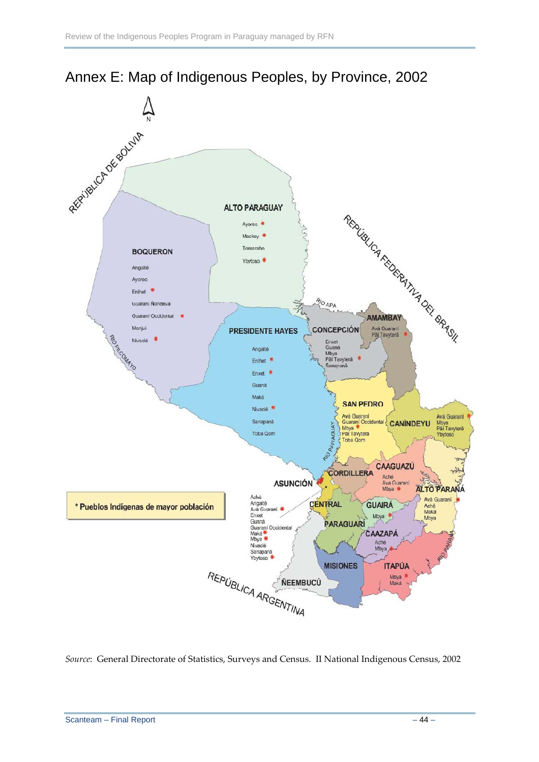# Annex E: Map of Indigenous Peoples, by Province, 2002

N

REPÚBLICA DE BOLIVIA

REPÚBLICA FEDERATIVA DEL BRASIL

REPÚBLICA ARGENTINA

RIO APA

RIO PILCOMAYO

RIO PARAGUAY

RIO PARANÁ

ALTO PARAGUAY
Ayoreo *
Maskoy *
Tomaraho
Ybytoso *

BOQUERON
Angaité
Ayoreo
Enlhet *
Guaraní Ñandeva
Guaraní Occidental *
Manjui
Nivaclé *

PRESIDENTE HAYES
Angaité
Enlhet *
Enxet *
Guaná
Maká
Nivaclé *
Sanapaná
Toba Qom

CONCEPCIÓN
Enxet
Guaná
Mbya
Pãi Tavyterã *
Sanapaná

AMAMBAY
Avá Guaraní
Pãi Tavyterã *

SAN PEDRO
Avá Guaraní
Guaraní Occidental
Mbya *
Pai Tavytera
Toba Qom

CANINDEYU
Avá Guaraní *
Mbya
Pãi Tavyterã
Ybytoso

CAAGUAZÚ
Aché
Ava Guaraní
Mbya *

CORDILLERA

ASUNCIÓN

ALTO PARANÁ
Avá Guaraní *
Aché
Maká
Mbya

CENTRAL
Aché
Angaité
Avá Guaraní *
Enxet
Guaná
Guaraní Occidental
Maká *
Mbya *
Nivaclé
Sanapaná
Ybytoso *

GUAIRÁ
Mbya *

PARAGUARÍ

CAAZAPÁ
Aché
Mbya *

MISIONES

ITAPÚA
Mbya *
Maká

ÑEEMBUCÚ

\* Pueblos Indígenas de mayor población

*Source*: General Directorate of Statistics, Surveys and Census. II National Indigenous Census, 2002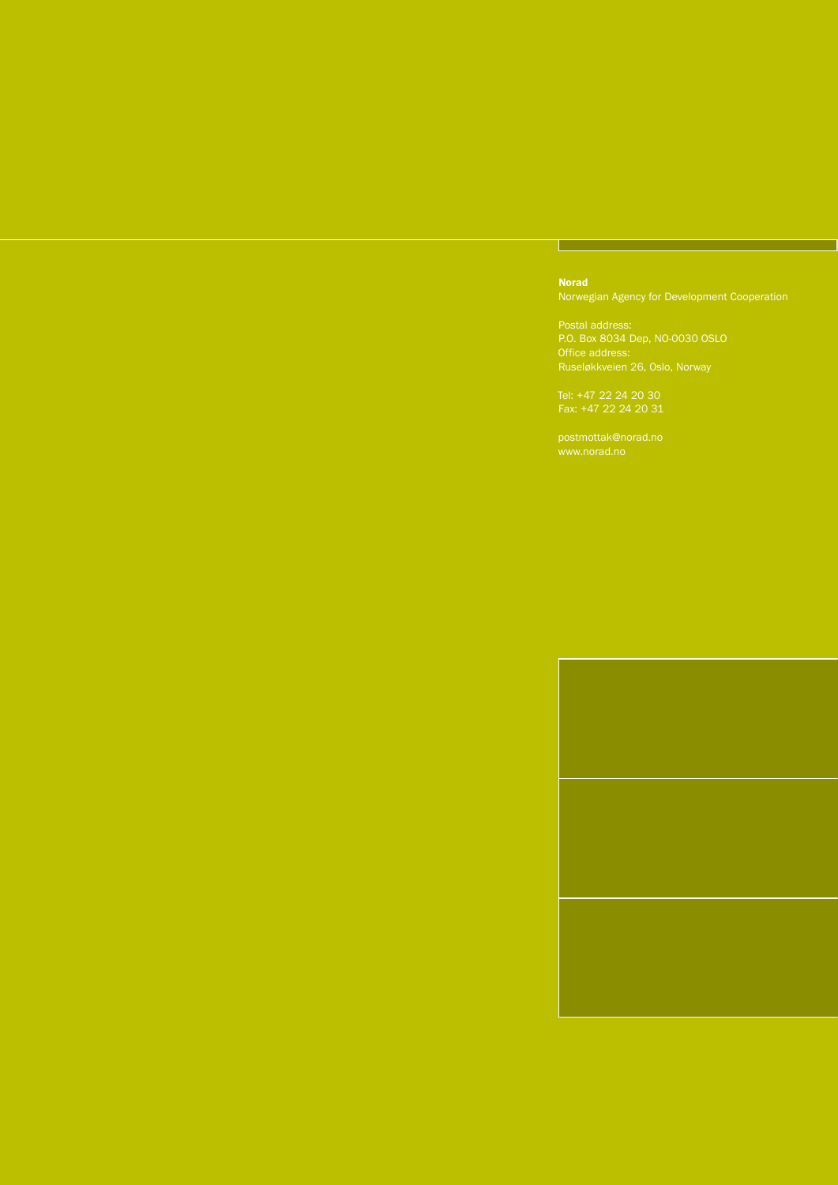**Norad**
Norwegian Agency for Development Cooperation

Postal address:
P.O. Box 8034 Dep, NO-0030 OSLO
Office address:
Ruseløkkveien 26, Oslo, Norway

Tel: +47 22 24 20 30
Fax: +47 22 24 20 31

postmottak@norad.no
www.norad.no